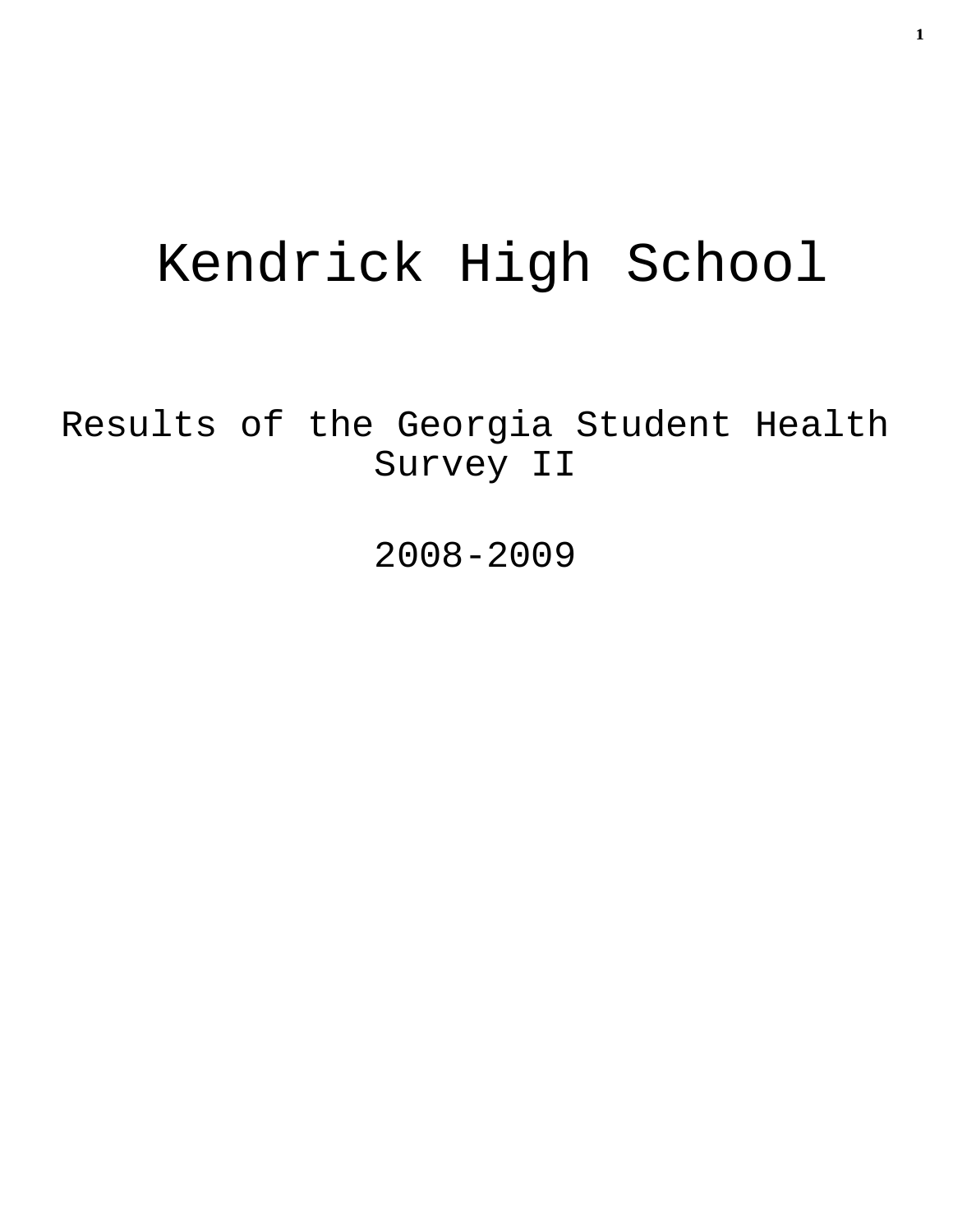# Kendrick High School

## Results of the Georgia Student Health Survey II

## 2008-2009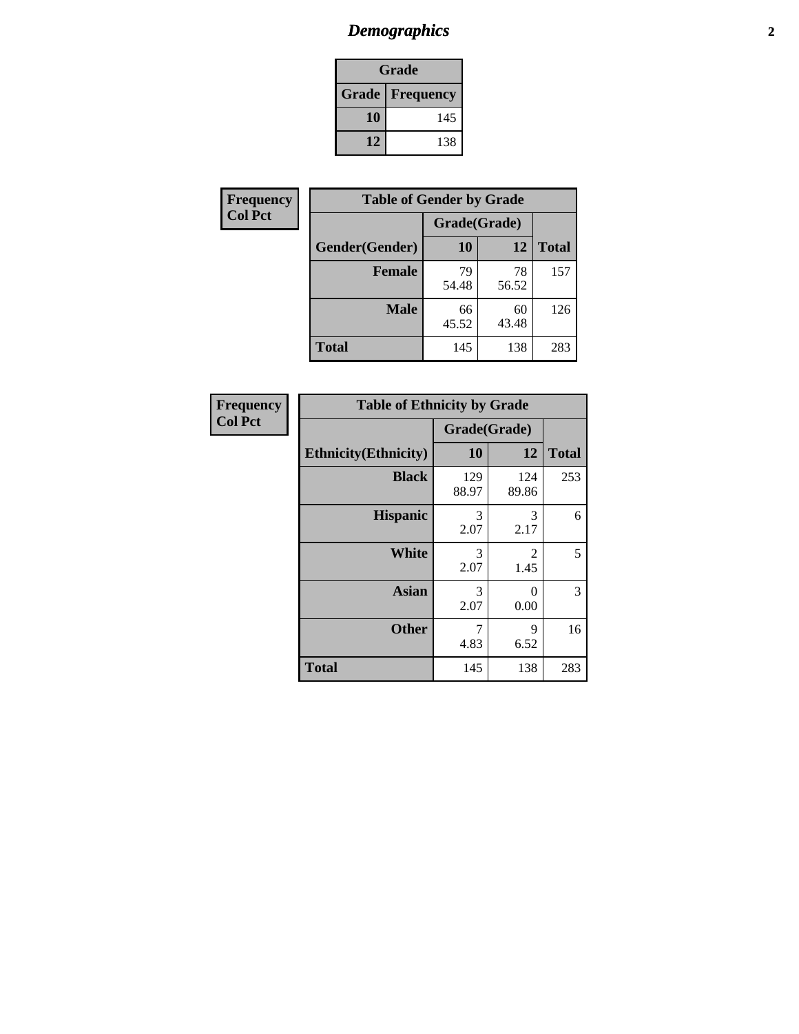# *Demographics*

| Grade | |
|---|---|
| **Grade** | **Frequency** |
| **10** | 145 |
| **12** | 138 |

**Frequency**
**Col Pct**

| Table of Gender by Grade | | | |
|---|---|---|---|
| | Grade(Grade) | | |
| **Gender(Gender)** | **10** | **12** | **Total** |
| **Female** | 79<br>54.48 | 78<br>56.52 | 157 |
| **Male** | 66<br>45.52 | 60<br>43.48 | 126 |
| **Total** | 145 | 138 | 283 |

**Frequency**
**Col Pct**

| Table of Ethnicity by Grade | | | |
|---|---|---|---|
| | Grade(Grade) | | |
| **Ethnicity(Ethnicity)** | **10** | **12** | **Total** |
| **Black** | 129<br>88.97 | 124<br>89.86 | 253 |
| **Hispanic** | 3<br>2.07 | 3<br>2.17 | 6 |
| **White** | 3<br>2.07 | 2<br>1.45 | 5 |
| **Asian** | 3<br>2.07 | 0<br>0.00 | 3 |
| **Other** | 7<br>4.83 | 9<br>6.52 | 16 |
| **Total** | 145 | 138 | 283 |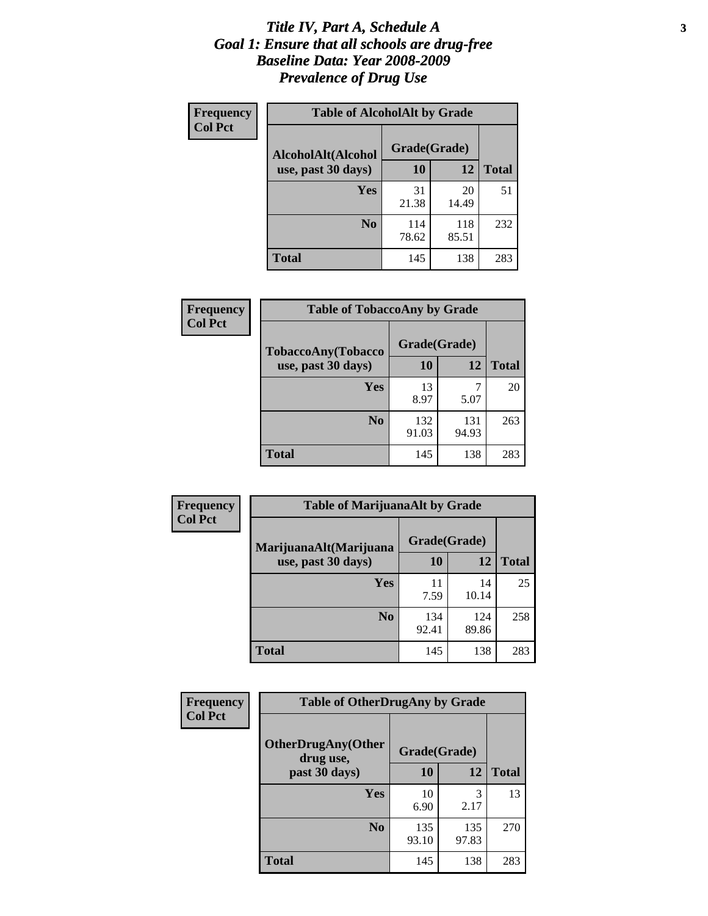# *Title IV, Part A, Schedule A*
# *Goal 1: Ensure that all schools are drug-free*
# *Baseline Data: Year 2008-2009*
# *Prevalence of Drug Use*

**Frequency**
**Col Pct**

**Table of AlcoholAlt by Grade**

| AlcoholAlt(Alcohol use, past 30 days) | Grade(Grade) | | Total |
|---|---|---|---|
| | 10 | 12 | |
| Yes | 31<br>21.38 | 20<br>14.49 | 51 |
| No | 114<br>78.62 | 118<br>85.51 | 232 |
| Total | 145 | 138 | 283 |

**Frequency**
**Col Pct**

**Table of TobaccoAny by Grade**

| TobaccoAny(Tobacco use, past 30 days) | Grade(Grade) | | Total |
|---|---|---|---|
| | 10 | 12 | |
| Yes | 13<br>8.97 | 7<br>5.07 | 20 |
| No | 132<br>91.03 | 131<br>94.93 | 263 |
| Total | 145 | 138 | 283 |

**Frequency**
**Col Pct**

**Table of MarijuanaAlt by Grade**

| MarijuanaAlt(Marijuana use, past 30 days) | Grade(Grade) | | Total |
|---|---|---|---|
| | 10 | 12 | |
| Yes | 11<br>7.59 | 14<br>10.14 | 25 |
| No | 134<br>92.41 | 124<br>89.86 | 258 |
| Total | 145 | 138 | 283 |

**Frequency**
**Col Pct**

**Table of OtherDrugAny by Grade**

| OtherDrugAny(Other drug use, past 30 days) | Grade(Grade) | | Total |
|---|---|---|---|
| | 10 | 12 | |
| Yes | 10<br>6.90 | 3<br>2.17 | 13 |
| No | 135<br>93.10 | 135<br>97.83 | 270 |
| Total | 145 | 138 | 283 |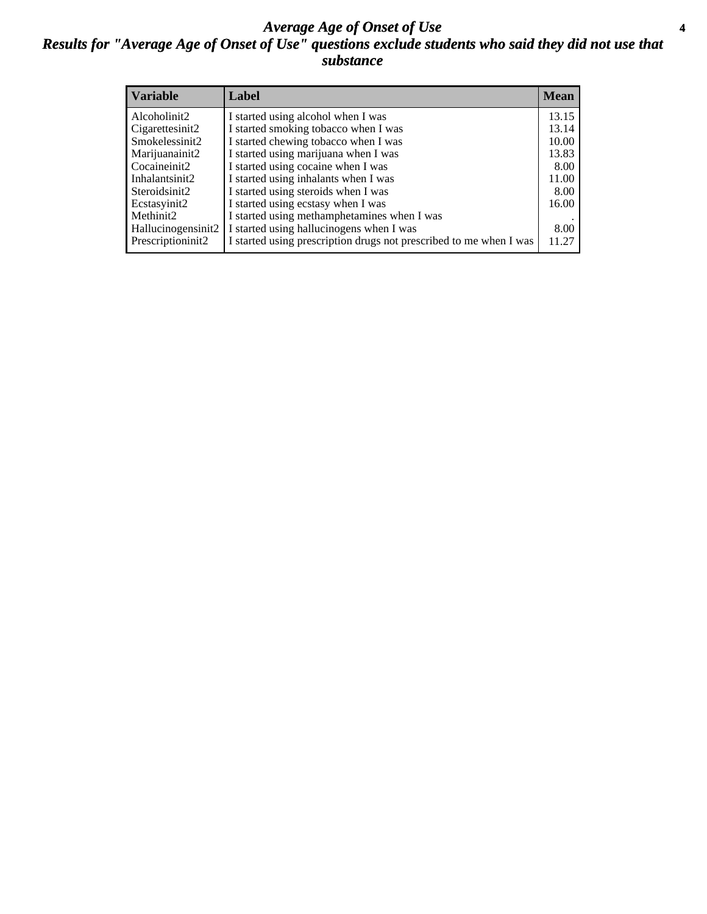# Average Age of Onset of Use

## Results for "Average Age of Onset of Use" questions exclude students who said they did not use that substance

| Variable | Label | Mean |
|---|---|---|
| Alcoholinit2 | I started using alcohol when I was | 13.15 |
| Cigarettesinit2 | I started smoking tobacco when I was | 13.14 |
| Smokelessinit2 | I started chewing tobacco when I was | 10.00 |
| Marijuanainit2 | I started using marijuana when I was | 13.83 |
| Cocaineinit2 | I started using cocaine when I was | 8.00 |
| Inhalantsinit2 | I started using inhalants when I was | 11.00 |
| Steroidsinit2 | I started using steroids when I was | 8.00 |
| Ecstasyinit2 | I started using ecstasy when I was | 16.00 |
| Methinit2 | I started using methamphetamines when I was | . |
| Hallucinogensinit2 | I started using hallucinogens when I was | 8.00 |
| Prescriptioninit2 | I started using prescription drugs not prescribed to me when I was | 11.27 |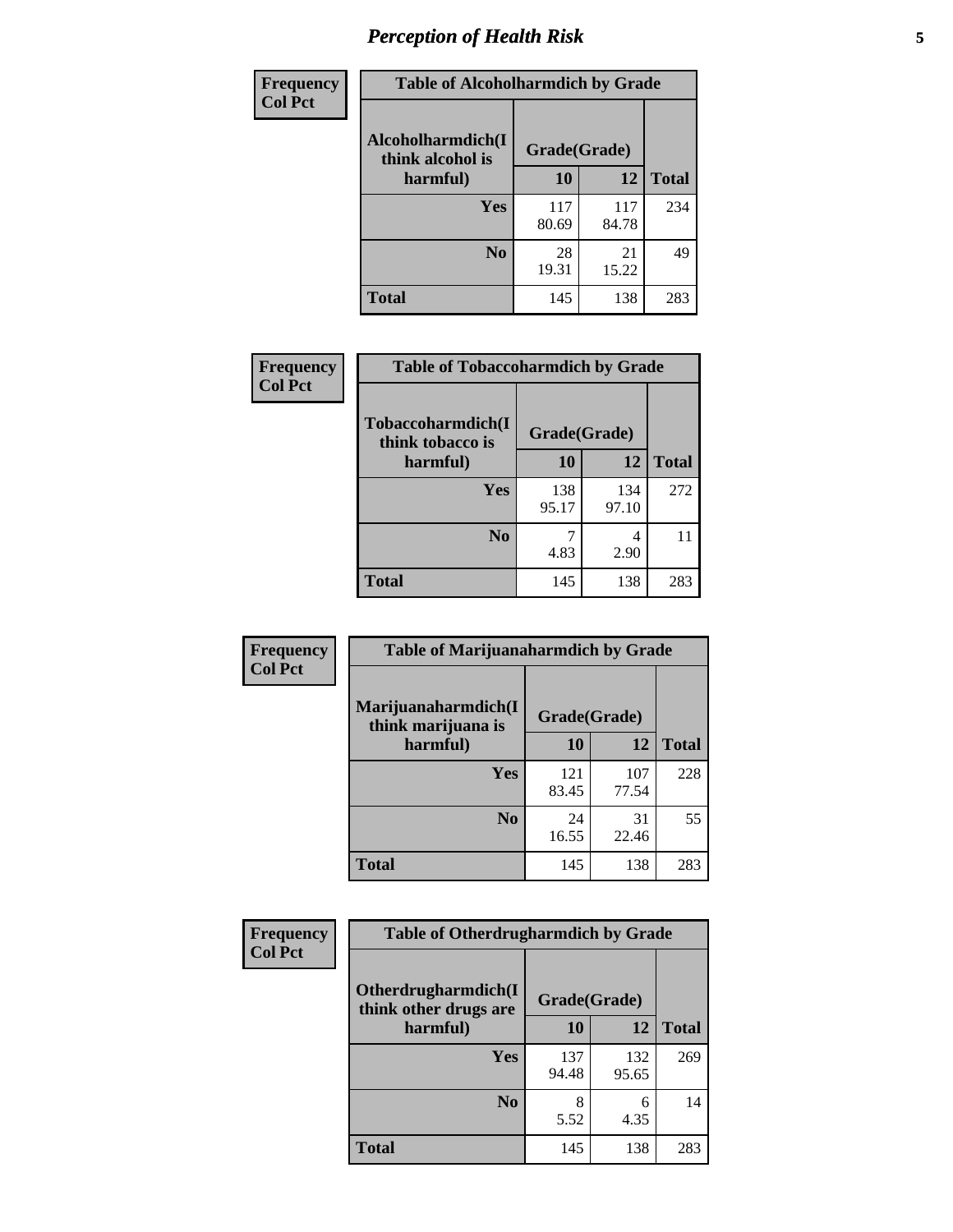# Perception of Health Risk

| Frequency Col Pct | Table of Alcoholharmdich by Grade | | |
|---|---|---|---|
| **Alcoholharmdich(I think alcohol is harmful)** | **Grade(Grade)** | | **Total** |
| | **10** | **12** | |
| **Yes** | 117<br>80.69 | 117<br>84.78 | 234 |
| **No** | 28<br>19.31 | 21<br>15.22 | 49 |
| **Total** | 145 | 138 | 283 |

| Frequency Col Pct | Table of Tobaccoharmdich by Grade | | |
|---|---|---|---|
| **Tobaccoharmdich(I think tobacco is harmful)** | **Grade(Grade)** | | **Total** |
| | **10** | **12** | |
| **Yes** | 138<br>95.17 | 134<br>97.10 | 272 |
| **No** | 7<br>4.83 | 4<br>2.90 | 11 |
| **Total** | 145 | 138 | 283 |

| Frequency Col Pct | Table of Marijuanaharmdich by Grade | | |
|---|---|---|---|
| **Marijuanaharmdich(I think marijuana is harmful)** | **Grade(Grade)** | | **Total** |
| | **10** | **12** | |
| **Yes** | 121<br>83.45 | 107<br>77.54 | 228 |
| **No** | 24<br>16.55 | 31<br>22.46 | 55 |
| **Total** | 145 | 138 | 283 |

| Frequency Col Pct | Table of Otherdrugharmdich by Grade | | |
|---|---|---|---|
| **Otherdrugharmdich(I think other drugs are harmful)** | **Grade(Grade)** | | **Total** |
| | **10** | **12** | |
| **Yes** | 137<br>94.48 | 132<br>95.65 | 269 |
| **No** | 8<br>5.52 | 6<br>4.35 | 14 |
| **Total** | 145 | 138 | 283 |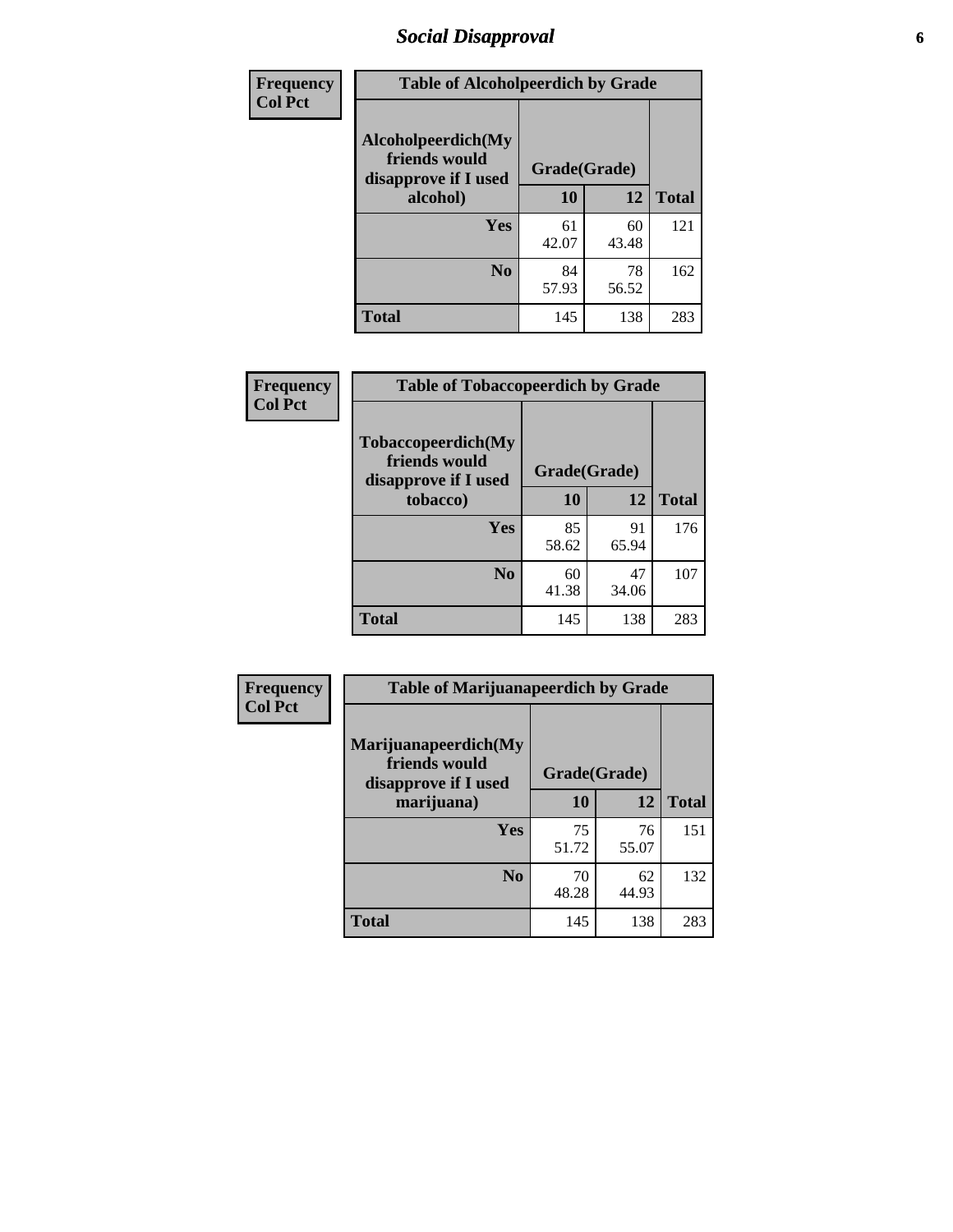# Social Disapproval

| Frequency<br>Col Pct | Table of Alcoholpeerdich by Grade | | |
|---|---|---|---|
| Alcoholpeerdich(My friends would disapprove if I used alcohol) | Grade(Grade) | | |
| | 10 | 12 | Total |
| Yes | 61<br>42.07 | 60<br>43.48 | 121 |
| No | 84<br>57.93 | 78<br>56.52 | 162 |
| Total | 145 | 138 | 283 |

| Frequency<br>Col Pct | Table of Tobaccopeerdich by Grade | | |
|---|---|---|---|
| Tobaccopeerdich(My friends would disapprove if I used tobacco) | Grade(Grade) | | |
| | 10 | 12 | Total |
| Yes | 85<br>58.62 | 91<br>65.94 | 176 |
| No | 60<br>41.38 | 47<br>34.06 | 107 |
| Total | 145 | 138 | 283 |

| Frequency<br>Col Pct | Table of Marijuanapeerdich by Grade | | |
|---|---|---|---|
| Marijuanapeerdich(My friends would disapprove if I used marijuana) | Grade(Grade) | | |
| | 10 | 12 | Total |
| Yes | 75<br>51.72 | 76<br>55.07 | 151 |
| No | 70<br>48.28 | 62<br>44.93 | 132 |
| Total | 145 | 138 | 283 |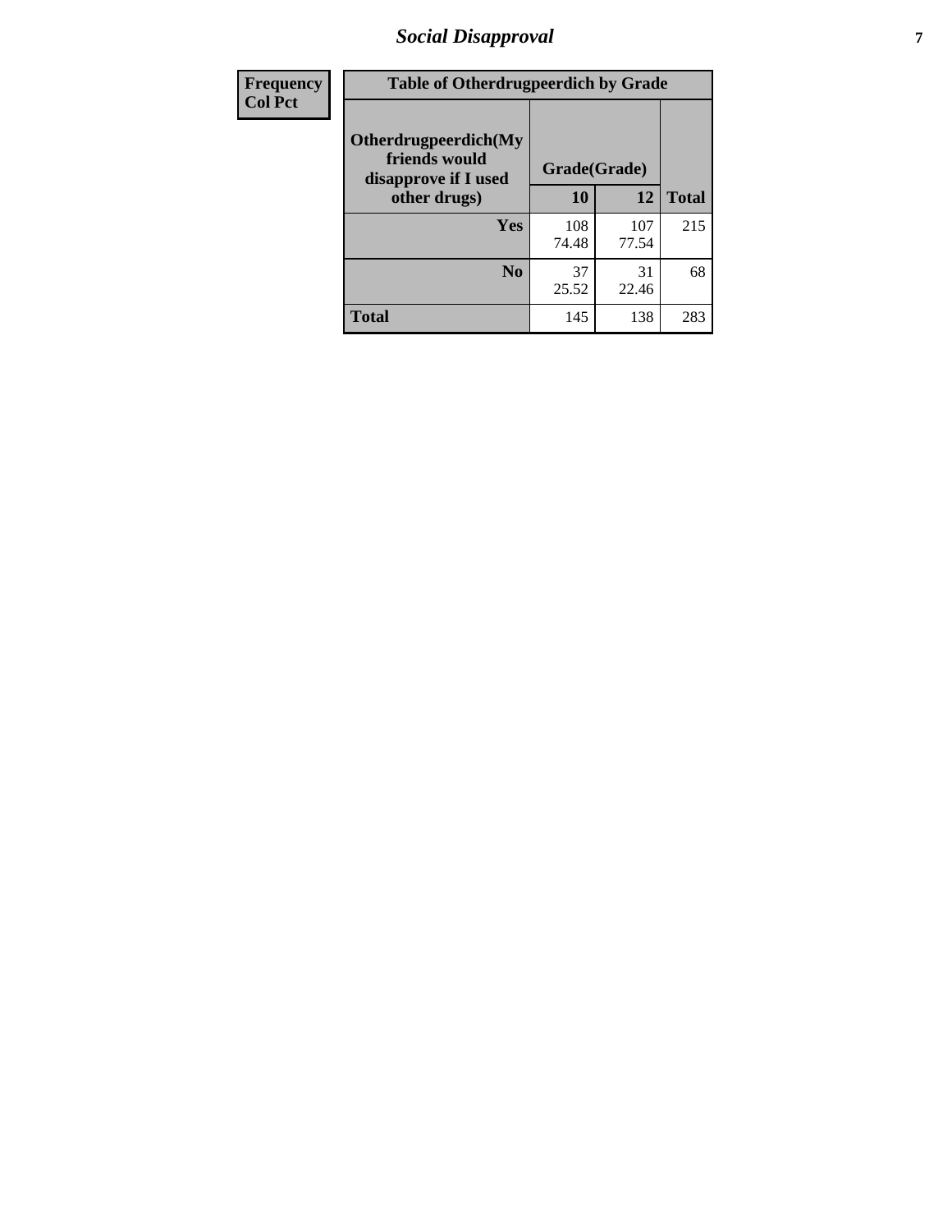## Social Disapproval

| Frequency<br>Col Pct | | | |
|---|---|---|---|

**Table of Otherdrugpeerdich by Grade**

| Otherdrugpeerdich(My friends would disapprove if I used other drugs) | Grade(Grade) | | Total |
|---|---|---|---|
| | 10 | 12 | |
| Yes | 108<br>74.48 | 107<br>77.54 | 215 |
| No | 37<br>25.52 | 31<br>22.46 | 68 |
| Total | 145 | 138 | 283 |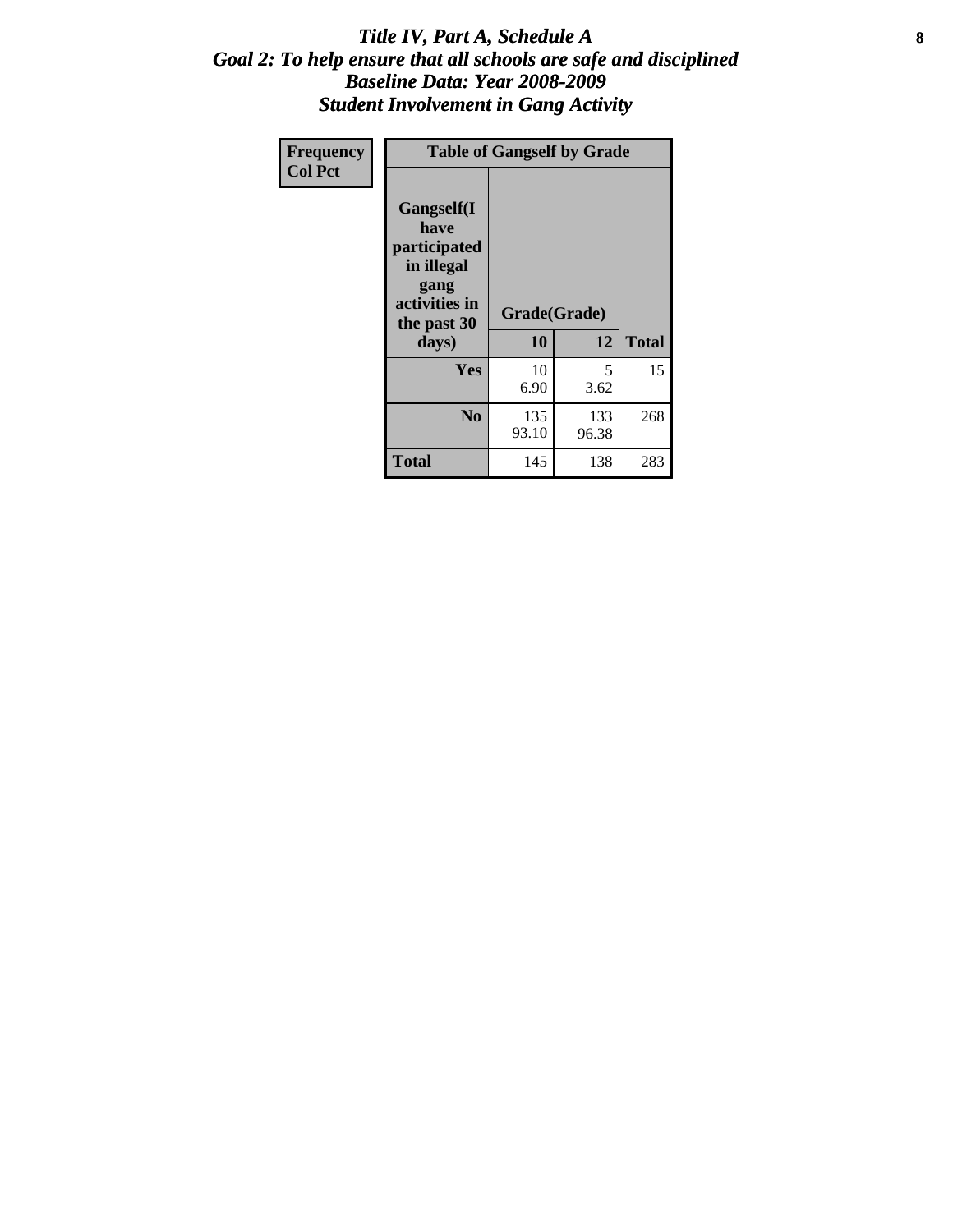# *Title IV, Part A, Schedule A*
## *Goal 2: To help ensure that all schools are safe and disciplined*
## *Baseline Data: Year 2008-2009*
## *Student Involvement in Gang Activity*

| Frequency<br>Col Pct | Table of Gangself by Grade | | |
|---|---|---|---|
| Gangself(I have participated in illegal gang activities in the past 30 days) | Grade(Grade) | | |
| | 10 | 12 | Total |
| Yes | 10<br>6.90 | 5<br>3.62 | 15 |
| No | 135<br>93.10 | 133<br>96.38 | 268 |
| Total | 145 | 138 | 283 |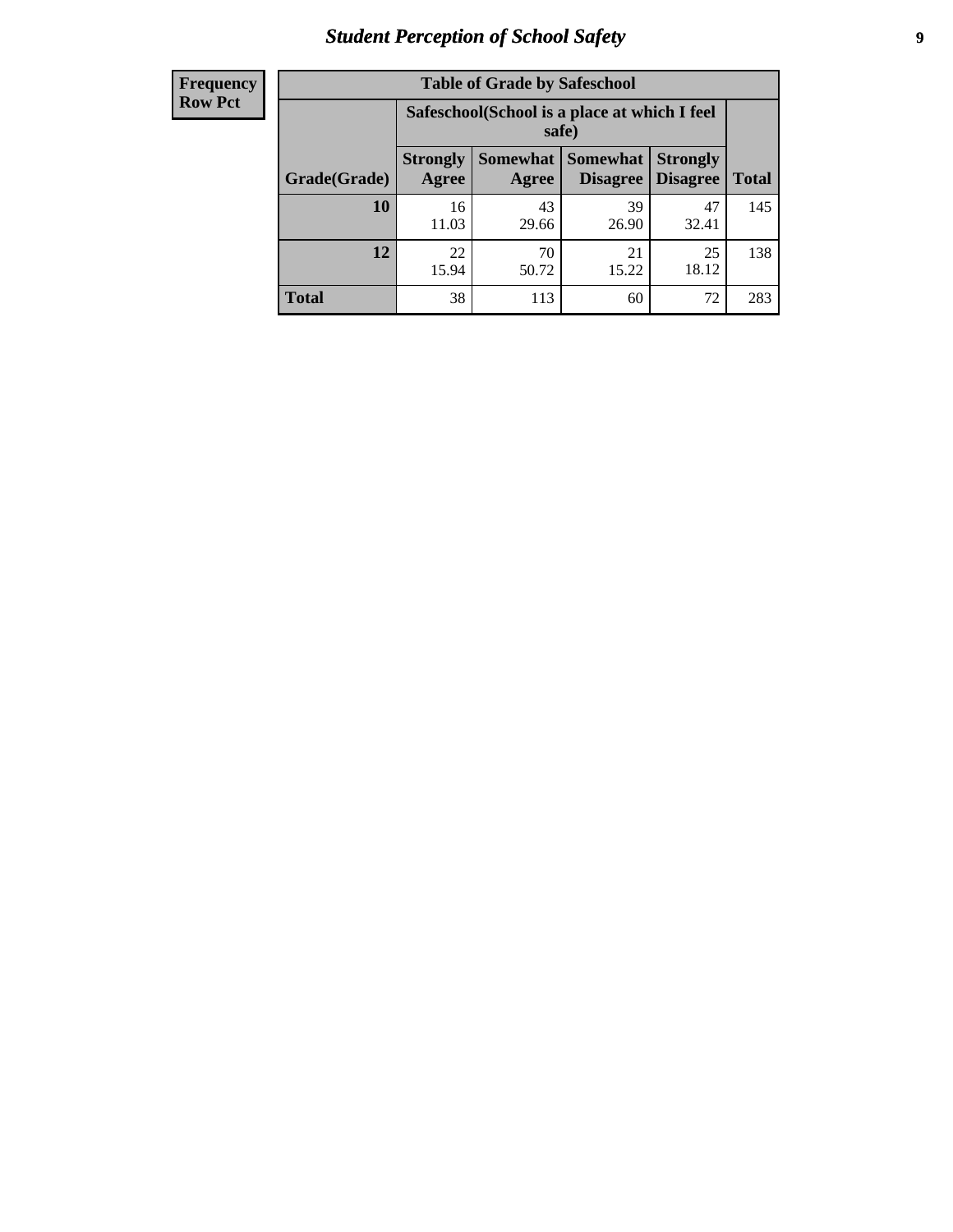## Student Perception of School Safety

| Frequency Row Pct | | | | | |
|---|---|---|---|---|---|
| **Table of Grade by Safeschool** | | | | | |
| | **Safeschool(School is a place at which I feel safe)** | | | | |
| **Grade(Grade)** | **Strongly Agree** | **Somewhat Agree** | **Somewhat Disagree** | **Strongly Disagree** | **Total** |
| **10** | 16<br>11.03 | 43<br>29.66 | 39<br>26.90 | 47<br>32.41 | 145 |
| **12** | 22<br>15.94 | 70<br>50.72 | 21<br>15.22 | 25<br>18.12 | 138 |
| **Total** | 38 | 113 | 60 | 72 | 283 |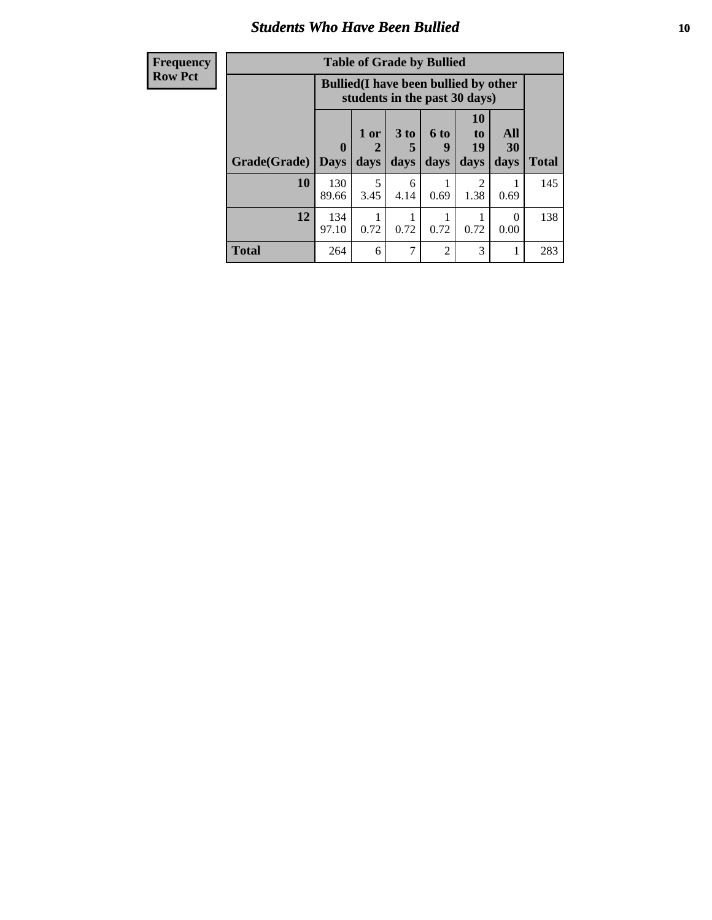## Students Who Have Been Bullied

| Frequency<br>Row Pct | | | | | | | |
|---|---|---|---|---|---|---|---|

**Table of Grade by Bullied**

| | Bullied(I have been bullied by other students in the past 30 days) | | | | | | |
|---|---|---|---|---|---|---|---|
| Grade(Grade) | 0 Days | 1 or 2 days | 3 to 5 days | 6 to 9 days | 10 to 19 days | All 30 days | Total |
| **10** | 130<br>89.66 | 5<br>3.45 | 6<br>4.14 | 1<br>0.69 | 2<br>1.38 | 1<br>0.69 | 145 |
| **12** | 134<br>97.10 | 1<br>0.72 | 1<br>0.72 | 1<br>0.72 | 1<br>0.72 | 0<br>0.00 | 138 |
| **Total** | 264 | 6 | 7 | 2 | 3 | 1 | 283 |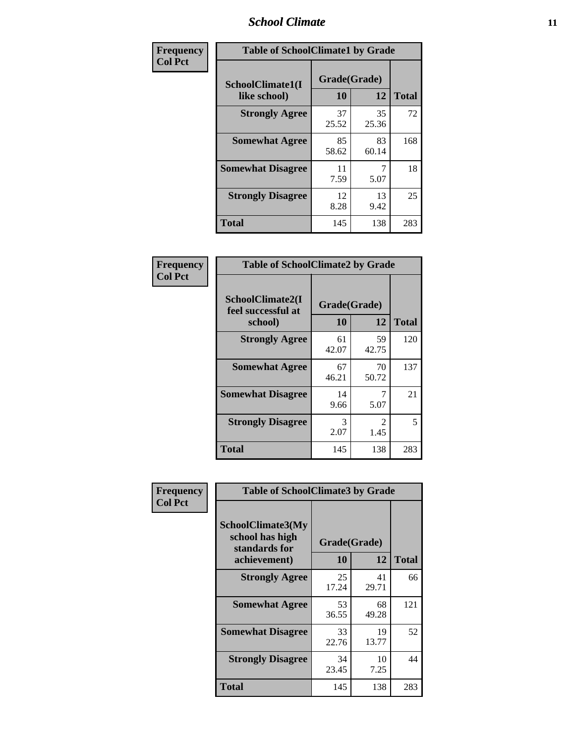| Frequency<br>Col Pct |
|---|

**Table of SchoolClimate1 by Grade**

| SchoolClimate1(I like school) | Grade(Grade) 10 | 12 | Total |
|---|---|---|---|
| **Strongly Agree** | 37<br>25.52 | 35<br>25.36 | 72 |
| **Somewhat Agree** | 85<br>58.62 | 83<br>60.14 | 168 |
| **Somewhat Disagree** | 11<br>7.59 | 7<br>5.07 | 18 |
| **Strongly Disagree** | 12<br>8.28 | 13<br>9.42 | 25 |
| **Total** | 145 | 138 | 283 |

| Frequency<br>Col Pct |
|---|

**Table of SchoolClimate2 by Grade**

| SchoolClimate2(I feel successful at school) | Grade(Grade) 10 | 12 | Total |
|---|---|---|---|
| **Strongly Agree** | 61<br>42.07 | 59<br>42.75 | 120 |
| **Somewhat Agree** | 67<br>46.21 | 70<br>50.72 | 137 |
| **Somewhat Disagree** | 14<br>9.66 | 7<br>5.07 | 21 |
| **Strongly Disagree** | 3<br>2.07 | 2<br>1.45 | 5 |
| **Total** | 145 | 138 | 283 |

| Frequency<br>Col Pct |
|---|

**Table of SchoolClimate3 by Grade**

| SchoolClimate3(My school has high standards for achievement) | Grade(Grade) 10 | 12 | Total |
|---|---|---|---|
| **Strongly Agree** | 25<br>17.24 | 41<br>29.71 | 66 |
| **Somewhat Agree** | 53<br>36.55 | 68<br>49.28 | 121 |
| **Somewhat Disagree** | 33<br>22.76 | 19<br>13.77 | 52 |
| **Strongly Disagree** | 34<br>23.45 | 10<br>7.25 | 44 |
| **Total** | 145 | 138 | 283 |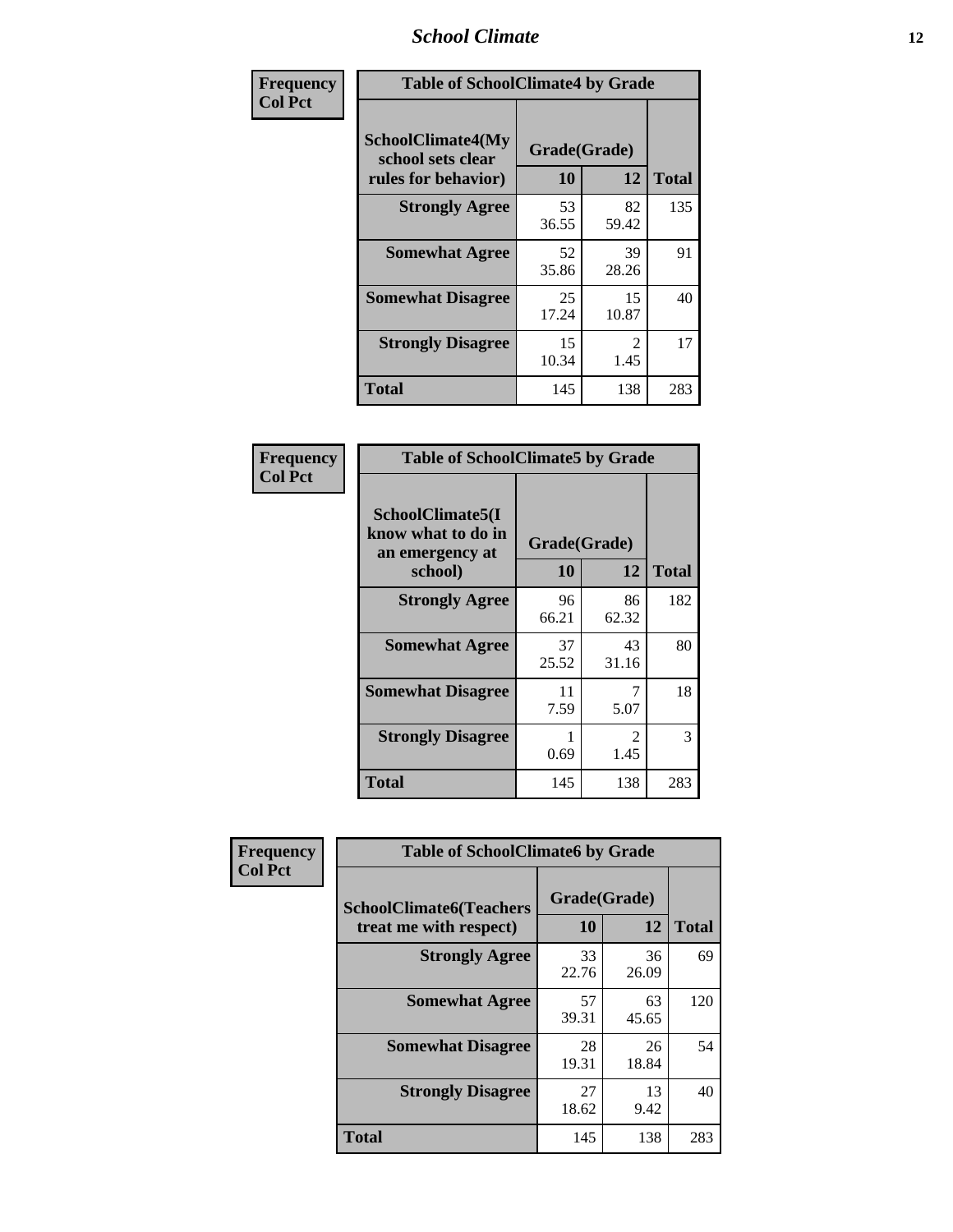| Frequency<br>Col Pct | Table of SchoolClimate4 by Grade | | |
|---|---|---|---|
| SchoolClimate4(My school sets clear rules for behavior) | Grade(Grade) | | |
| | 10 | 12 | Total |
| Strongly Agree | 53<br>36.55 | 82<br>59.42 | 135 |
| Somewhat Agree | 52<br>35.86 | 39<br>28.26 | 91 |
| Somewhat Disagree | 25<br>17.24 | 15<br>10.87 | 40 |
| Strongly Disagree | 15<br>10.34 | 2<br>1.45 | 17 |
| Total | 145 | 138 | 283 |

| Frequency<br>Col Pct | Table of SchoolClimate5 by Grade | | |
|---|---|---|---|
| SchoolClimate5(I know what to do in an emergency at school) | Grade(Grade) | | |
| | 10 | 12 | Total |
| Strongly Agree | 96<br>66.21 | 86<br>62.32 | 182 |
| Somewhat Agree | 37<br>25.52 | 43<br>31.16 | 80 |
| Somewhat Disagree | 11<br>7.59 | 7<br>5.07 | 18 |
| Strongly Disagree | 1<br>0.69 | 2<br>1.45 | 3 |
| Total | 145 | 138 | 283 |

| Frequency<br>Col Pct | Table of SchoolClimate6 by Grade | | |
|---|---|---|---|
| SchoolClimate6(Teachers treat me with respect) | Grade(Grade) | | |
| | 10 | 12 | Total |
| Strongly Agree | 33<br>22.76 | 36<br>26.09 | 69 |
| Somewhat Agree | 57<br>39.31 | 63<br>45.65 | 120 |
| Somewhat Disagree | 28<br>19.31 | 26<br>18.84 | 54 |
| Strongly Disagree | 27<br>18.62 | 13<br>9.42 | 40 |
| Total | 145 | 138 | 283 |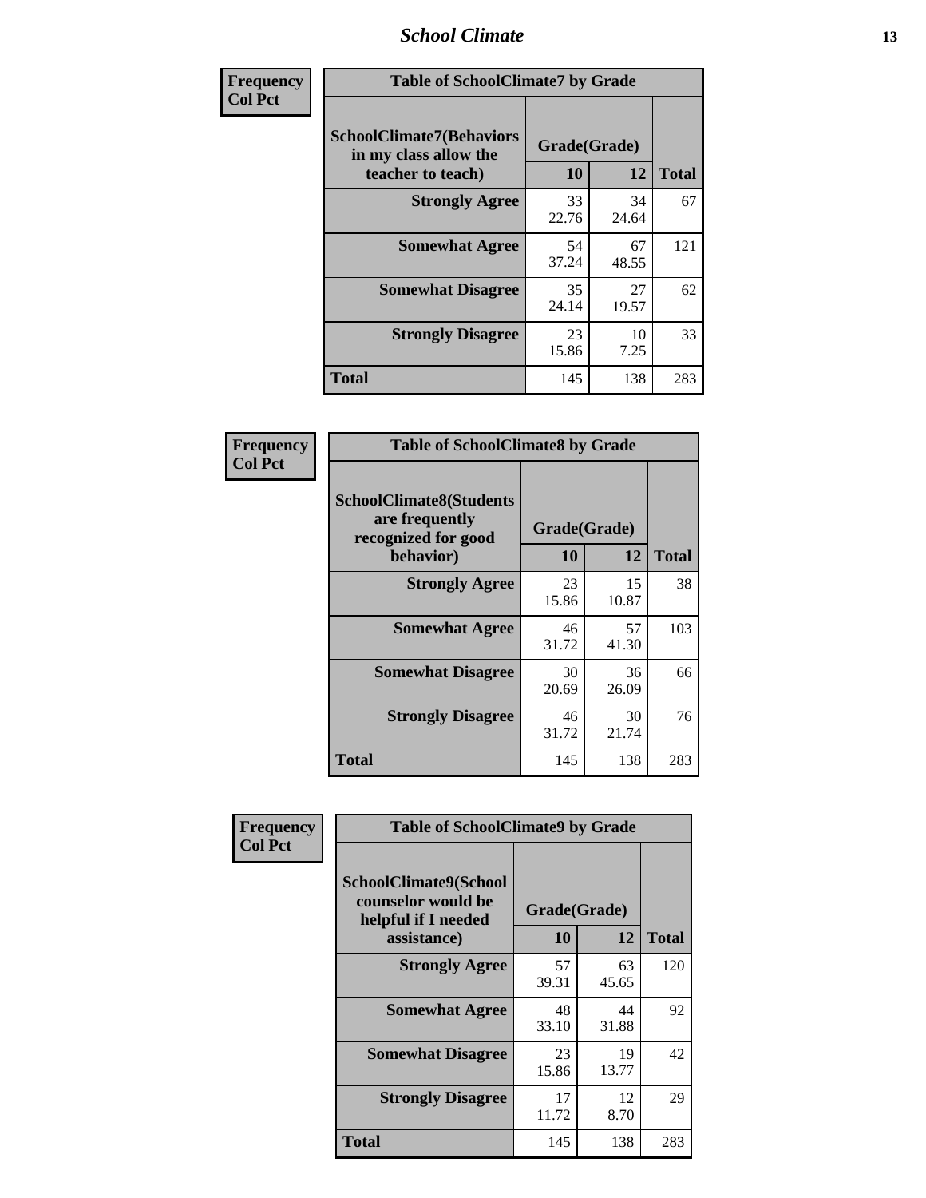| Frequency<br>Col Pct | | | |
|---|---|---|---|

**Table of SchoolClimate7 by Grade**

| SchoolClimate7(Behaviors in my class allow the teacher to teach) | Grade(Grade) | | Total |
|---|---|---|---|
| | 10 | 12 | |
| Strongly Agree | 33<br>22.76 | 34<br>24.64 | 67 |
| Somewhat Agree | 54<br>37.24 | 67<br>48.55 | 121 |
| Somewhat Disagree | 35<br>24.14 | 27<br>19.57 | 62 |
| Strongly Disagree | 23<br>15.86 | 10<br>7.25 | 33 |
| Total | 145 | 138 | 283 |

**Table of SchoolClimate8 by Grade**

| SchoolClimate8(Students are frequently recognized for good behavior) | Grade(Grade) | | Total |
|---|---|---|---|
| | 10 | 12 | |
| Strongly Agree | 23<br>15.86 | 15<br>10.87 | 38 |
| Somewhat Agree | 46<br>31.72 | 57<br>41.30 | 103 |
| Somewhat Disagree | 30<br>20.69 | 36<br>26.09 | 66 |
| Strongly Disagree | 46<br>31.72 | 30<br>21.74 | 76 |
| Total | 145 | 138 | 283 |

**Table of SchoolClimate9 by Grade**

| SchoolClimate9(School counselor would be helpful if I needed assistance) | Grade(Grade) | | Total |
|---|---|---|---|
| | 10 | 12 | |
| Strongly Agree | 57<br>39.31 | 63<br>45.65 | 120 |
| Somewhat Agree | 48<br>33.10 | 44<br>31.88 | 92 |
| Somewhat Disagree | 23<br>15.86 | 19<br>13.77 | 42 |
| Strongly Disagree | 17<br>11.72 | 12<br>8.70 | 29 |
| Total | 145 | 138 | 283 |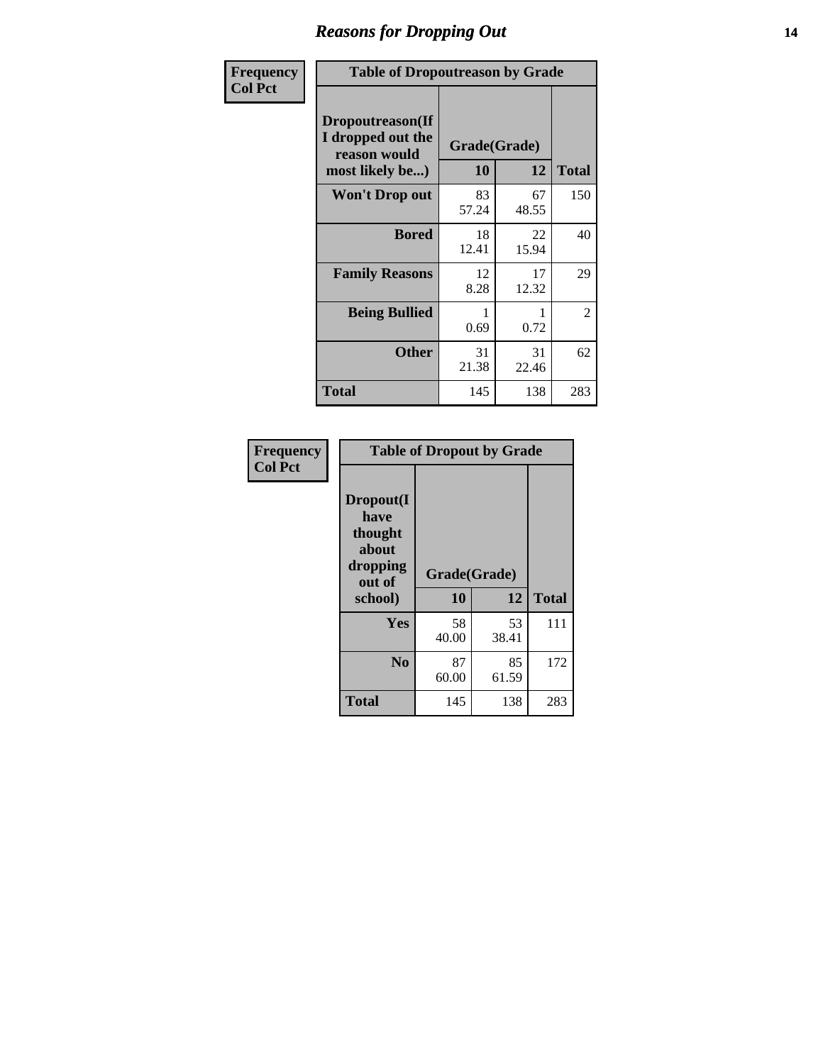# Reasons for Dropping Out

**Frequency**
**Col Pct**

| Table of Dropoutreason by Grade | | | |
|---|---|---|---|
| **Dropoutreason(If I dropped out the reason would most likely be...)** | **Grade(Grade)** | | |
| | **10** | **12** | **Total** |
| **Won't Drop out** | 83<br>57.24 | 67<br>48.55 | 150 |
| **Bored** | 18<br>12.41 | 22<br>15.94 | 40 |
| **Family Reasons** | 12<br>8.28 | 17<br>12.32 | 29 |
| **Being Bullied** | 1<br>0.69 | 1<br>0.72 | 2 |
| **Other** | 31<br>21.38 | 31<br>22.46 | 62 |
| **Total** | 145 | 138 | 283 |

**Frequency**
**Col Pct**

| Table of Dropout by Grade | | | |
|---|---|---|---|
| **Dropout(I have thought about dropping out of school)** | **Grade(Grade)** | | |
| | **10** | **12** | **Total** |
| **Yes** | 58<br>40.00 | 53<br>38.41 | 111 |
| **No** | 87<br>60.00 | 85<br>61.59 | 172 |
| **Total** | 145 | 138 | 283 |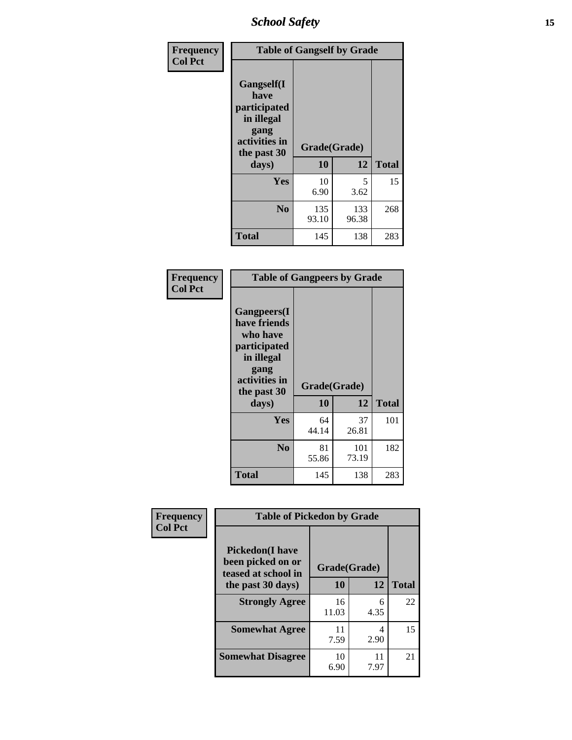| Frequency<br>Col Pct | Table of Gangself by Grade | | |
|---|---|---|---|
| Gangself(I have participated in illegal gang activities in the past 30 days) | Grade(Grade) | | |
| | 10 | 12 | Total |
| Yes | 10<br>6.90 | 5<br>3.62 | 15 |
| No | 135<br>93.10 | 133<br>96.38 | 268 |
| Total | 145 | 138 | 283 |

| Frequency<br>Col Pct | Table of Gangpeers by Grade | | |
|---|---|---|---|
| Gangpeers(I have friends who have participated in illegal gang activities in the past 30 days) | Grade(Grade) | | |
| | 10 | 12 | Total |
| Yes | 64<br>44.14 | 37<br>26.81 | 101 |
| No | 81<br>55.86 | 101<br>73.19 | 182 |
| Total | 145 | 138 | 283 |

| Frequency<br>Col Pct | Table of Pickedon by Grade | | |
|---|---|---|---|
| Pickedon(I have been picked on or teased at school in the past 30 days) | Grade(Grade) | | |
| | 10 | 12 | Total |
| Strongly Agree | 16<br>11.03 | 6<br>4.35 | 22 |
| Somewhat Agree | 11<br>7.59 | 4<br>2.90 | 15 |
| Somewhat Disagree | 10<br>6.90 | 11<br>7.97 | 21 |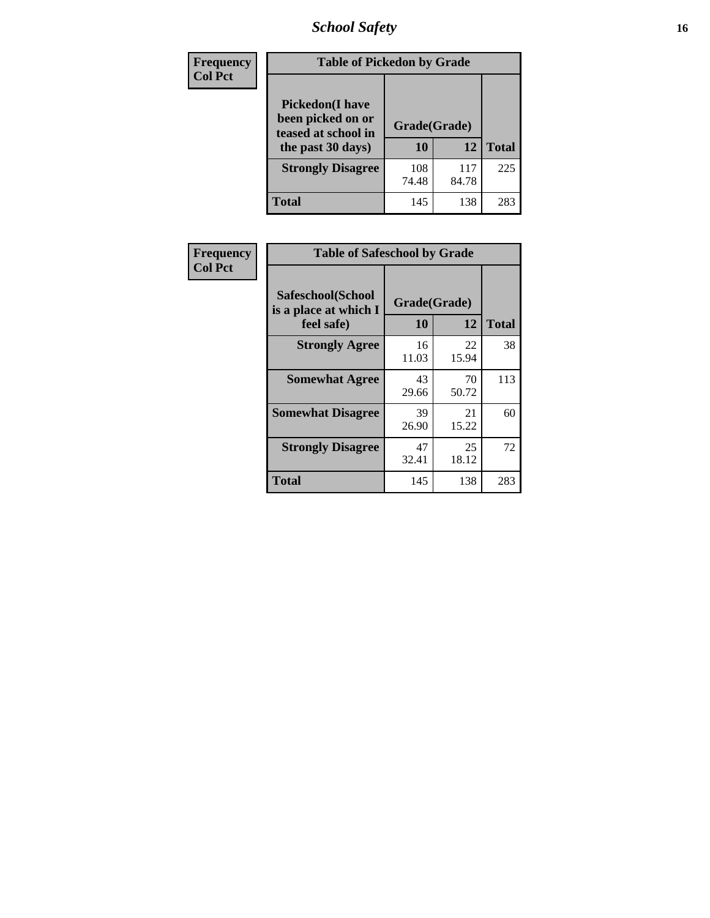| Frequency<br>Col Pct |
|---|

**Table of Pickedon by Grade**

| Pickedon(I have been picked on or teased at school in the past 30 days) | Grade(Grade) | | Total |
|---|---|---|---|
| | 10 | 12 | |
| Strongly Disagree | 108<br>74.48 | 117<br>84.78 | 225 |
| Total | 145 | 138 | 283 |

| Frequency<br>Col Pct |
|---|

**Table of Safeschool by Grade**

| Safeschool(School is a place at which I feel safe) | Grade(Grade) | | Total |
|---|---|---|---|
| | 10 | 12 | |
| Strongly Agree | 16<br>11.03 | 22<br>15.94 | 38 |
| Somewhat Agree | 43<br>29.66 | 70<br>50.72 | 113 |
| Somewhat Disagree | 39<br>26.90 | 21<br>15.22 | 60 |
| Strongly Disagree | 47<br>32.41 | 25<br>18.12 | 72 |
| Total | 145 | 138 | 283 |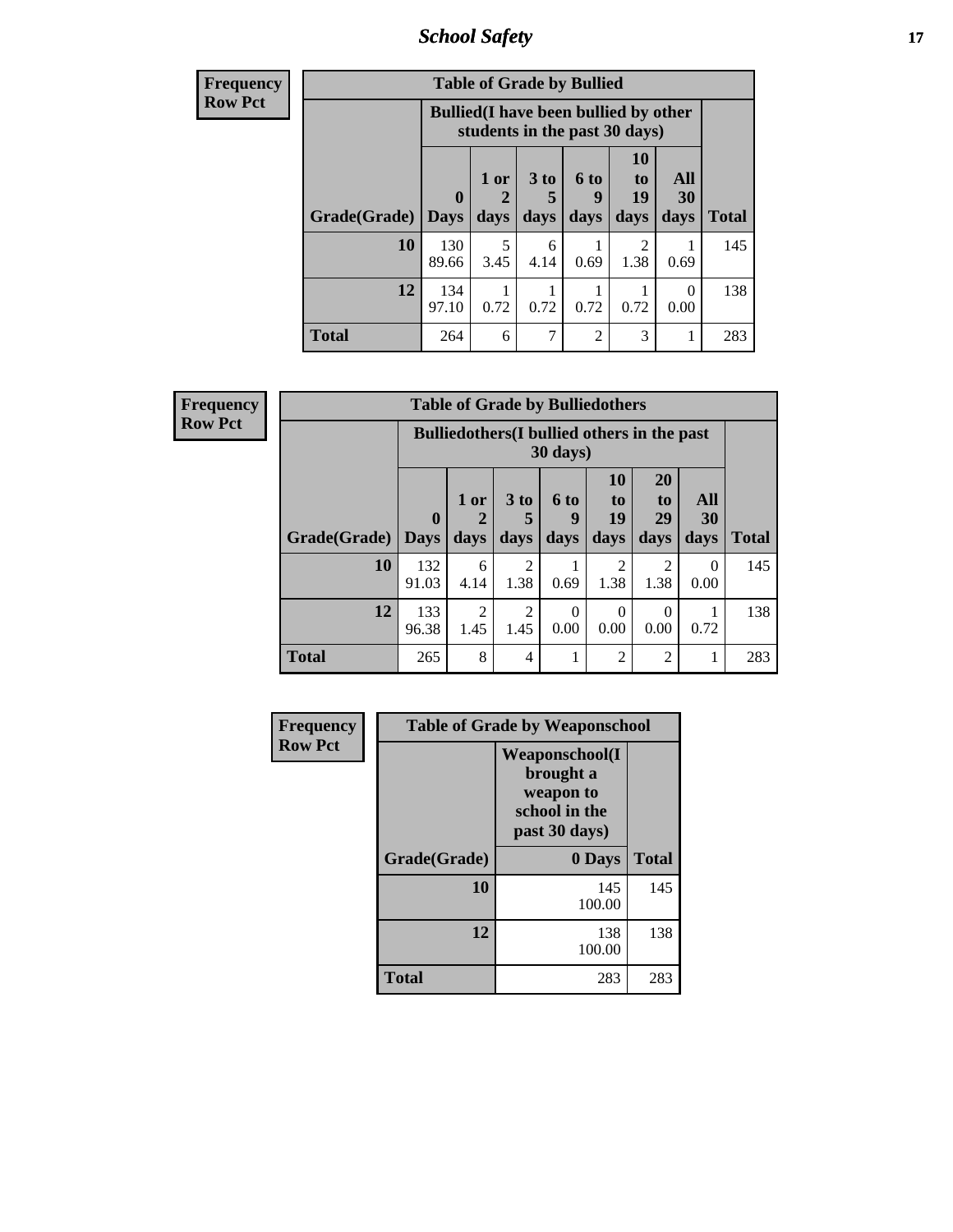| Frequency<br>Row Pct | Table of Grade by Bullied | | | | | | |
|---|---|---|---|---|---|---|---|
| | Bullied(I have been bullied by other students in the past 30 days) | | | | | | |
| Grade(Grade) | 0 Days | 1 or 2 days | 3 to 5 days | 6 to 9 days | 10 to 19 days | All 30 days | Total |
| 10 | 130<br>89.66 | 5<br>3.45 | 6<br>4.14 | 1<br>0.69 | 2<br>1.38 | 1<br>0.69 | 145 |
| 12 | 134<br>97.10 | 1<br>0.72 | 1<br>0.72 | 1<br>0.72 | 1<br>0.72 | 0<br>0.00 | 138 |
| Total | 264 | 6 | 7 | 2 | 3 | 1 | 283 |

| Frequency<br>Row Pct | Table of Grade by Bulliedothers | | | | | | | |
|---|---|---|---|---|---|---|---|---|
| | Bulliedothers(I bullied others in the past 30 days) | | | | | | | |
| Grade(Grade) | 0 Days | 1 or 2 days | 3 to 5 days | 6 to 9 days | 10 to 19 days | 20 to 29 days | All 30 days | Total |
| 10 | 132<br>91.03 | 6<br>4.14 | 2<br>1.38 | 1<br>0.69 | 2<br>1.38 | 2<br>1.38 | 0<br>0.00 | 145 |
| 12 | 133<br>96.38 | 2<br>1.45 | 2<br>1.45 | 0<br>0.00 | 0<br>0.00 | 0<br>0.00 | 1<br>0.72 | 138 |
| Total | 265 | 8 | 4 | 1 | 2 | 2 | 1 | 283 |

| Frequency<br>Row Pct | Table of Grade by Weaponschool | |
|---|---|---|
| | Weaponschool(I brought a weapon to school in the past 30 days) | |
| Grade(Grade) | 0 Days | Total |
| 10 | 145<br>100.00 | 145 |
| 12 | 138<br>100.00 | 138 |
| Total | 283 | 283 |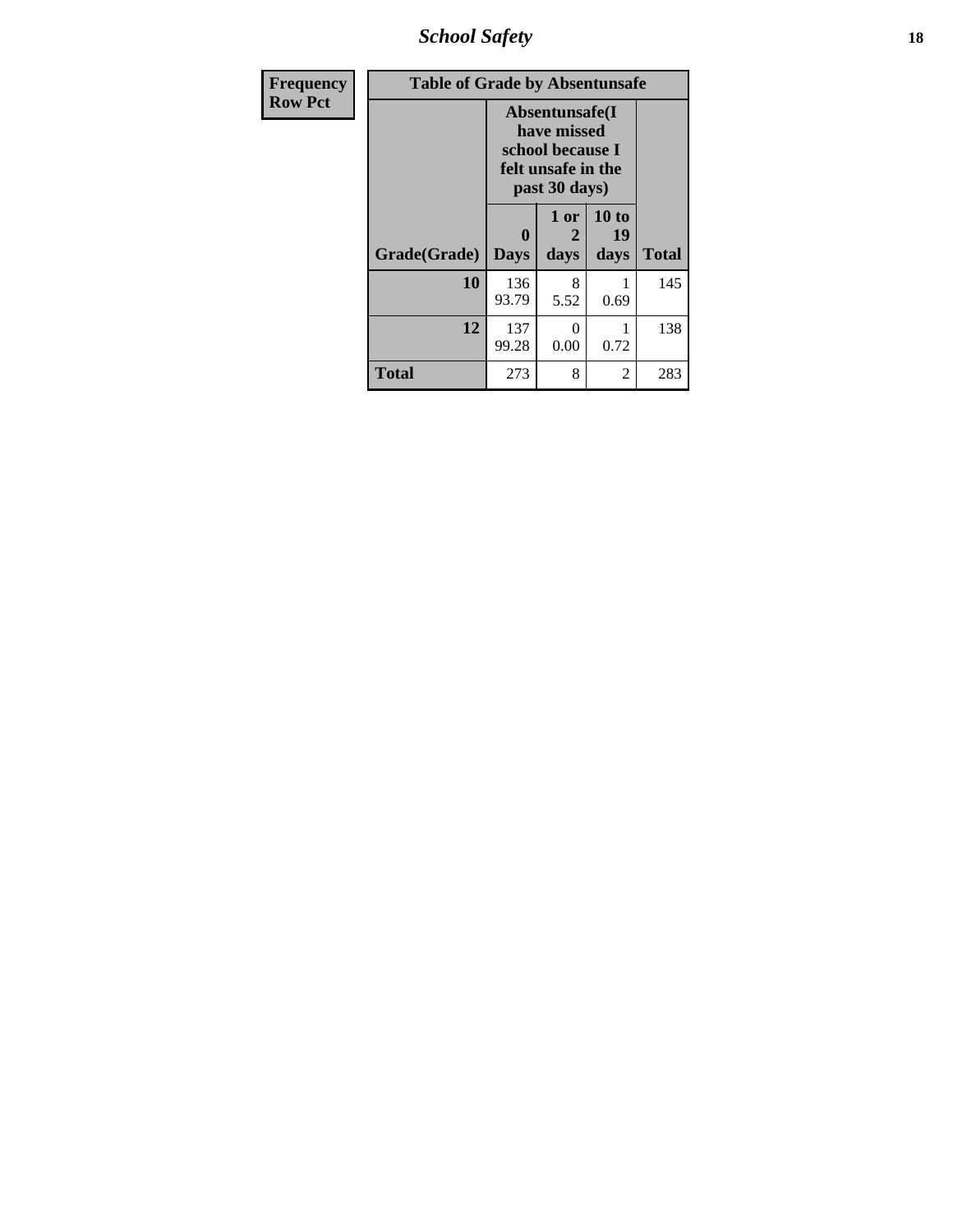| Frequency<br>Row Pct |
|---|

**Table of Grade by Absentunsafe**

| Grade(Grade) | Absentunsafe(I have missed school because I felt unsafe in the past 30 days) | | | Total |
|---|---|---|---|---|
| | 0 Days | 1 or 2 days | 10 to 19 days | |
| 10 | 136<br>93.79 | 8<br>5.52 | 1<br>0.69 | 145 |
| 12 | 137<br>99.28 | 0<br>0.00 | 1<br>0.72 | 138 |
| Total | 273 | 8 | 2 | 283 |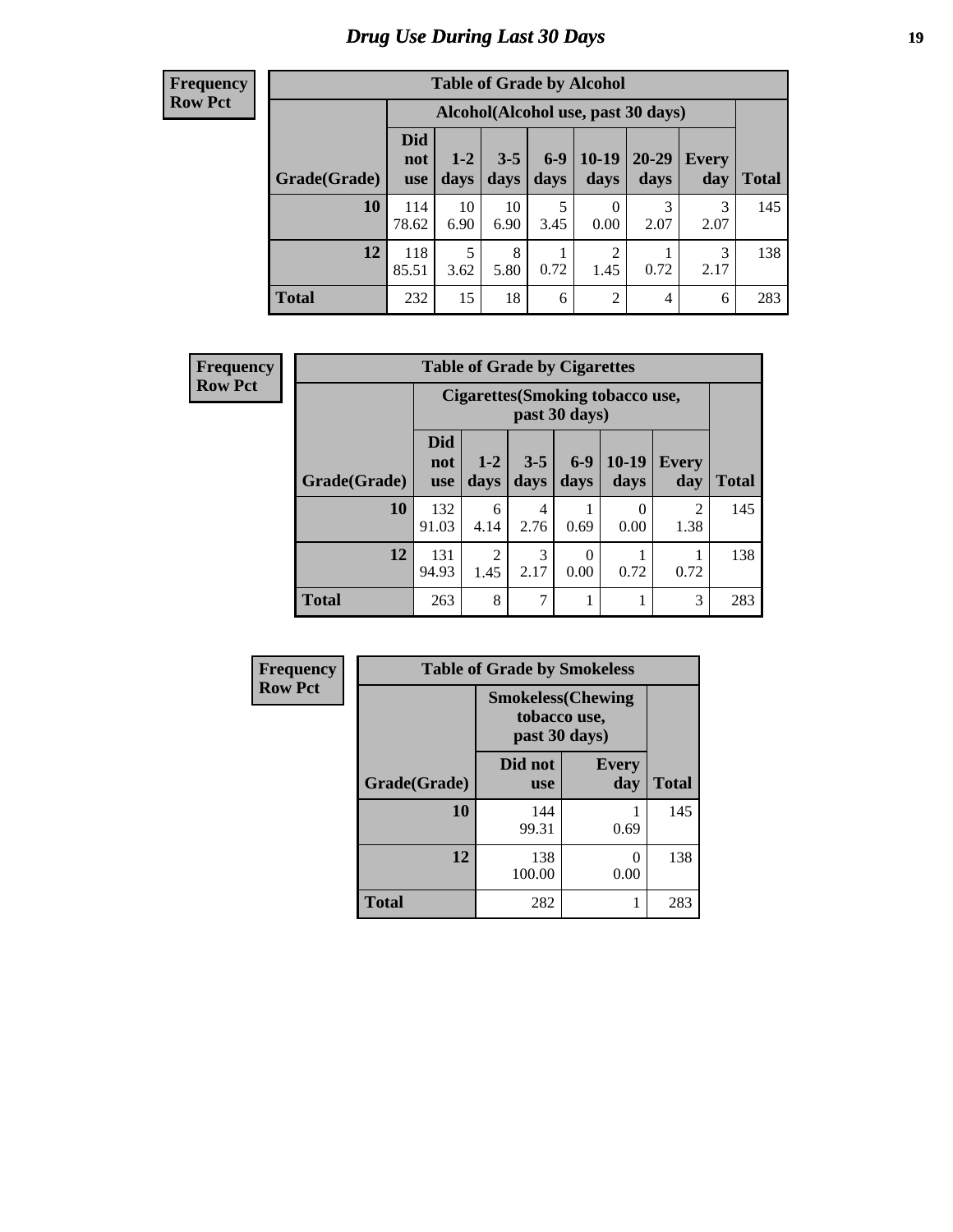# Drug Use During Last 30 Days

**Frequency**
**Row Pct**

**Table of Grade by Alcohol**

| Grade(Grade) | Alcohol(Alcohol use, past 30 days) | | | | | | | Total |
|---|---|---|---|---|---|---|---|---|
| | Did not use | 1-2 days | 3-5 days | 6-9 days | 10-19 days | 20-29 days | Every day | |
| **10** | 114<br>78.62 | 10<br>6.90 | 10<br>6.90 | 5<br>3.45 | 0<br>0.00 | 3<br>2.07 | 3<br>2.07 | 145 |
| **12** | 118<br>85.51 | 5<br>3.62 | 8<br>5.80 | 1<br>0.72 | 2<br>1.45 | 1<br>0.72 | 3<br>2.17 | 138 |
| **Total** | 232 | 15 | 18 | 6 | 2 | 4 | 6 | 283 |

**Frequency**
**Row Pct**

**Table of Grade by Cigarettes**

| Grade(Grade) | Cigarettes(Smoking tobacco use, past 30 days) | | | | | | Total |
|---|---|---|---|---|---|---|---|
| | Did not use | 1-2 days | 3-5 days | 6-9 days | 10-19 days | Every day | |
| **10** | 132<br>91.03 | 6<br>4.14 | 4<br>2.76 | 1<br>0.69 | 0<br>0.00 | 2<br>1.38 | 145 |
| **12** | 131<br>94.93 | 2<br>1.45 | 3<br>2.17 | 0<br>0.00 | 1<br>0.72 | 1<br>0.72 | 138 |
| **Total** | 263 | 8 | 7 | 1 | 1 | 3 | 283 |

**Frequency**
**Row Pct**

**Table of Grade by Smokeless**

| Grade(Grade) | Smokeless(Chewing tobacco use, past 30 days) | | Total |
|---|---|---|---|
| | Did not use | Every day | |
| **10** | 144<br>99.31 | 1<br>0.69 | 145 |
| **12** | 138<br>100.00 | 0<br>0.00 | 138 |
| **Total** | 282 | 1 | 283 |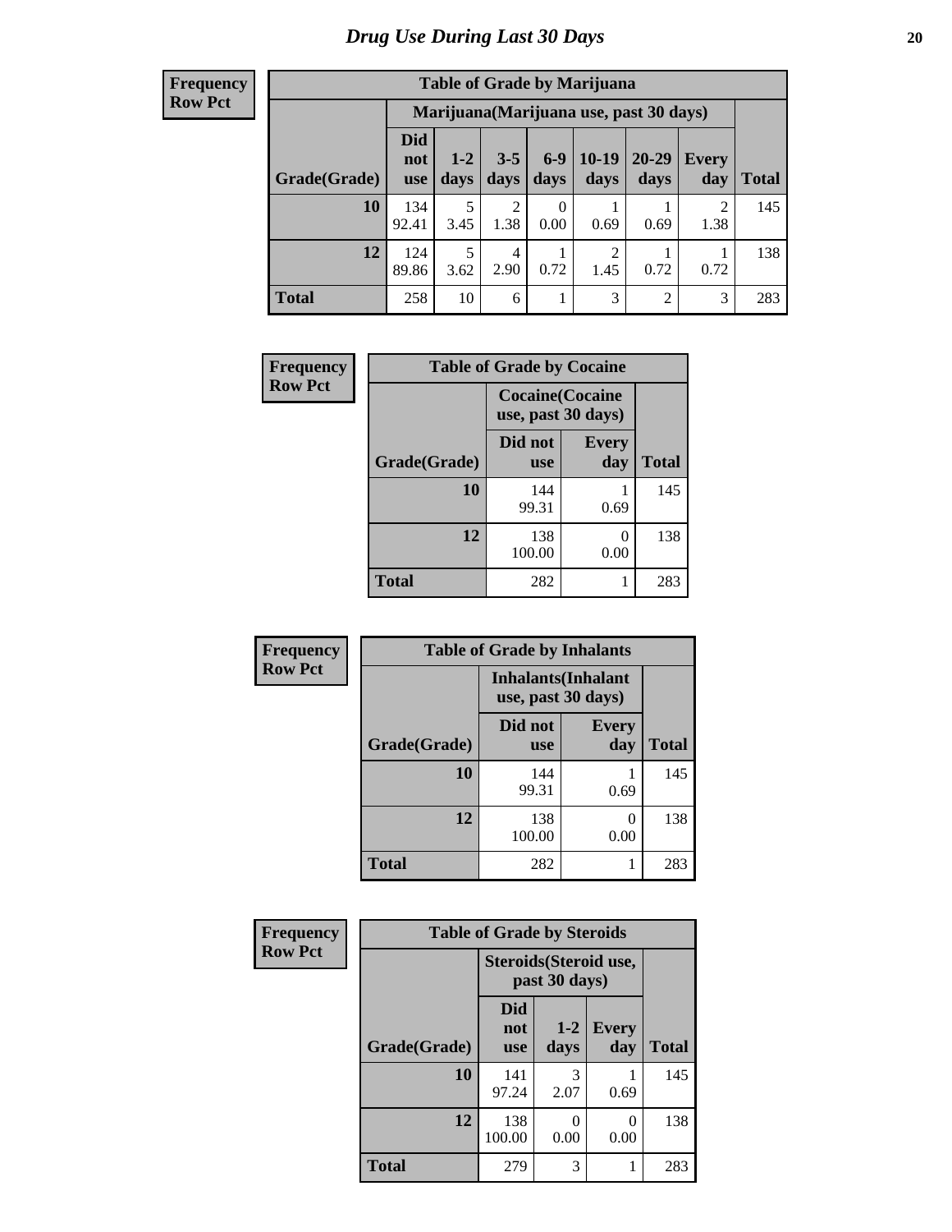# Drug Use During Last 30 Days

**Frequency**
**Row Pct**

| Table of Grade by Marijuana | | | | | | | | |
|---|---|---|---|---|---|---|---|---|
| | Marijuana(Marijuana use, past 30 days) | | | | | | | |
| Grade(Grade) | Did not use | 1-2 days | 3-5 days | 6-9 days | 10-19 days | 20-29 days | Every day | Total |
| 10 | 134<br>92.41 | 5<br>3.45 | 2<br>1.38 | 0<br>0.00 | 1<br>0.69 | 1<br>0.69 | 2<br>1.38 | 145 |
| 12 | 124<br>89.86 | 5<br>3.62 | 4<br>2.90 | 1<br>0.72 | 2<br>1.45 | 1<br>0.72 | 1<br>0.72 | 138 |
| Total | 258 | 10 | 6 | 1 | 3 | 2 | 3 | 283 |

**Frequency**
**Row Pct**

| Table of Grade by Cocaine | | | |
|---|---|---|---|
| | Cocaine(Cocaine use, past 30 days) | | |
| Grade(Grade) | Did not use | Every day | Total |
| 10 | 144<br>99.31 | 1<br>0.69 | 145 |
| 12 | 138<br>100.00 | 0<br>0.00 | 138 |
| Total | 282 | 1 | 283 |

**Frequency**
**Row Pct**

| Table of Grade by Inhalants | | | |
|---|---|---|---|
| | Inhalants(Inhalant use, past 30 days) | | |
| Grade(Grade) | Did not use | Every day | Total |
| 10 | 144<br>99.31 | 1<br>0.69 | 145 |
| 12 | 138<br>100.00 | 0<br>0.00 | 138 |
| Total | 282 | 1 | 283 |

**Frequency**
**Row Pct**

| Table of Grade by Steroids | | | | |
|---|---|---|---|---|
| | Steroids(Steroid use, past 30 days) | | | |
| Grade(Grade) | Did not use | 1-2 days | Every day | Total |
| 10 | 141<br>97.24 | 3<br>2.07 | 1<br>0.69 | 145 |
| 12 | 138<br>100.00 | 0<br>0.00 | 0<br>0.00 | 138 |
| Total | 279 | 3 | 1 | 283 |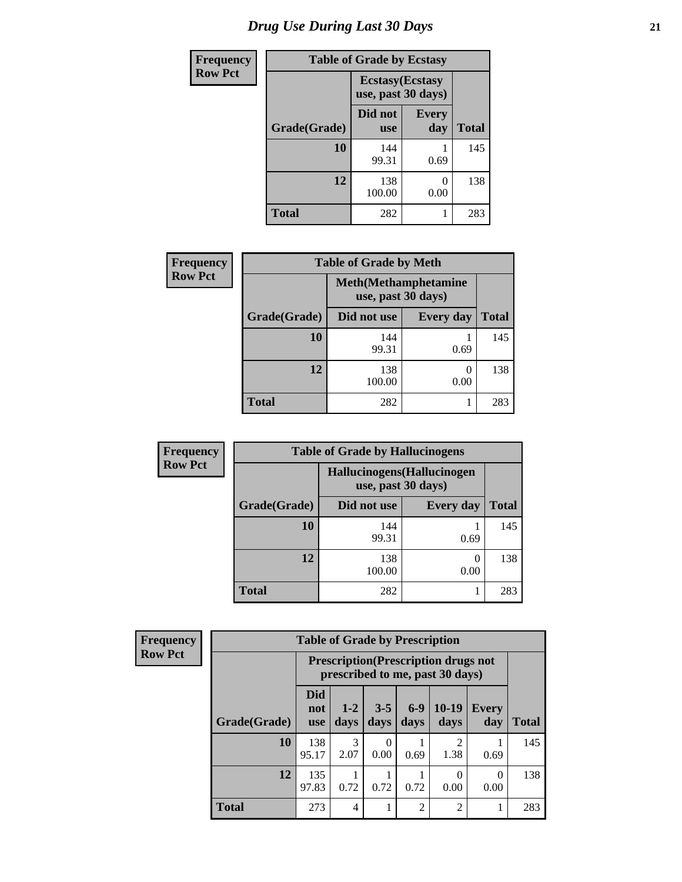# Drug Use During Last 30 Days

**Frequency**
**Row Pct**

| Table of Grade by Ecstasy | | | |
|---|---|---|---|
| | Ecstasy(Ecstasy use, past 30 days) | | |
| Grade(Grade) | Did not use | Every day | Total |
| **10** | 144<br>99.31 | 1<br>0.69 | 145 |
| **12** | 138<br>100.00 | 0<br>0.00 | 138 |
| **Total** | 282 | 1 | 283 |

**Frequency**
**Row Pct**

| Table of Grade by Meth | | | |
|---|---|---|---|
| | Meth(Methamphetamine use, past 30 days) | | |
| Grade(Grade) | Did not use | Every day | Total |
| **10** | 144<br>99.31 | 1<br>0.69 | 145 |
| **12** | 138<br>100.00 | 0<br>0.00 | 138 |
| **Total** | 282 | 1 | 283 |

**Frequency**
**Row Pct**

| Table of Grade by Hallucinogens | | | |
|---|---|---|---|
| | Hallucinogens(Hallucinogen use, past 30 days) | | |
| Grade(Grade) | Did not use | Every day | Total |
| **10** | 144<br>99.31 | 1<br>0.69 | 145 |
| **12** | 138<br>100.00 | 0<br>0.00 | 138 |
| **Total** | 282 | 1 | 283 |

**Frequency**
**Row Pct**

| Table of Grade by Prescription | | | | | | | |
|---|---|---|---|---|---|---|---|
| | Prescription(Prescription drugs not prescribed to me, past 30 days) | | | | | | |
| Grade(Grade) | Did not use | 1-2 days | 3-5 days | 6-9 days | 10-19 days | Every day | Total |
| **10** | 138<br>95.17 | 3<br>2.07 | 0<br>0.00 | 1<br>0.69 | 2<br>1.38 | 1<br>0.69 | 145 |
| **12** | 135<br>97.83 | 1<br>0.72 | 1<br>0.72 | 1<br>0.72 | 0<br>0.00 | 0<br>0.00 | 138 |
| **Total** | 273 | 4 | 1 | 2 | 2 | 1 | 283 |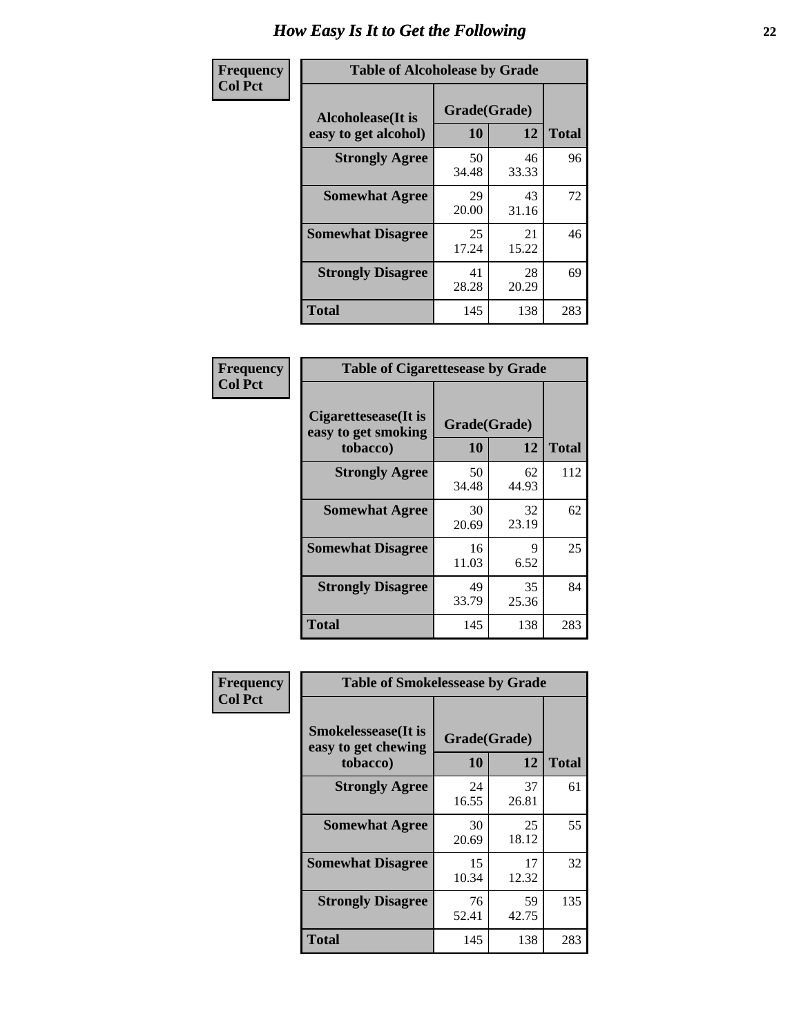# How Easy Is It to Get the Following

**Frequency**
**Col Pct**

**Table of Alcoholease by Grade**

| Alcoholease(It is easy to get alcohol) | Grade(Grade) | | Total |
|---|---|---|---|
| | 10 | 12 | |
| **Strongly Agree** | 50<br>34.48 | 46<br>33.33 | 96 |
| **Somewhat Agree** | 29<br>20.00 | 43<br>31.16 | 72 |
| **Somewhat Disagree** | 25<br>17.24 | 21<br>15.22 | 46 |
| **Strongly Disagree** | 41<br>28.28 | 28<br>20.29 | 69 |
| **Total** | 145 | 138 | 283 |

**Frequency**
**Col Pct**

**Table of Cigarettesease by Grade**

| Cigarettesease(It is easy to get smoking tobacco) | Grade(Grade) | | Total |
|---|---|---|---|
| | 10 | 12 | |
| **Strongly Agree** | 50<br>34.48 | 62<br>44.93 | 112 |
| **Somewhat Agree** | 30<br>20.69 | 32<br>23.19 | 62 |
| **Somewhat Disagree** | 16<br>11.03 | 9<br>6.52 | 25 |
| **Strongly Disagree** | 49<br>33.79 | 35<br>25.36 | 84 |
| **Total** | 145 | 138 | 283 |

**Frequency**
**Col Pct**

**Table of Smokelessease by Grade**

| Smokelessease(It is easy to get chewing tobacco) | Grade(Grade) | | Total |
|---|---|---|---|
| | 10 | 12 | |
| **Strongly Agree** | 24<br>16.55 | 37<br>26.81 | 61 |
| **Somewhat Agree** | 30<br>20.69 | 25<br>18.12 | 55 |
| **Somewhat Disagree** | 15<br>10.34 | 17<br>12.32 | 32 |
| **Strongly Disagree** | 76<br>52.41 | 59<br>42.75 | 135 |
| **Total** | 145 | 138 | 283 |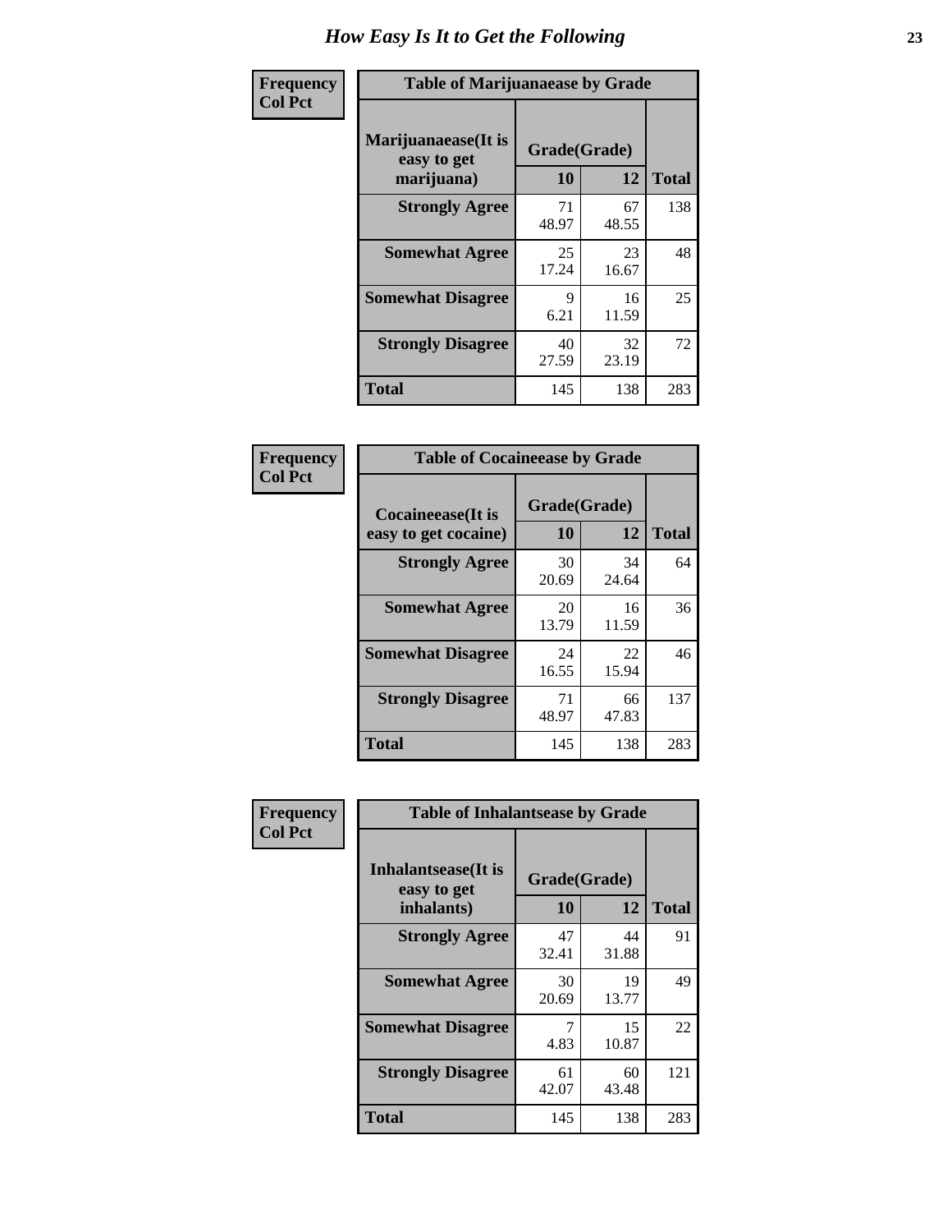# How Easy Is It to Get the Following

**Frequency**
**Col Pct**

**Table of Marijuanaease by Grade**

| Marijuanaease(It is easy to get marijuana) | Grade(Grade) | | Total |
|---|---|---|---|
| | 10 | 12 | |
| **Strongly Agree** | 71<br>48.97 | 67<br>48.55 | 138 |
| **Somewhat Agree** | 25<br>17.24 | 23<br>16.67 | 48 |
| **Somewhat Disagree** | 9<br>6.21 | 16<br>11.59 | 25 |
| **Strongly Disagree** | 40<br>27.59 | 32<br>23.19 | 72 |
| **Total** | 145 | 138 | 283 |

**Frequency**
**Col Pct**

**Table of Cocaineease by Grade**

| Cocaineease(It is easy to get cocaine) | Grade(Grade) | | Total |
|---|---|---|---|
| | 10 | 12 | |
| **Strongly Agree** | 30<br>20.69 | 34<br>24.64 | 64 |
| **Somewhat Agree** | 20<br>13.79 | 16<br>11.59 | 36 |
| **Somewhat Disagree** | 24<br>16.55 | 22<br>15.94 | 46 |
| **Strongly Disagree** | 71<br>48.97 | 66<br>47.83 | 137 |
| **Total** | 145 | 138 | 283 |

**Frequency**
**Col Pct**

**Table of Inhalantsease by Grade**

| Inhalantsease(It is easy to get inhalants) | Grade(Grade) | | Total |
|---|---|---|---|
| | 10 | 12 | |
| **Strongly Agree** | 47<br>32.41 | 44<br>31.88 | 91 |
| **Somewhat Agree** | 30<br>20.69 | 19<br>13.77 | 49 |
| **Somewhat Disagree** | 7<br>4.83 | 15<br>10.87 | 22 |
| **Strongly Disagree** | 61<br>42.07 | 60<br>43.48 | 121 |
| **Total** | 145 | 138 | 283 |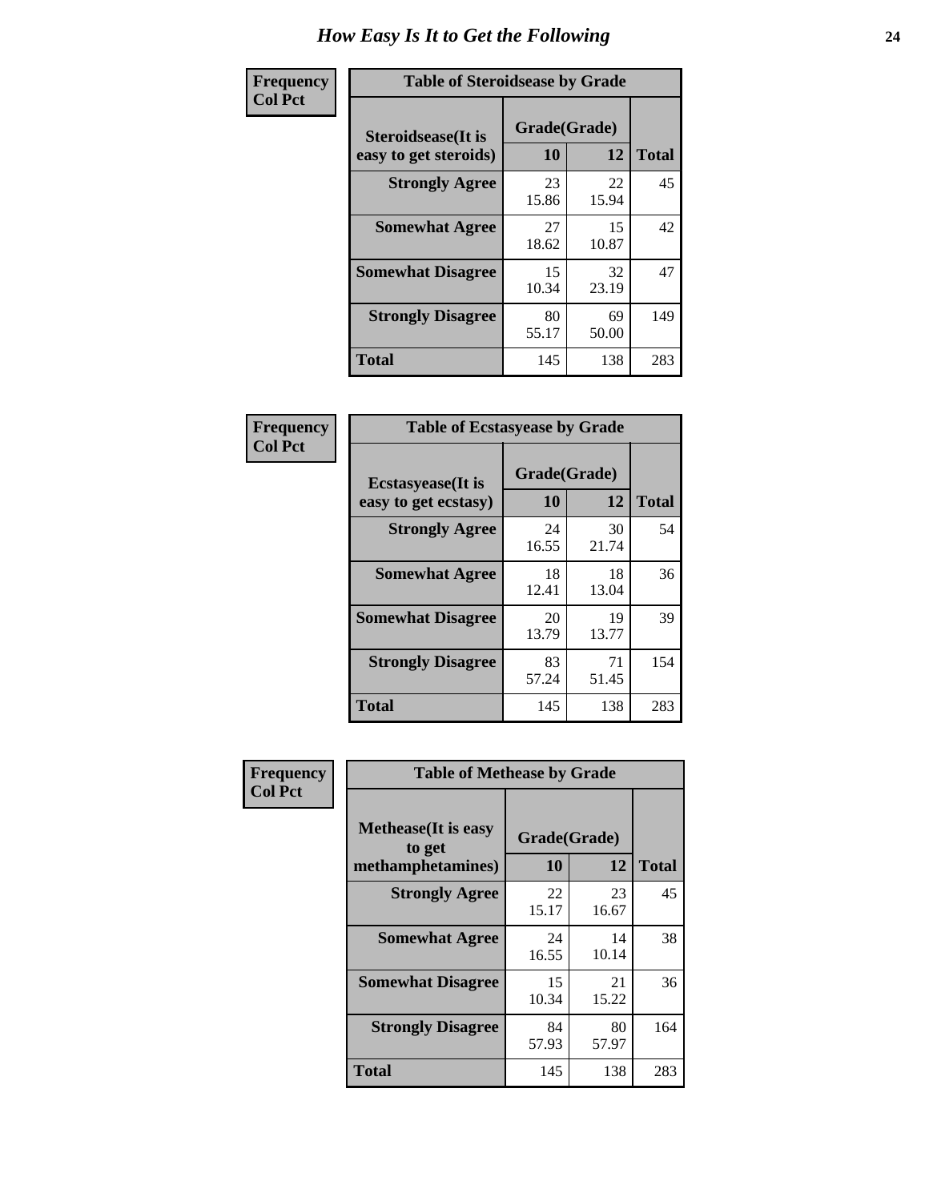# How Easy Is It to Get the Following

**Frequency**
**Col Pct**

| Table of Steroidsease by Grade | | | |
|---|---|---|---|
| **Steroidsease(It is easy to get steroids)** | **Grade(Grade)** | | **Total** |
| | **10** | **12** | |
| **Strongly Agree** | 23<br>15.86 | 22<br>15.94 | 45 |
| **Somewhat Agree** | 27<br>18.62 | 15<br>10.87 | 42 |
| **Somewhat Disagree** | 15<br>10.34 | 32<br>23.19 | 47 |
| **Strongly Disagree** | 80<br>55.17 | 69<br>50.00 | 149 |
| **Total** | 145 | 138 | 283 |

**Frequency**
**Col Pct**

| Table of Ecstasyease by Grade | | | |
|---|---|---|---|
| **Ecstasyease(It is easy to get ecstasy)** | **Grade(Grade)** | | **Total** |
| | **10** | **12** | |
| **Strongly Agree** | 24<br>16.55 | 30<br>21.74 | 54 |
| **Somewhat Agree** | 18<br>12.41 | 18<br>13.04 | 36 |
| **Somewhat Disagree** | 20<br>13.79 | 19<br>13.77 | 39 |
| **Strongly Disagree** | 83<br>57.24 | 71<br>51.45 | 154 |
| **Total** | 145 | 138 | 283 |

**Frequency**
**Col Pct**

| Table of Methease by Grade | | | |
|---|---|---|---|
| **Methease(It is easy to get methamphetamines)** | **Grade(Grade)** | | **Total** |
| | **10** | **12** | |
| **Strongly Agree** | 22<br>15.17 | 23<br>16.67 | 45 |
| **Somewhat Agree** | 24<br>16.55 | 14<br>10.14 | 38 |
| **Somewhat Disagree** | 15<br>10.34 | 21<br>15.22 | 36 |
| **Strongly Disagree** | 84<br>57.93 | 80<br>57.97 | 164 |
| **Total** | 145 | 138 | 283 |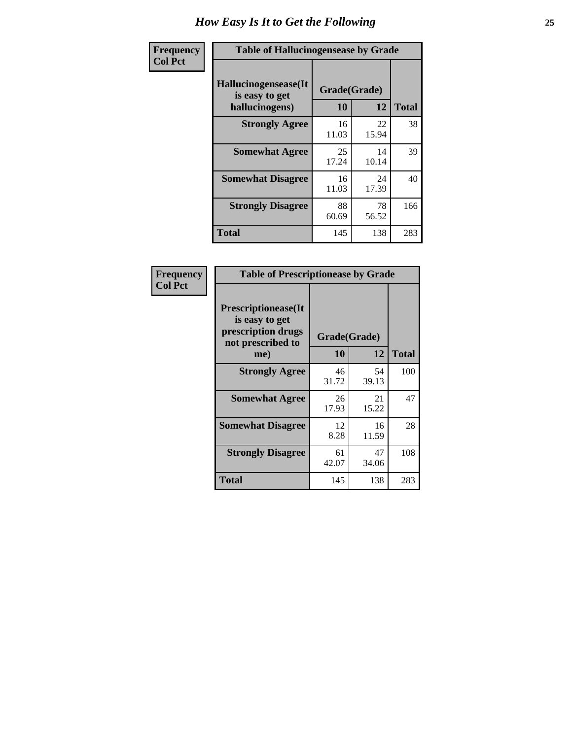# How Easy Is It to Get the Following

**Frequency**
**Col Pct**

**Table of Hallucinogensease by Grade**

| Hallucinogensease(It is easy to get hallucinogens) | Grade(Grade) 10 | 12 | Total |
|---|---|---|---|
| **Strongly Agree** | 16<br>11.03 | 22<br>15.94 | 38 |
| **Somewhat Agree** | 25<br>17.24 | 14<br>10.14 | 39 |
| **Somewhat Disagree** | 16<br>11.03 | 24<br>17.39 | 40 |
| **Strongly Disagree** | 88<br>60.69 | 78<br>56.52 | 166 |
| **Total** | 145 | 138 | 283 |

**Frequency**
**Col Pct**

**Table of Prescriptionease by Grade**

| Prescriptionease(It is easy to get prescription drugs not prescribed to me) | Grade(Grade) 10 | 12 | Total |
|---|---|---|---|
| **Strongly Agree** | 46<br>31.72 | 54<br>39.13 | 100 |
| **Somewhat Agree** | 26<br>17.93 | 21<br>15.22 | 47 |
| **Somewhat Disagree** | 12<br>8.28 | 16<br>11.59 | 28 |
| **Strongly Disagree** | 61<br>42.07 | 47<br>34.06 | 108 |
| **Total** | 145 | 138 | 283 |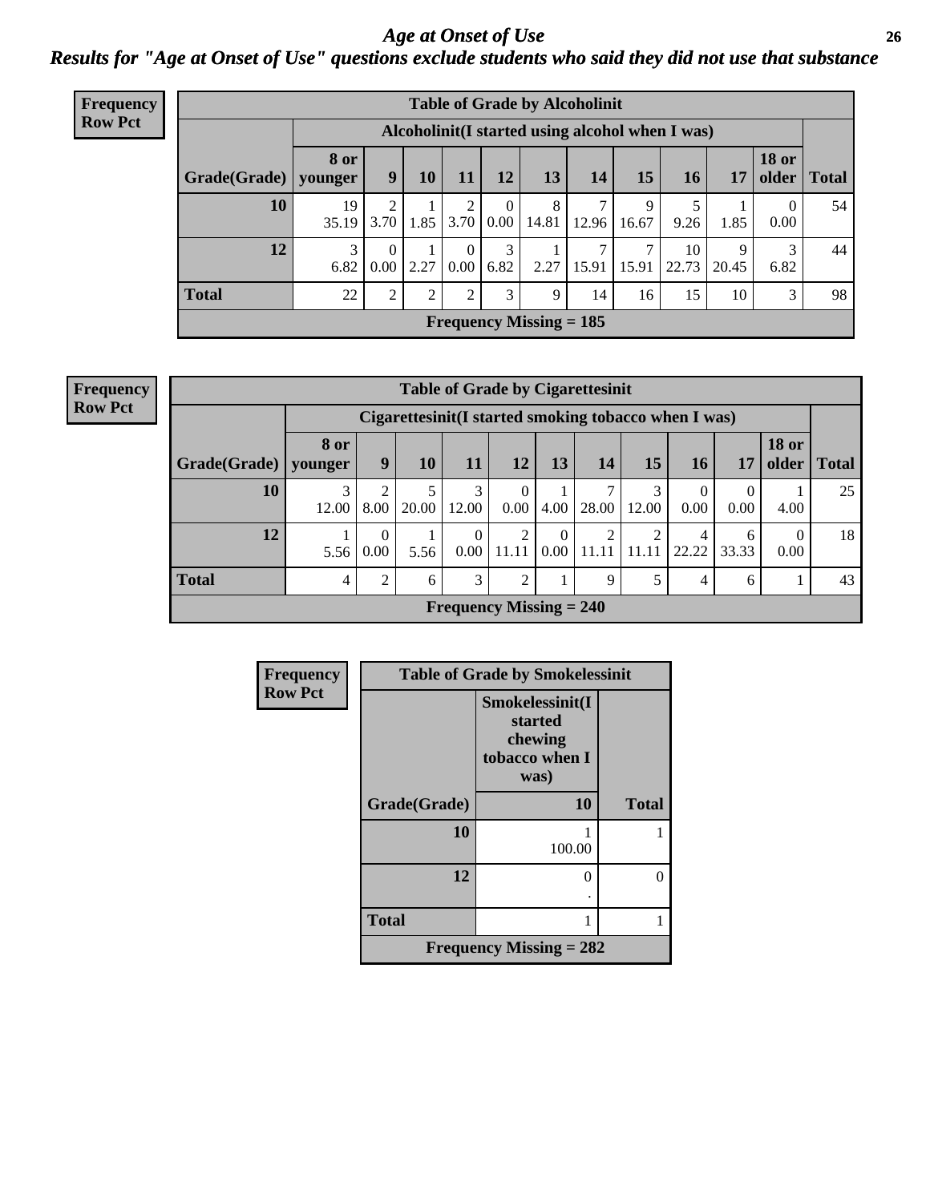# *Age at Onset of Use*

## *Results for "Age at Onset of Use" questions exclude students who said they did not use that substance*

**Frequency Row Pct**

| Table of Grade by Alcoholinit | | | | | | | | | | | | |
|---|---|---|---|---|---|---|---|---|---|---|---|---|
| | Alcoholinit(I started using alcohol when I was) | | | | | | | | | | | |
| Grade(Grade) | 8 or younger | 9 | 10 | 11 | 12 | 13 | 14 | 15 | 16 | 17 | 18 or older | Total |
| 10 | 19<br>35.19 | 2<br>3.70 | 1<br>1.85 | 2<br>3.70 | 0<br>0.00 | 8<br>14.81 | 7<br>12.96 | 9<br>16.67 | 5<br>9.26 | 1<br>1.85 | 0<br>0.00 | 54 |
| 12 | 3<br>6.82 | 0<br>0.00 | 1<br>2.27 | 0<br>0.00 | 3<br>6.82 | 1<br>2.27 | 7<br>15.91 | 7<br>15.91 | 10<br>22.73 | 9<br>20.45 | 3<br>6.82 | 44 |
| Total | 22 | 2 | 2 | 2 | 3 | 9 | 14 | 16 | 15 | 10 | 3 | 98 |
| Frequency Missing = 185 | | | | | | | | | | | | |

**Frequency Row Pct**

| Table of Grade by Cigarettesinit | | | | | | | | | | | | |
|---|---|---|---|---|---|---|---|---|---|---|---|---|
| | Cigarettesinit(I started smoking tobacco when I was) | | | | | | | | | | | |
| Grade(Grade) | 8 or younger | 9 | 10 | 11 | 12 | 13 | 14 | 15 | 16 | 17 | 18 or older | Total |
| 10 | 3<br>12.00 | 2<br>8.00 | 5<br>20.00 | 3<br>12.00 | 0<br>0.00 | 1<br>4.00 | 7<br>28.00 | 3<br>12.00 | 0<br>0.00 | 0<br>0.00 | 1<br>4.00 | 25 |
| 12 | 1<br>5.56 | 0<br>0.00 | 1<br>5.56 | 0<br>0.00 | 2<br>11.11 | 0<br>0.00 | 2<br>11.11 | 2<br>11.11 | 4<br>22.22 | 6<br>33.33 | 0<br>0.00 | 18 |
| Total | 4 | 2 | 6 | 3 | 2 | 1 | 9 | 5 | 4 | 6 | 1 | 43 |
| Frequency Missing = 240 | | | | | | | | | | | | |

**Frequency Row Pct**

| Table of Grade by Smokelessinit | | |
|---|---|---|
| | Smokelessinit(I started chewing tobacco when I was) | |
| Grade(Grade) | 10 | Total |
| 10 | 1<br>100.00 | 1 |
| 12 | 0<br>. | 0 |
| Total | 1 | 1 |
| Frequency Missing = 282 | | |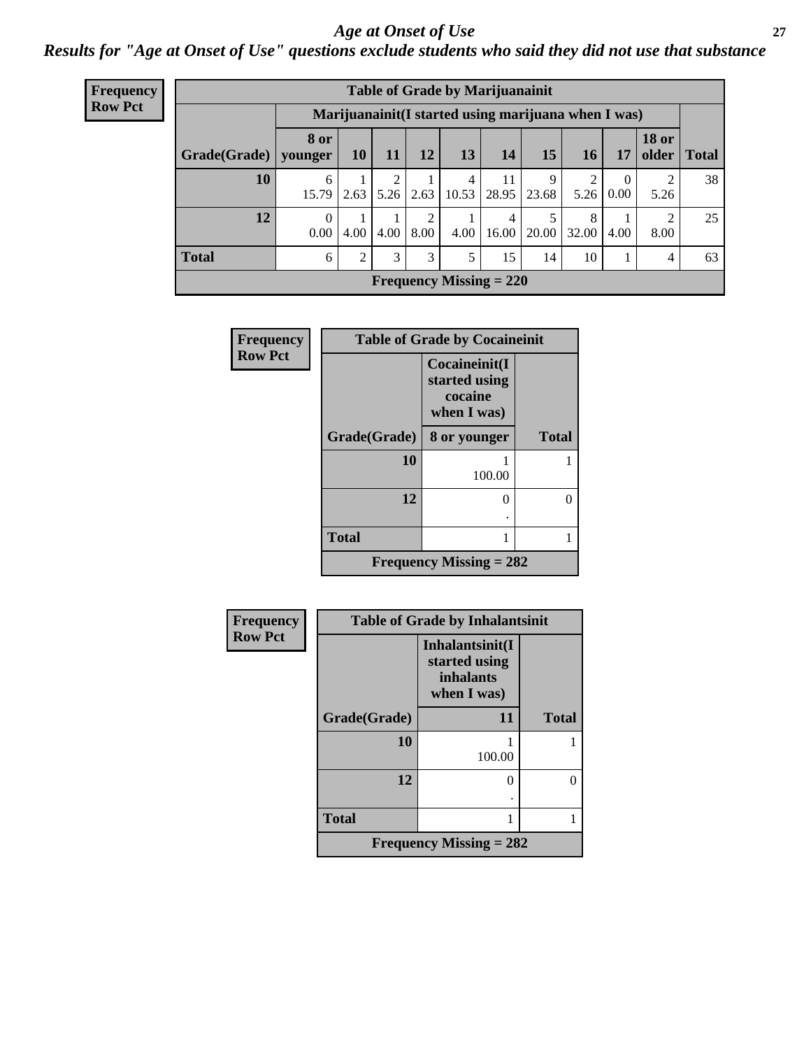# Age at Onset of Use

*Results for "Age at Onset of Use" questions exclude students who said they did not use that substance*

**Frequency**
**Row Pct**

| Table of Grade by Marijuanainit | | | | | | | | | | | |
|---|---|---|---|---|---|---|---|---|---|---|---|
| | Marijuanainit(I started using marijuana when I was) | | | | | | | | | | |
| Grade(Grade) | 8 or younger | 10 | 11 | 12 | 13 | 14 | 15 | 16 | 17 | 18 or older | Total |
| 10 | 6<br>15.79 | 1<br>2.63 | 2<br>5.26 | 1<br>2.63 | 4<br>10.53 | 11<br>28.95 | 9<br>23.68 | 2<br>5.26 | 0<br>0.00 | 2<br>5.26 | 38 |
| 12 | 0<br>0.00 | 1<br>4.00 | 1<br>4.00 | 2<br>8.00 | 1<br>4.00 | 4<br>16.00 | 5<br>20.00 | 8<br>32.00 | 1<br>4.00 | 2<br>8.00 | 25 |
| Total | 6 | 2 | 3 | 3 | 5 | 15 | 14 | 10 | 1 | 4 | 63 |
| Frequency Missing = 220 | | | | | | | | | | | |

**Frequency**
**Row Pct**

| Table of Grade by Cocaineinit | | |
|---|---|---|
| | Cocaineinit(I started using cocaine when I was) | |
| Grade(Grade) | 8 or younger | Total |
| 10 | 1<br>100.00 | 1 |
| 12 | 0<br>. | 0 |
| Total | 1 | 1 |
| Frequency Missing = 282 | | |

**Frequency**
**Row Pct**

| Table of Grade by Inhalantsinit | | |
|---|---|---|
| | Inhalantsinit(I started using inhalants when I was) | |
| Grade(Grade) | 11 | Total |
| 10 | 1<br>100.00 | 1 |
| 12 | 0<br>. | 0 |
| Total | 1 | 1 |
| Frequency Missing = 282 | | |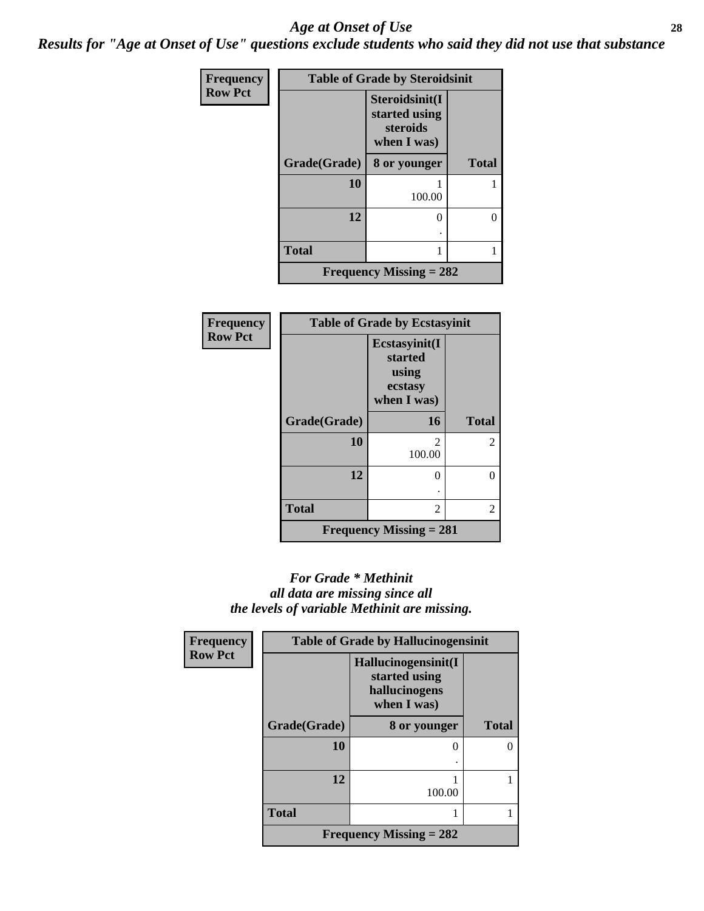## *Age at Onset of Use*

***Results for "Age at Onset of Use" questions exclude students who said they did not use that substance***

| Frequency Row Pct | Table of Grade by Steroidsinit | |
|---|---|---|
| | Steroidsinit(I started using steroids when I was) | |
| Grade(Grade) | 8 or younger | Total |
| 10 | 1<br>100.00 | 1 |
| 12 | 0<br>. | 0 |
| Total | 1 | 1 |
| Frequency Missing = 282 | | |

| Frequency Row Pct | Table of Grade by Ecstasyinit | |
|---|---|---|
| | Ecstasyinit(I started using ecstasy when I was) | |
| Grade(Grade) | 16 | Total |
| 10 | 2<br>100.00 | 2 |
| 12 | 0<br>. | 0 |
| Total | 2 | 2 |
| Frequency Missing = 281 | | |

*For Grade \* Methinit all data are missing since all the levels of variable Methinit are missing.*

| Frequency Row Pct | Table of Grade by Hallucinogensinit | |
|---|---|---|
| | Hallucinogensinit(I started using hallucinogens when I was) | |
| Grade(Grade) | 8 or younger | Total |
| 10 | 0<br>. | 0 |
| 12 | 1<br>100.00 | 1 |
| Total | 1 | 1 |
| Frequency Missing = 282 | | |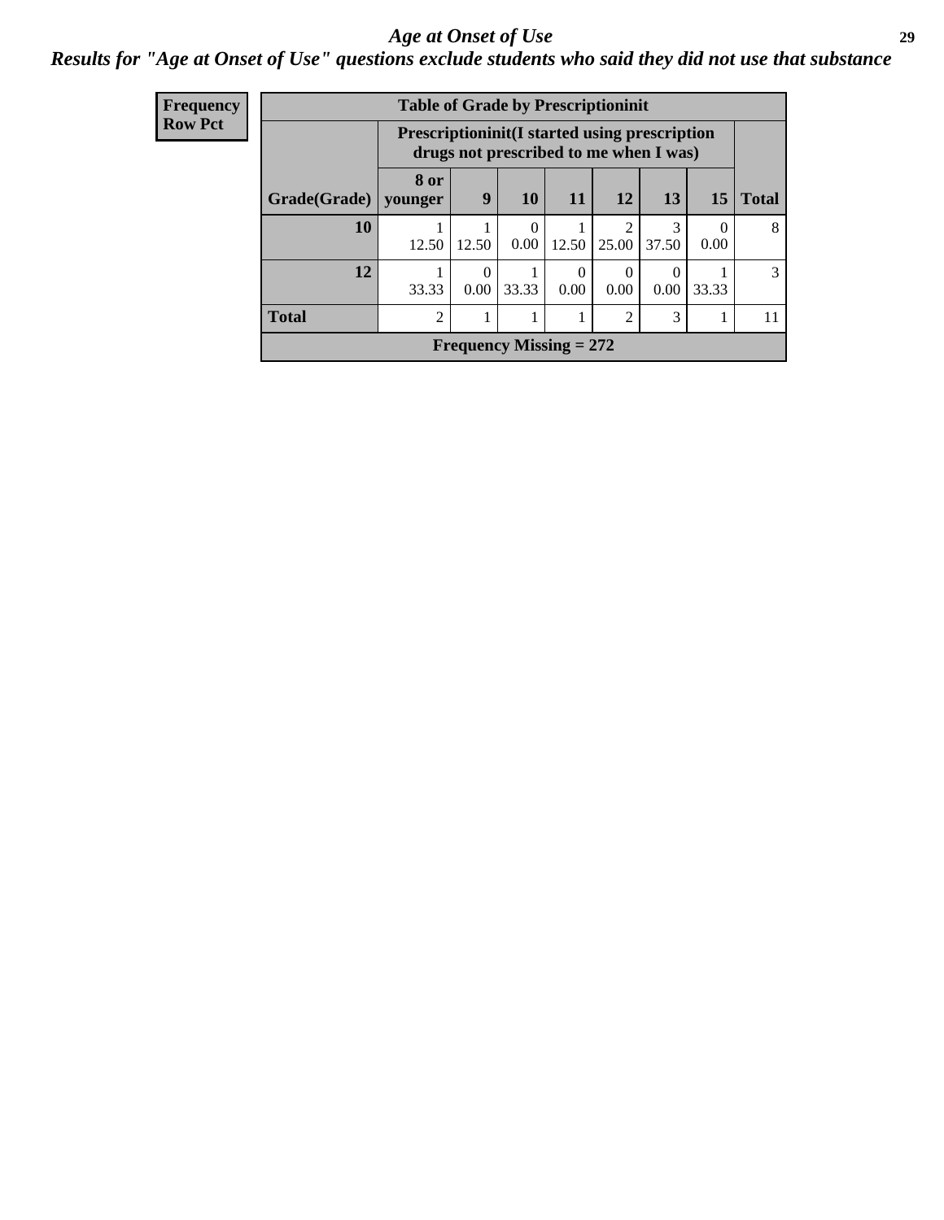# Age at Onset of Use

## Results for "Age at Onset of Use" questions exclude students who said they did not use that substance

| Frequency Row Pct | | | | | | | | |
|---|---|---|---|---|---|---|---|---|

**Table of Grade by Prescriptioninit**

| | Prescriptioninit(I started using prescription drugs not prescribed to me when I was) | | | | | | | |
|---|---|---|---|---|---|---|---|---|
| Grade(Grade) | 8 or younger | 9 | 10 | 11 | 12 | 13 | 15 | Total |
| 10 | 1<br>12.50 | 1<br>12.50 | 0<br>0.00 | 1<br>12.50 | 2<br>25.00 | 3<br>37.50 | 0<br>0.00 | 8 |
| 12 | 1<br>33.33 | 0<br>0.00 | 1<br>33.33 | 0<br>0.00 | 0<br>0.00 | 0<br>0.00 | 1<br>33.33 | 3 |
| Total | 2 | 1 | 1 | 1 | 2 | 3 | 1 | 11 |

Frequency Missing = 272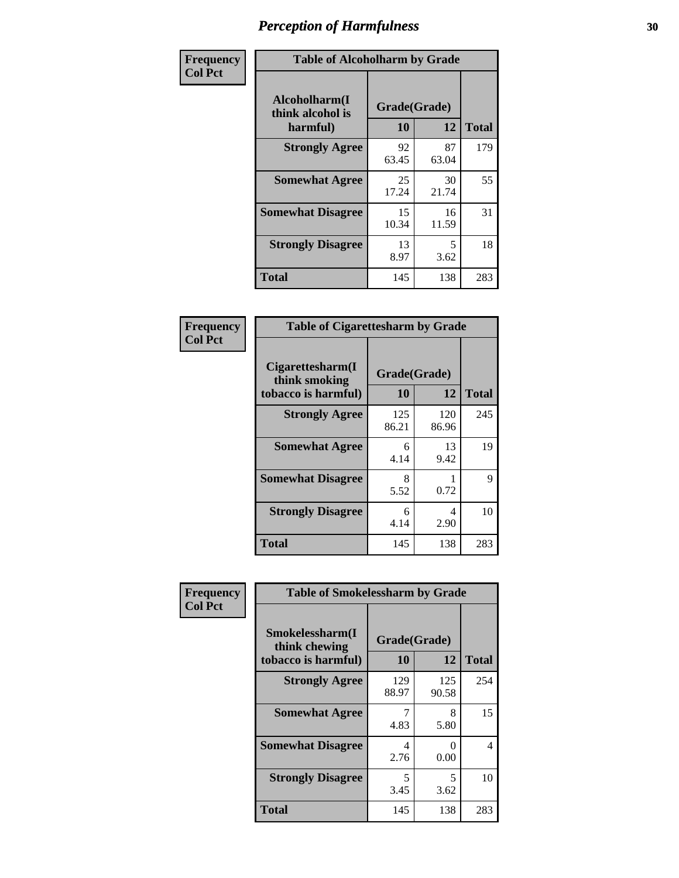# Perception of Harmfulness

| Frequency Col Pct | Table of Alcoholharm by Grade | | |
|---|---|---|---|
| Alcoholharm(I think alcohol is harmful) | Grade(Grade) | | |
| | 10 | 12 | Total |
| Strongly Agree | 92<br>63.45 | 87<br>63.04 | 179 |
| Somewhat Agree | 25<br>17.24 | 30<br>21.74 | 55 |
| Somewhat Disagree | 15<br>10.34 | 16<br>11.59 | 31 |
| Strongly Disagree | 13<br>8.97 | 5<br>3.62 | 18 |
| Total | 145 | 138 | 283 |

| Frequency Col Pct | Table of Cigarettesharm by Grade | | |
|---|---|---|---|
| Cigarettesharm(I think smoking tobacco is harmful) | Grade(Grade) | | |
| | 10 | 12 | Total |
| Strongly Agree | 125<br>86.21 | 120<br>86.96 | 245 |
| Somewhat Agree | 6<br>4.14 | 13<br>9.42 | 19 |
| Somewhat Disagree | 8<br>5.52 | 1<br>0.72 | 9 |
| Strongly Disagree | 6<br>4.14 | 4<br>2.90 | 10 |
| Total | 145 | 138 | 283 |

| Frequency Col Pct | Table of Smokelessharm by Grade | | |
|---|---|---|---|
| Smokelessharm(I think chewing tobacco is harmful) | Grade(Grade) | | |
| | 10 | 12 | Total |
| Strongly Agree | 129<br>88.97 | 125<br>90.58 | 254 |
| Somewhat Agree | 7<br>4.83 | 8<br>5.80 | 15 |
| Somewhat Disagree | 4<br>2.76 | 0<br>0.00 | 4 |
| Strongly Disagree | 5<br>3.45 | 5<br>3.62 | 10 |
| Total | 145 | 138 | 283 |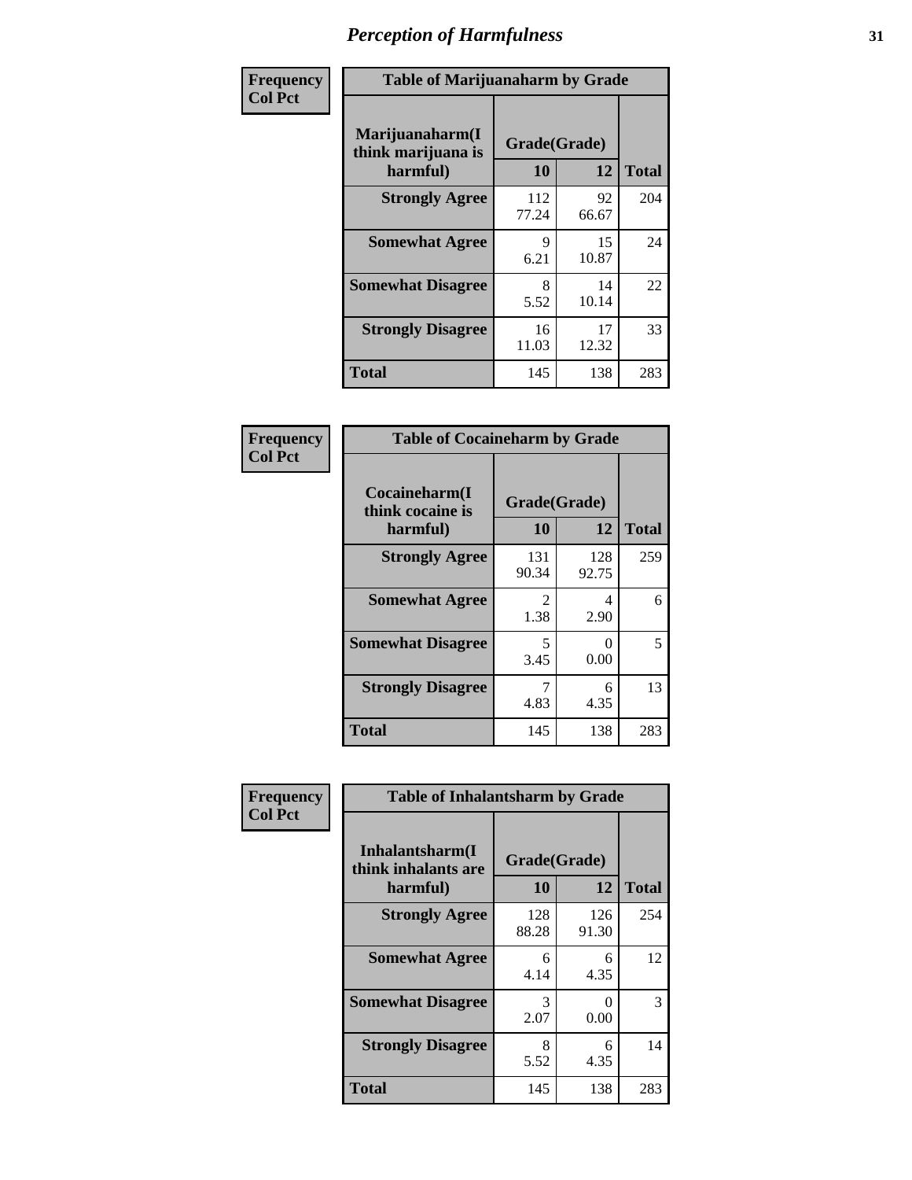# Perception of Harmfulness

| Frequency<br>Col Pct | Table of Marijuanaharm by Grade | | |
|---|---|---|---|
| Marijuanaharm(I think marijuana is harmful) | Grade(Grade) | | |
| | 10 | 12 | Total |
| Strongly Agree | 112<br>77.24 | 92<br>66.67 | 204 |
| Somewhat Agree | 9<br>6.21 | 15<br>10.87 | 24 |
| Somewhat Disagree | 8<br>5.52 | 14<br>10.14 | 22 |
| Strongly Disagree | 16<br>11.03 | 17<br>12.32 | 33 |
| Total | 145 | 138 | 283 |

| Frequency<br>Col Pct | Table of Cocaineharm by Grade | | |
|---|---|---|---|
| Cocaineharm(I think cocaine is harmful) | Grade(Grade) | | |
| | 10 | 12 | Total |
| Strongly Agree | 131<br>90.34 | 128<br>92.75 | 259 |
| Somewhat Agree | 2<br>1.38 | 4<br>2.90 | 6 |
| Somewhat Disagree | 5<br>3.45 | 0<br>0.00 | 5 |
| Strongly Disagree | 7<br>4.83 | 6<br>4.35 | 13 |
| Total | 145 | 138 | 283 |

| Frequency<br>Col Pct | Table of Inhalantsharm by Grade | | |
|---|---|---|---|
| Inhalantsharm(I think inhalants are harmful) | Grade(Grade) | | |
| | 10 | 12 | Total |
| Strongly Agree | 128<br>88.28 | 126<br>91.30 | 254 |
| Somewhat Agree | 6<br>4.14 | 6<br>4.35 | 12 |
| Somewhat Disagree | 3<br>2.07 | 0<br>0.00 | 3 |
| Strongly Disagree | 8<br>5.52 | 6<br>4.35 | 14 |
| Total | 145 | 138 | 283 |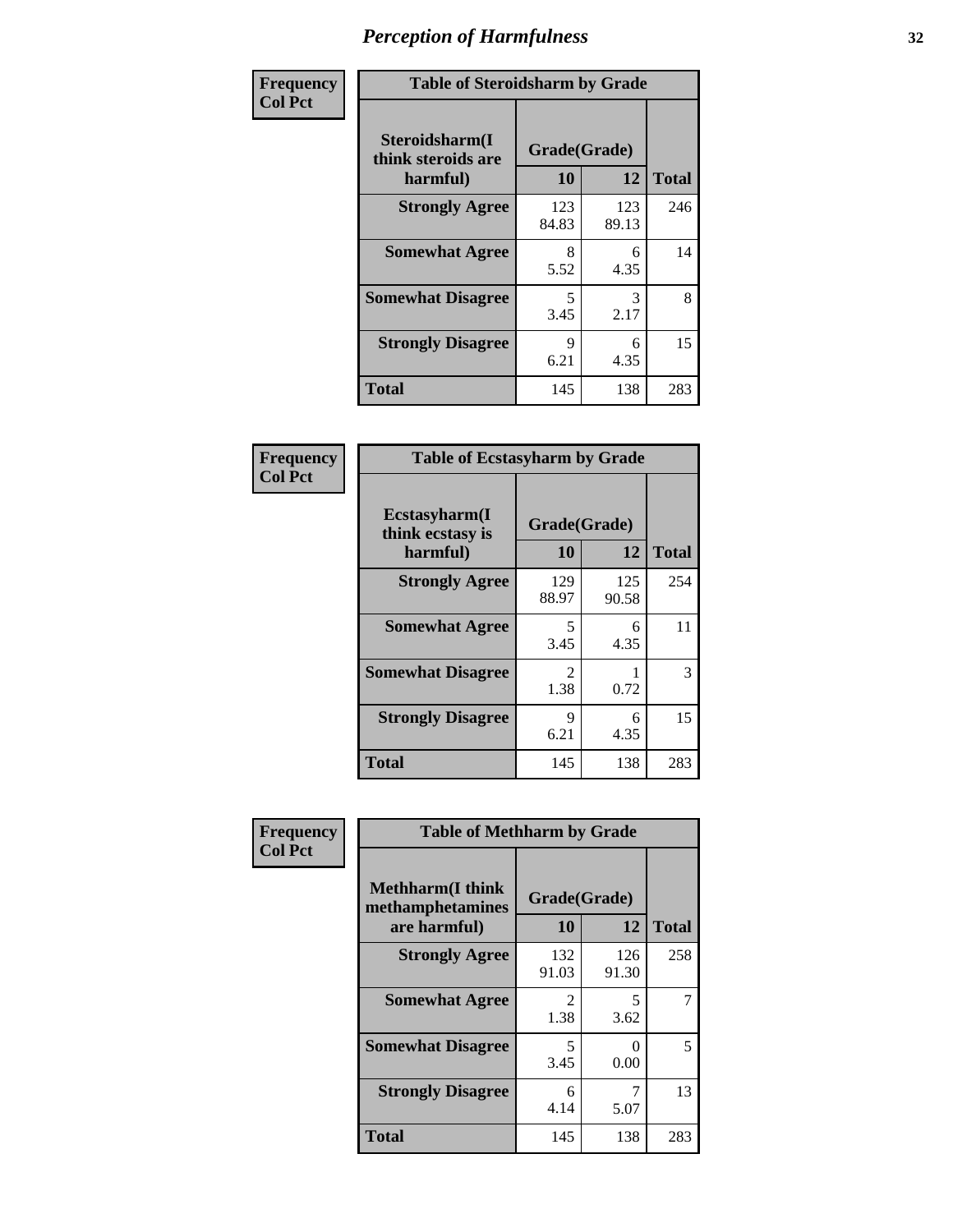# Perception of Harmfulness

**Frequency**
**Col Pct**

| Table of Steroidsharm by Grade | | | |
|---|---|---|---|
| Steroidsharm(I think steroids are harmful) | Grade(Grade) | | Total |
| | 10 | 12 | |
| **Strongly Agree** | 123<br>84.83 | 123<br>89.13 | 246 |
| **Somewhat Agree** | 8<br>5.52 | 6<br>4.35 | 14 |
| **Somewhat Disagree** | 5<br>3.45 | 3<br>2.17 | 8 |
| **Strongly Disagree** | 9<br>6.21 | 6<br>4.35 | 15 |
| **Total** | 145 | 138 | 283 |

**Frequency**
**Col Pct**

| Table of Ecstasyharm by Grade | | | |
|---|---|---|---|
| Ecstasyharm(I think ecstasy is harmful) | Grade(Grade) | | Total |
| | 10 | 12 | |
| **Strongly Agree** | 129<br>88.97 | 125<br>90.58 | 254 |
| **Somewhat Agree** | 5<br>3.45 | 6<br>4.35 | 11 |
| **Somewhat Disagree** | 2<br>1.38 | 1<br>0.72 | 3 |
| **Strongly Disagree** | 9<br>6.21 | 6<br>4.35 | 15 |
| **Total** | 145 | 138 | 283 |

**Frequency**
**Col Pct**

| Table of Methharm by Grade | | | |
|---|---|---|---|
| Methharm(I think methamphetamines are harmful) | Grade(Grade) | | Total |
| | 10 | 12 | |
| **Strongly Agree** | 132<br>91.03 | 126<br>91.30 | 258 |
| **Somewhat Agree** | 2<br>1.38 | 5<br>3.62 | 7 |
| **Somewhat Disagree** | 5<br>3.45 | 0<br>0.00 | 5 |
| **Strongly Disagree** | 6<br>4.14 | 7<br>5.07 | 13 |
| **Total** | 145 | 138 | 283 |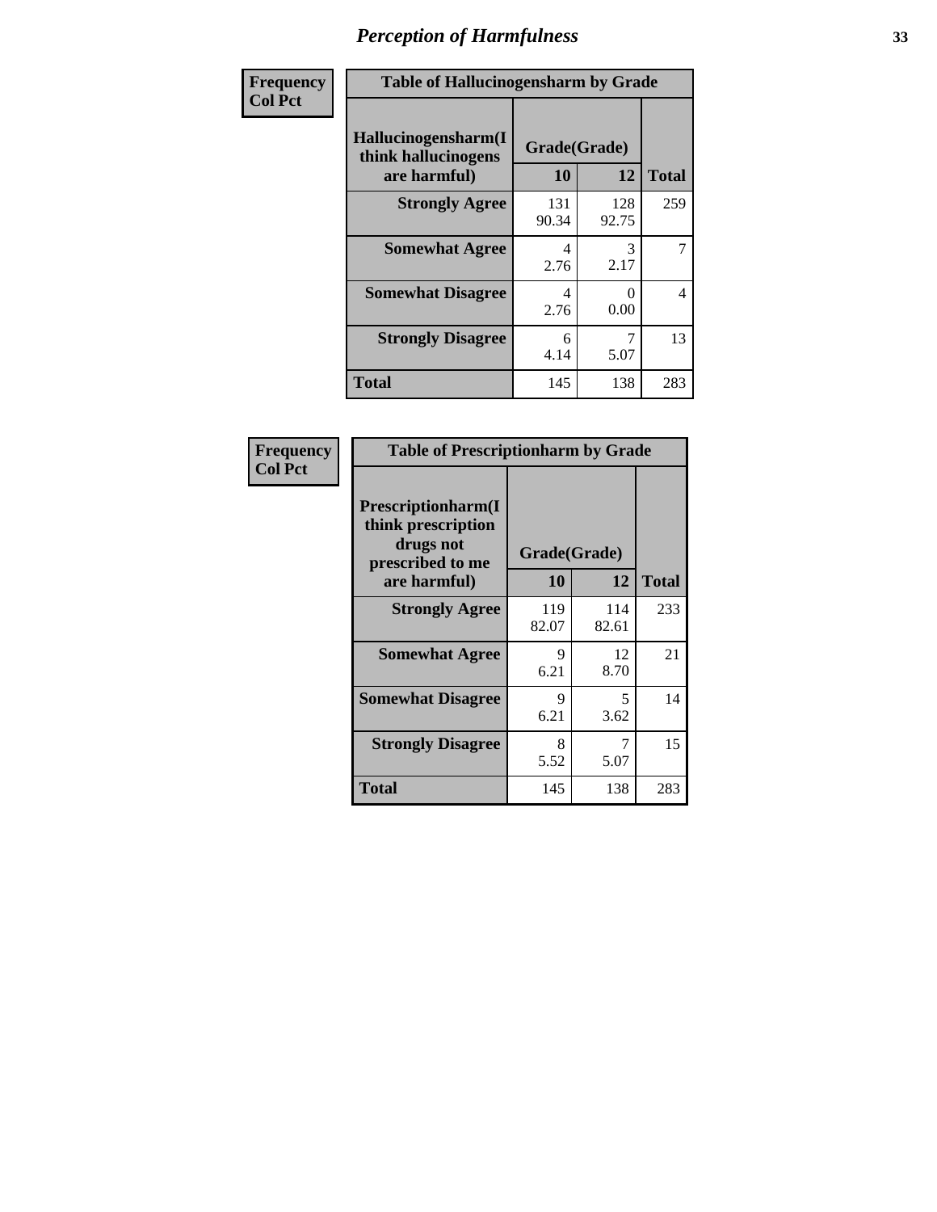# Perception of Harmfulness

| Frequency Col Pct | Table of Hallucinogensharm by Grade | | |
|---|---|---|---|
| **Hallucinogensharm(I think hallucinogens are harmful)** | **Grade(Grade)** | | |
| | **10** | **12** | **Total** |
| **Strongly Agree** | 131<br>90.34 | 128<br>92.75 | 259 |
| **Somewhat Agree** | 4<br>2.76 | 3<br>2.17 | 7 |
| **Somewhat Disagree** | 4<br>2.76 | 0<br>0.00 | 4 |
| **Strongly Disagree** | 6<br>4.14 | 7<br>5.07 | 13 |
| **Total** | 145 | 138 | 283 |

| Frequency Col Pct | Table of Prescriptionharm by Grade | | |
|---|---|---|---|
| **Prescriptionharm(I think prescription drugs not prescribed to me are harmful)** | **Grade(Grade)** | | |
| | **10** | **12** | **Total** |
| **Strongly Agree** | 119<br>82.07 | 114<br>82.61 | 233 |
| **Somewhat Agree** | 9<br>6.21 | 12<br>8.70 | 21 |
| **Somewhat Disagree** | 9<br>6.21 | 5<br>3.62 | 14 |
| **Strongly Disagree** | 8<br>5.52 | 7<br>5.07 | 15 |
| **Total** | 145 | 138 | 283 |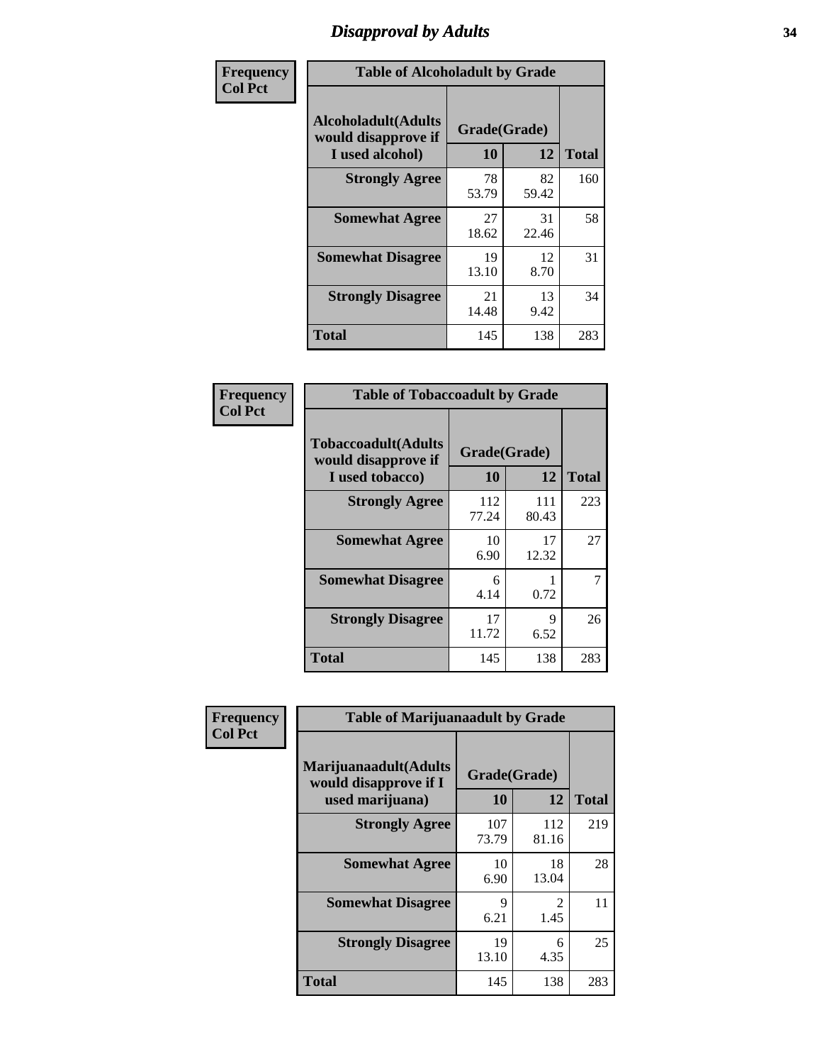# Disapproval by Adults

Frequency
Col Pct

**Table of Alcoholadult by Grade**

| Alcoholadult(Adults would disapprove if I used alcohol) | Grade(Grade) | | Total |
|---|---|---|---|
| | 10 | 12 | |
| Strongly Agree | 78<br>53.79 | 82<br>59.42 | 160 |
| Somewhat Agree | 27<br>18.62 | 31<br>22.46 | 58 |
| Somewhat Disagree | 19<br>13.10 | 12<br>8.70 | 31 |
| Strongly Disagree | 21<br>14.48 | 13<br>9.42 | 34 |
| Total | 145 | 138 | 283 |

Frequency
Col Pct

**Table of Tobaccoadult by Grade**

| Tobaccoadult(Adults would disapprove if I used tobacco) | Grade(Grade) | | Total |
|---|---|---|---|
| | 10 | 12 | |
| Strongly Agree | 112<br>77.24 | 111<br>80.43 | 223 |
| Somewhat Agree | 10<br>6.90 | 17<br>12.32 | 27 |
| Somewhat Disagree | 6<br>4.14 | 1<br>0.72 | 7 |
| Strongly Disagree | 17<br>11.72 | 9<br>6.52 | 26 |
| Total | 145 | 138 | 283 |

Frequency
Col Pct

**Table of Marijuanaadult by Grade**

| Marijuanaadult(Adults would disapprove if I used marijuana) | Grade(Grade) | | Total |
|---|---|---|---|
| | 10 | 12 | |
| Strongly Agree | 107<br>73.79 | 112<br>81.16 | 219 |
| Somewhat Agree | 10<br>6.90 | 18<br>13.04 | 28 |
| Somewhat Disagree | 9<br>6.21 | 2<br>1.45 | 11 |
| Strongly Disagree | 19<br>13.10 | 6<br>4.35 | 25 |
| Total | 145 | 138 | 283 |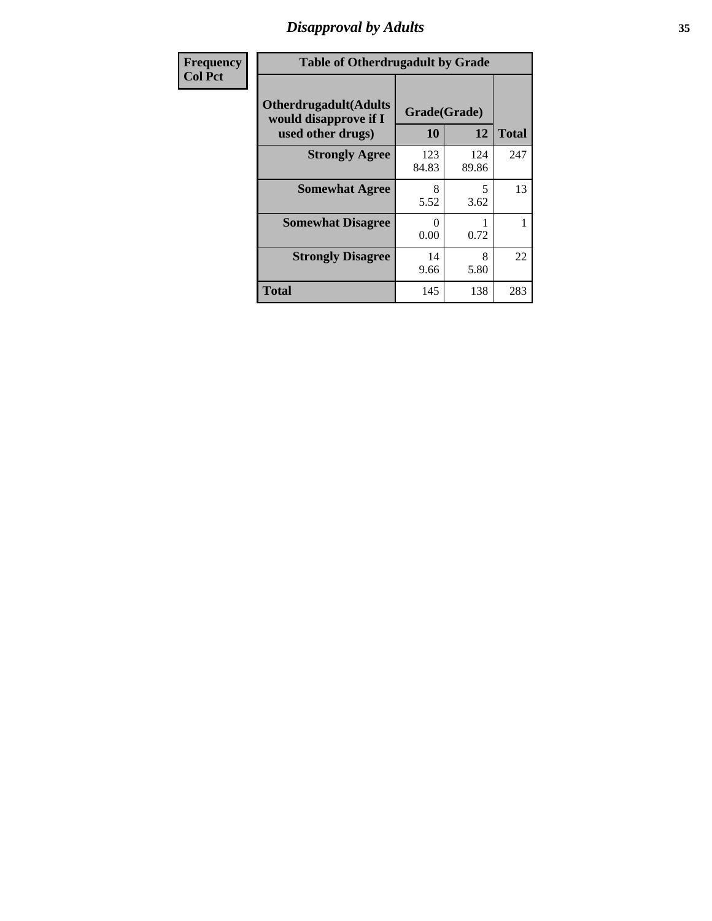| Frequency<br>Col Pct |
|---|

**Table of Otherdrugadult by Grade**

| Otherdrugadult(Adults would disapprove if I used other drugs) | Grade(Grade) | | |
|---|---|---|---|
| | 10 | 12 | Total |
| Strongly Agree | 123<br>84.83 | 124<br>89.86 | 247 |
| Somewhat Agree | 8<br>5.52 | 5<br>3.62 | 13 |
| Somewhat Disagree | 0<br>0.00 | 1<br>0.72 | 1 |
| Strongly Disagree | 14<br>9.66 | 8<br>5.80 | 22 |
| Total | 145 | 138 | 283 |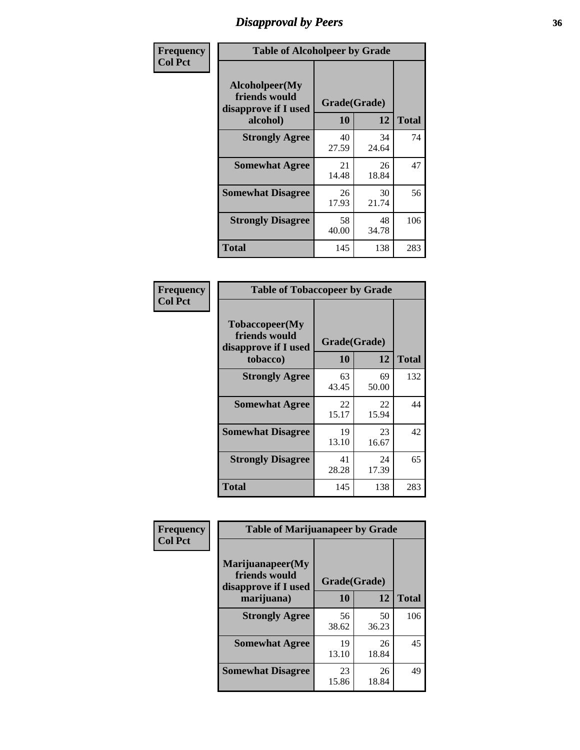# Disapproval by Peers

| Frequency<br>Col Pct | Table of Alcoholpeer by Grade | | |
|---|---|---|---|
| Alcoholpeer(My friends would disapprove if I used alcohol) | Grade(Grade) | | |
| | 10 | 12 | Total |
| Strongly Agree | 40<br>27.59 | 34<br>24.64 | 74 |
| Somewhat Agree | 21<br>14.48 | 26<br>18.84 | 47 |
| Somewhat Disagree | 26<br>17.93 | 30<br>21.74 | 56 |
| Strongly Disagree | 58<br>40.00 | 48<br>34.78 | 106 |
| Total | 145 | 138 | 283 |

| Frequency<br>Col Pct | Table of Tobaccopeer by Grade | | |
|---|---|---|---|
| Tobaccopeer(My friends would disapprove if I used tobacco) | Grade(Grade) | | |
| | 10 | 12 | Total |
| Strongly Agree | 63<br>43.45 | 69<br>50.00 | 132 |
| Somewhat Agree | 22<br>15.17 | 22<br>15.94 | 44 |
| Somewhat Disagree | 19<br>13.10 | 23<br>16.67 | 42 |
| Strongly Disagree | 41<br>28.28 | 24<br>17.39 | 65 |
| Total | 145 | 138 | 283 |

| Frequency<br>Col Pct | Table of Marijuanapeer by Grade | | |
|---|---|---|---|
| Marijuanapeer(My friends would disapprove if I used marijuana) | Grade(Grade) | | |
| | 10 | 12 | Total |
| Strongly Agree | 56<br>38.62 | 50<br>36.23 | 106 |
| Somewhat Agree | 19<br>13.10 | 26<br>18.84 | 45 |
| Somewhat Disagree | 23<br>15.86 | 26<br>18.84 | 49 |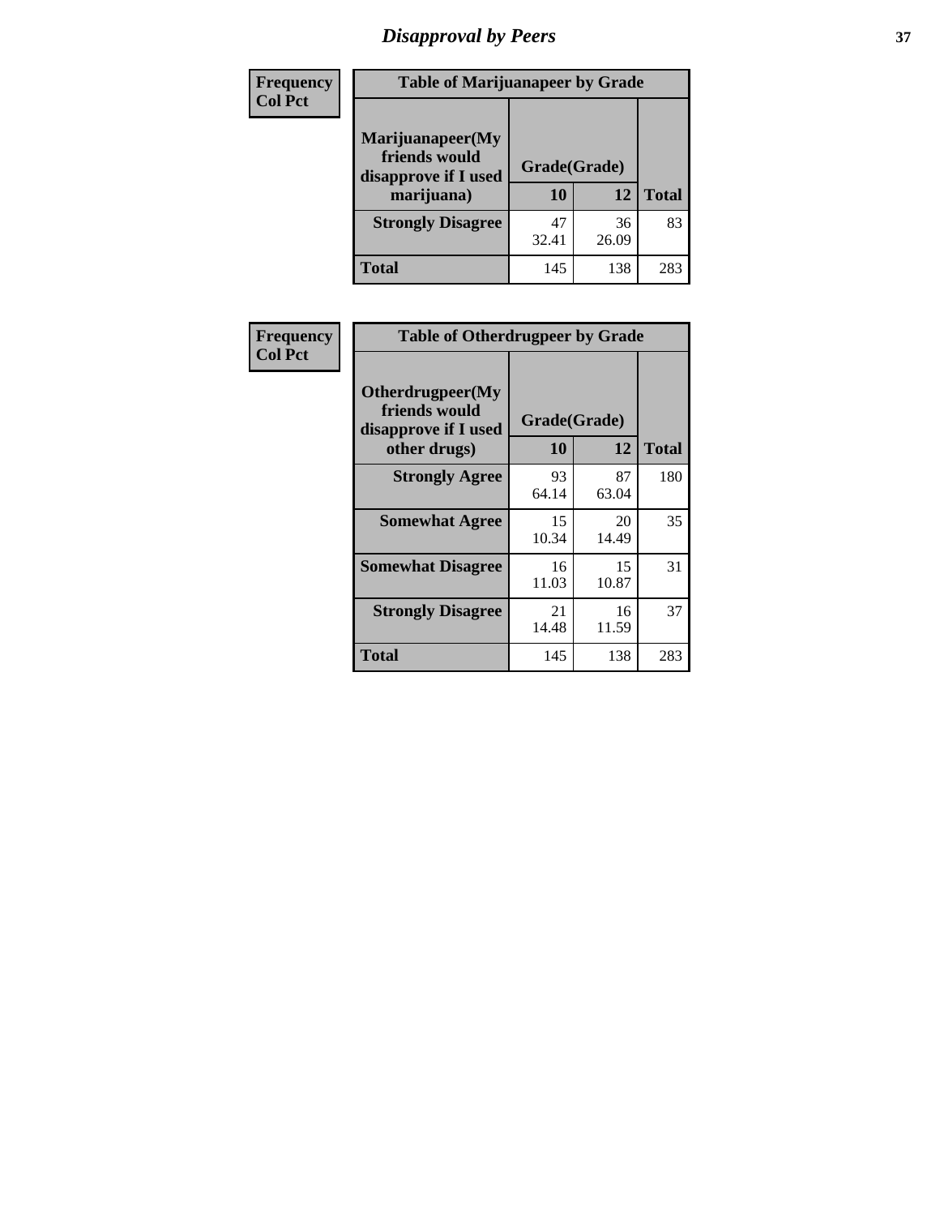## Disapproval by Peers

**Frequency**
**Col Pct**

| Table of Marijuanapeer by Grade | | | |
|---|---|---|---|
| Marijuanapeer(My friends would disapprove if I used marijuana) | Grade(Grade) | | |
| | 10 | 12 | Total |
| Strongly Disagree | 47<br>32.41 | 36<br>26.09 | 83 |
| Total | 145 | 138 | 283 |

**Frequency**
**Col Pct**

| Table of Otherdrugpeer by Grade | | | |
|---|---|---|---|
| Otherdrugpeer(My friends would disapprove if I used other drugs) | Grade(Grade) | | |
| | 10 | 12 | Total |
| Strongly Agree | 93<br>64.14 | 87<br>63.04 | 180 |
| Somewhat Agree | 15<br>10.34 | 20<br>14.49 | 35 |
| Somewhat Disagree | 16<br>11.03 | 15<br>10.87 | 31 |
| Strongly Disagree | 21<br>14.48 | 16<br>11.59 | 37 |
| Total | 145 | 138 | 283 |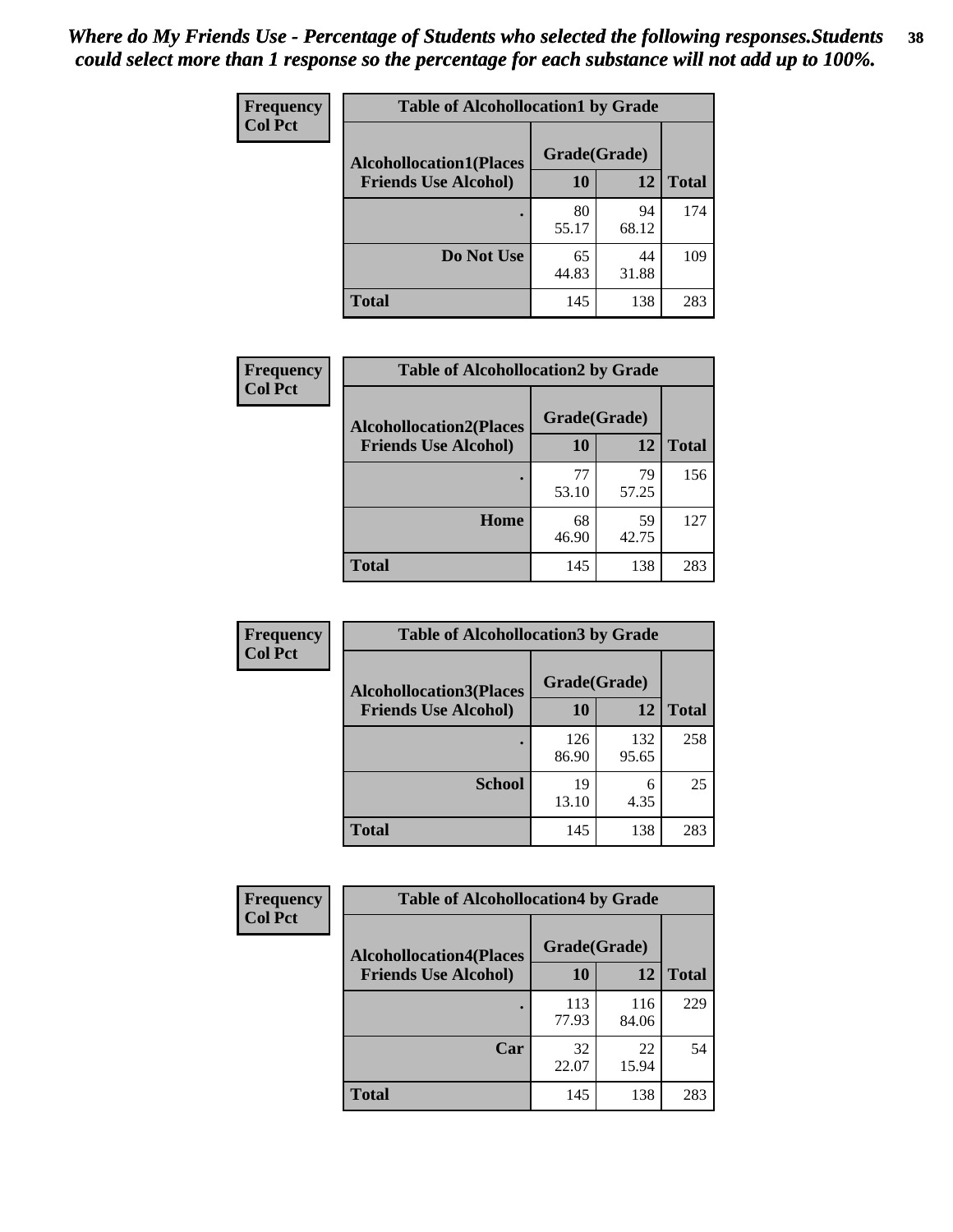*Where do My Friends Use - Percentage of Students who selected the following responses.Students could select more than 1 response so the percentage for each substance will not add up to 100%.*

**Frequency**
**Col Pct**

| Table of Alcohollocation1 by Grade | | | |
|---|---|---|---|
| **Alcohollocation1(Places Friends Use Alcohol)** | **Grade(Grade)** | | **Total** |
| | **10** | **12** | |
| **.** | 80<br>55.17 | 94<br>68.12 | 174 |
| **Do Not Use** | 65<br>44.83 | 44<br>31.88 | 109 |
| **Total** | 145 | 138 | 283 |

**Frequency**
**Col Pct**

| Table of Alcohollocation2 by Grade | | | |
|---|---|---|---|
| **Alcohollocation2(Places Friends Use Alcohol)** | **Grade(Grade)** | | **Total** |
| | **10** | **12** | |
| **.** | 77<br>53.10 | 79<br>57.25 | 156 |
| **Home** | 68<br>46.90 | 59<br>42.75 | 127 |
| **Total** | 145 | 138 | 283 |

**Frequency**
**Col Pct**

| Table of Alcohollocation3 by Grade | | | |
|---|---|---|---|
| **Alcohollocation3(Places Friends Use Alcohol)** | **Grade(Grade)** | | **Total** |
| | **10** | **12** | |
| **.** | 126<br>86.90 | 132<br>95.65 | 258 |
| **School** | 19<br>13.10 | 6<br>4.35 | 25 |
| **Total** | 145 | 138 | 283 |

**Frequency**
**Col Pct**

| Table of Alcohollocation4 by Grade | | | |
|---|---|---|---|
| **Alcohollocation4(Places Friends Use Alcohol)** | **Grade(Grade)** | | **Total** |
| | **10** | **12** | |
| **.** | 113<br>77.93 | 116<br>84.06 | 229 |
| **Car** | 32<br>22.07 | 22<br>15.94 | 54 |
| **Total** | 145 | 138 | 283 |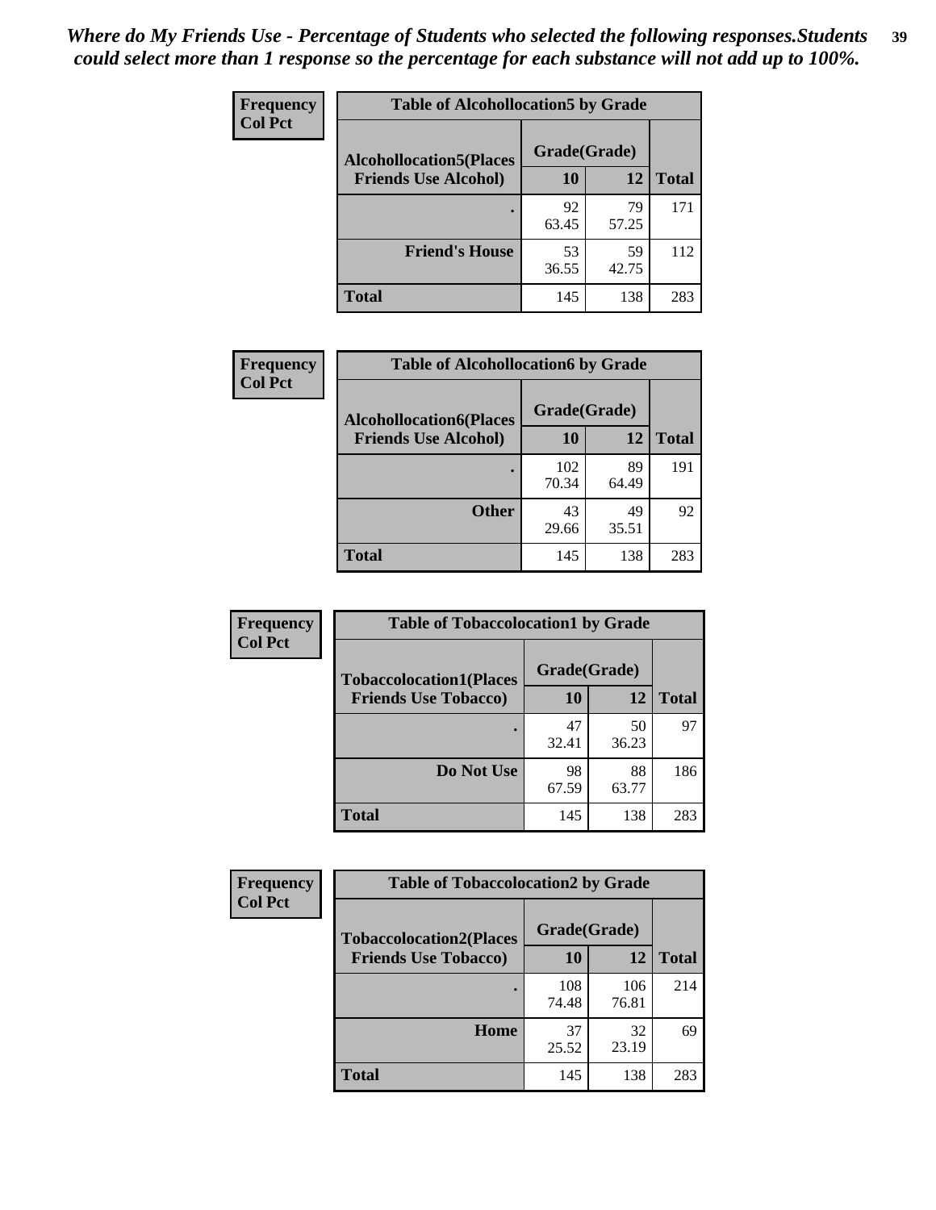*Where do My Friends Use - Percentage of Students who selected the following responses.Students could select more than 1 response so the percentage for each substance will not add up to 100%.*

**Frequency / Col Pct**

| Table of Alcohollocation5 by Grade | | | |
|---|---|---|---|
| Alcohollocation5(Places Friends Use Alcohol) | Grade(Grade) | | Total |
| | 10 | 12 | |
| . | 92<br>63.45 | 79<br>57.25 | 171 |
| Friend's House | 53<br>36.55 | 59<br>42.75 | 112 |
| Total | 145 | 138 | 283 |

**Frequency / Col Pct**

| Table of Alcohollocation6 by Grade | | | |
|---|---|---|---|
| Alcohollocation6(Places Friends Use Alcohol) | Grade(Grade) | | Total |
| | 10 | 12 | |
| . | 102<br>70.34 | 89<br>64.49 | 191 |
| Other | 43<br>29.66 | 49<br>35.51 | 92 |
| Total | 145 | 138 | 283 |

**Frequency / Col Pct**

| Table of Tobaccolocation1 by Grade | | | |
|---|---|---|---|
| Tobaccolocation1(Places Friends Use Tobacco) | Grade(Grade) | | Total |
| | 10 | 12 | |
| . | 47<br>32.41 | 50<br>36.23 | 97 |
| Do Not Use | 98<br>67.59 | 88<br>63.77 | 186 |
| Total | 145 | 138 | 283 |

**Frequency / Col Pct**

| Table of Tobaccolocation2 by Grade | | | |
|---|---|---|---|
| Tobaccolocation2(Places Friends Use Tobacco) | Grade(Grade) | | Total |
| | 10 | 12 | |
| . | 108<br>74.48 | 106<br>76.81 | 214 |
| Home | 37<br>25.52 | 32<br>23.19 | 69 |
| Total | 145 | 138 | 283 |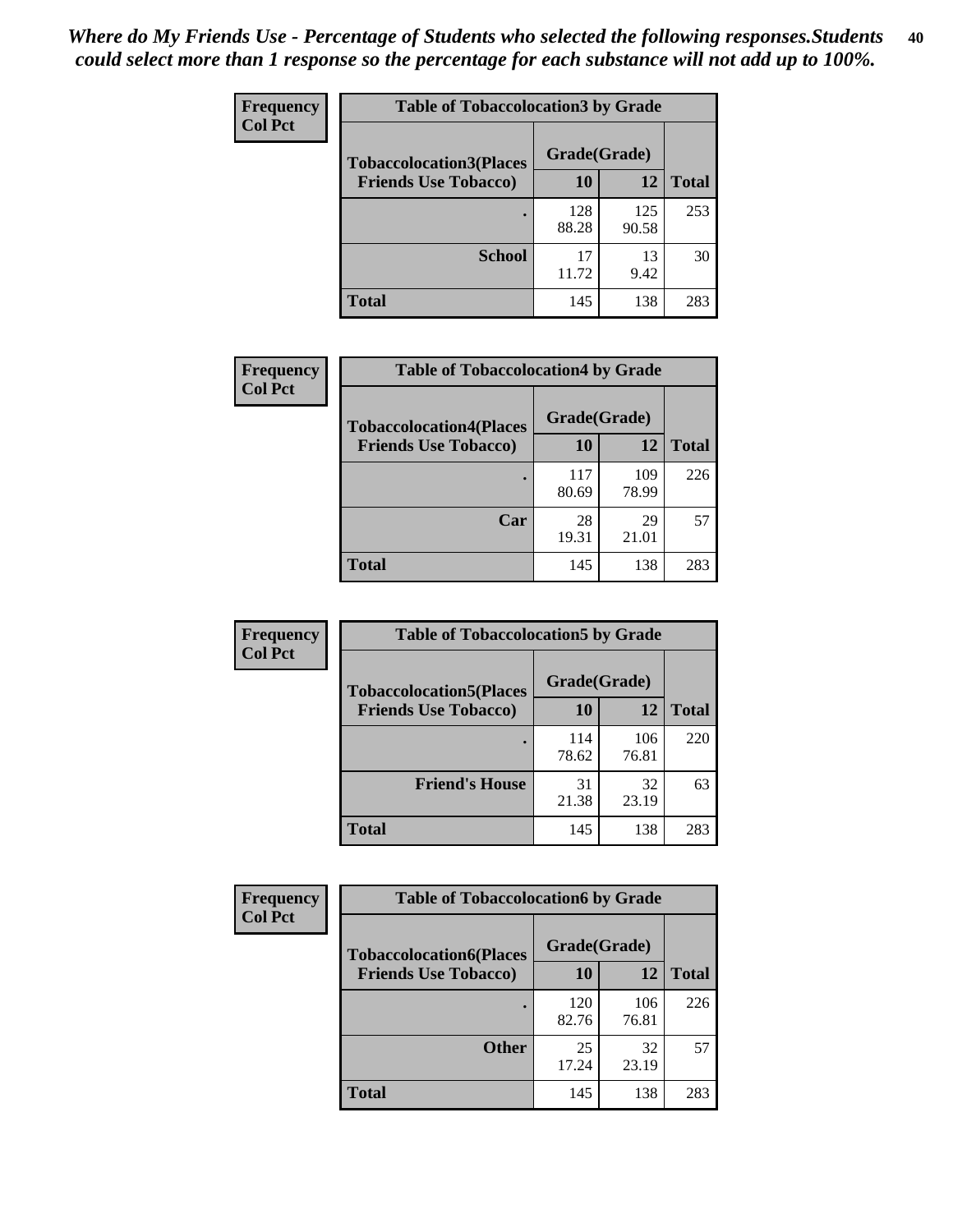*Where do My Friends Use - Percentage of Students who selected the following responses.Students could select more than 1 response so the percentage for each substance will not add up to 100%.*

**Frequency**
**Col Pct**

| Table of Tobaccolocation3 by Grade | | | |
|---|---|---|---|
| **Tobaccolocation3(Places Friends Use Tobacco)** | **Grade(Grade)** | | **Total** |
| | **10** | **12** | |
| **.** | 128<br>88.28 | 125<br>90.58 | 253 |
| **School** | 17<br>11.72 | 13<br>9.42 | 30 |
| **Total** | 145 | 138 | 283 |

**Frequency**
**Col Pct**

| Table of Tobaccolocation4 by Grade | | | |
|---|---|---|---|
| **Tobaccolocation4(Places Friends Use Tobacco)** | **Grade(Grade)** | | **Total** |
| | **10** | **12** | |
| **.** | 117<br>80.69 | 109<br>78.99 | 226 |
| **Car** | 28<br>19.31 | 29<br>21.01 | 57 |
| **Total** | 145 | 138 | 283 |

**Frequency**
**Col Pct**

| Table of Tobaccolocation5 by Grade | | | |
|---|---|---|---|
| **Tobaccolocation5(Places Friends Use Tobacco)** | **Grade(Grade)** | | **Total** |
| | **10** | **12** | |
| **.** | 114<br>78.62 | 106<br>76.81 | 220 |
| **Friend's House** | 31<br>21.38 | 32<br>23.19 | 63 |
| **Total** | 145 | 138 | 283 |

**Frequency**
**Col Pct**

| Table of Tobaccolocation6 by Grade | | | |
|---|---|---|---|
| **Tobaccolocation6(Places Friends Use Tobacco)** | **Grade(Grade)** | | **Total** |
| | **10** | **12** | |
| **.** | 120<br>82.76 | 106<br>76.81 | 226 |
| **Other** | 25<br>17.24 | 32<br>23.19 | 57 |
| **Total** | 145 | 138 | 283 |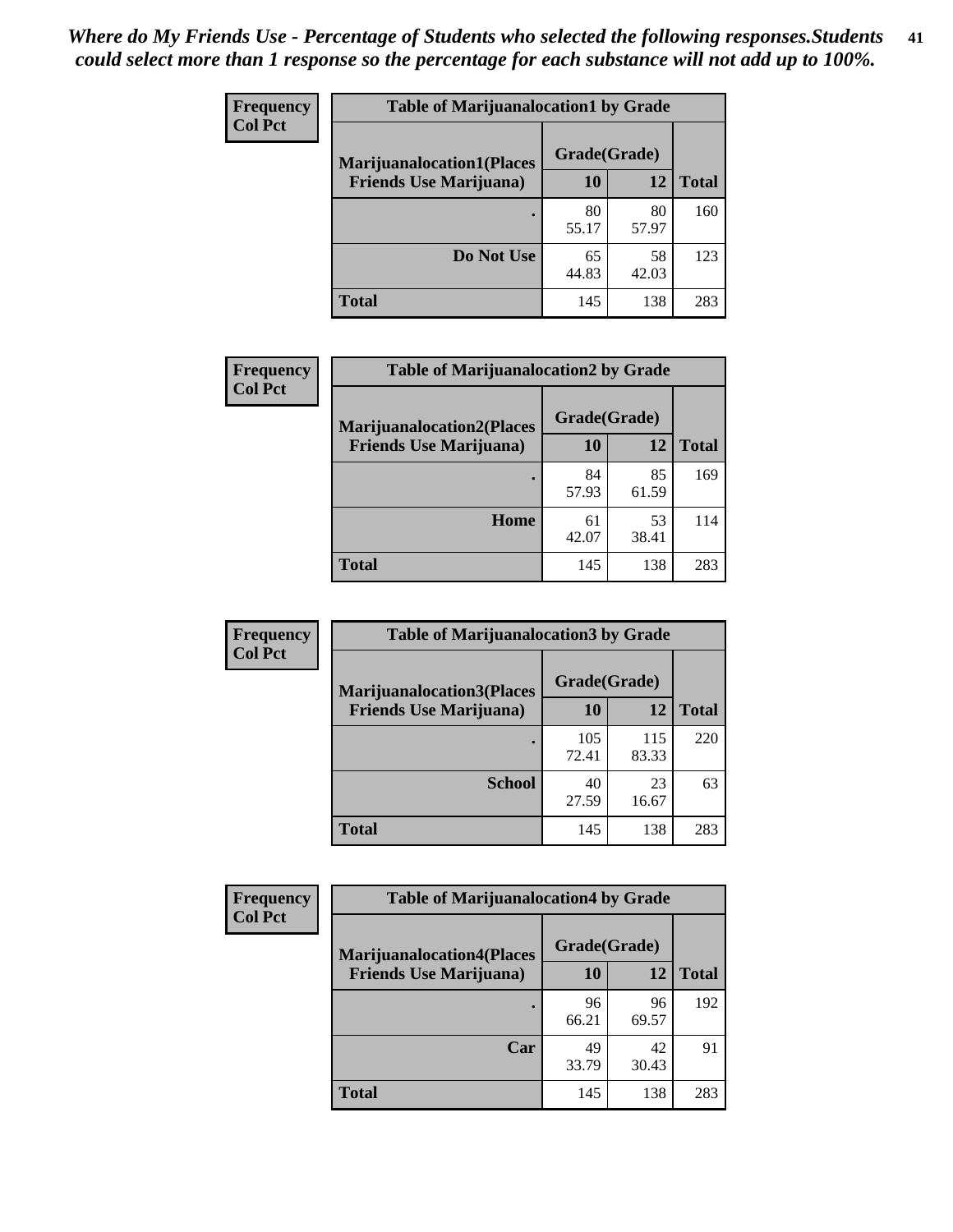*Where do My Friends Use - Percentage of Students who selected the following responses.Students could select more than 1 response so the percentage for each substance will not add up to 100%.*

**Frequency Col Pct**

| Table of Marijuanalocation1 by Grade | | | |
|---|---|---|---|
| **Marijuanalocation1(Places Friends Use Marijuana)** | **Grade(Grade)** | | **Total** |
| | **10** | **12** | |
| **.** | 80<br>55.17 | 80<br>57.97 | 160 |
| **Do Not Use** | 65<br>44.83 | 58<br>42.03 | 123 |
| **Total** | 145 | 138 | 283 |

**Frequency Col Pct**

| Table of Marijuanalocation2 by Grade | | | |
|---|---|---|---|
| **Marijuanalocation2(Places Friends Use Marijuana)** | **Grade(Grade)** | | **Total** |
| | **10** | **12** | |
| **.** | 84<br>57.93 | 85<br>61.59 | 169 |
| **Home** | 61<br>42.07 | 53<br>38.41 | 114 |
| **Total** | 145 | 138 | 283 |

**Frequency Col Pct**

| Table of Marijuanalocation3 by Grade | | | |
|---|---|---|---|
| **Marijuanalocation3(Places Friends Use Marijuana)** | **Grade(Grade)** | | **Total** |
| | **10** | **12** | |
| **.** | 105<br>72.41 | 115<br>83.33 | 220 |
| **School** | 40<br>27.59 | 23<br>16.67 | 63 |
| **Total** | 145 | 138 | 283 |

**Frequency Col Pct**

| Table of Marijuanalocation4 by Grade | | | |
|---|---|---|---|
| **Marijuanalocation4(Places Friends Use Marijuana)** | **Grade(Grade)** | | **Total** |
| | **10** | **12** | |
| **.** | 96<br>66.21 | 96<br>69.57 | 192 |
| **Car** | 49<br>33.79 | 42<br>30.43 | 91 |
| **Total** | 145 | 138 | 283 |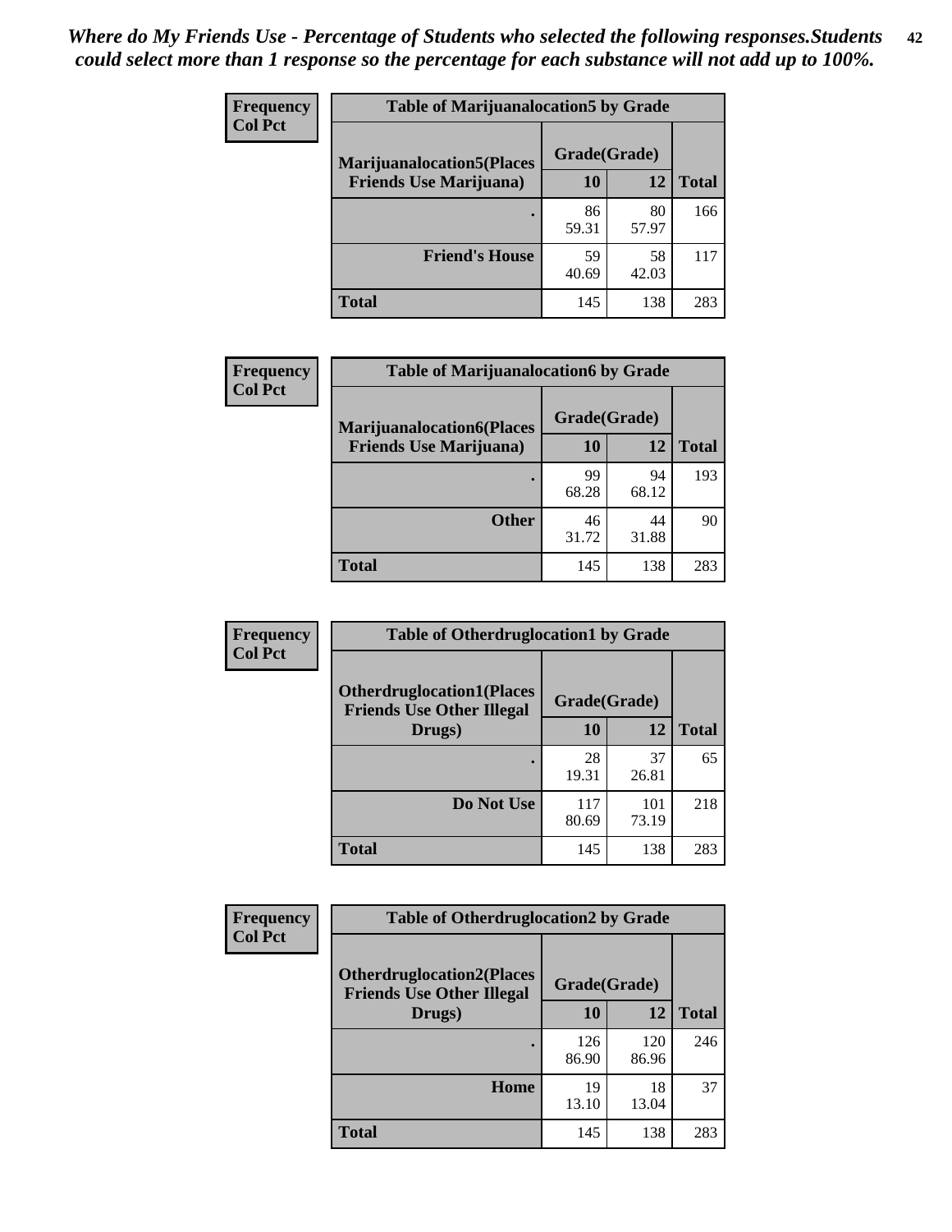*Where do My Friends Use - Percentage of Students who selected the following responses.Students could select more than 1 response so the percentage for each substance will not add up to 100%.*

**Frequency**
**Col Pct**

| Table of Marijuanalocation5 by Grade | | | |
|---|---|---|---|
| **Marijuanalocation5(Places Friends Use Marijuana)** | **Grade(Grade)** | | |
| | **10** | **12** | **Total** |
| **.** | 86<br>59.31 | 80<br>57.97 | 166 |
| **Friend's House** | 59<br>40.69 | 58<br>42.03 | 117 |
| **Total** | 145 | 138 | 283 |

**Frequency**
**Col Pct**

| Table of Marijuanalocation6 by Grade | | | |
|---|---|---|---|
| **Marijuanalocation6(Places Friends Use Marijuana)** | **Grade(Grade)** | | |
| | **10** | **12** | **Total** |
| **.** | 99<br>68.28 | 94<br>68.12 | 193 |
| **Other** | 46<br>31.72 | 44<br>31.88 | 90 |
| **Total** | 145 | 138 | 283 |

**Frequency**
**Col Pct**

| Table of Otherdruglocation1 by Grade | | | |
|---|---|---|---|
| **Otherdruglocation1(Places Friends Use Other Illegal Drugs)** | **Grade(Grade)** | | |
| | **10** | **12** | **Total** |
| **.** | 28<br>19.31 | 37<br>26.81 | 65 |
| **Do Not Use** | 117<br>80.69 | 101<br>73.19 | 218 |
| **Total** | 145 | 138 | 283 |

**Frequency**
**Col Pct**

| Table of Otherdruglocation2 by Grade | | | |
|---|---|---|---|
| **Otherdruglocation2(Places Friends Use Other Illegal Drugs)** | **Grade(Grade)** | | |
| | **10** | **12** | **Total** |
| **.** | 126<br>86.90 | 120<br>86.96 | 246 |
| **Home** | 19<br>13.10 | 18<br>13.04 | 37 |
| **Total** | 145 | 138 | 283 |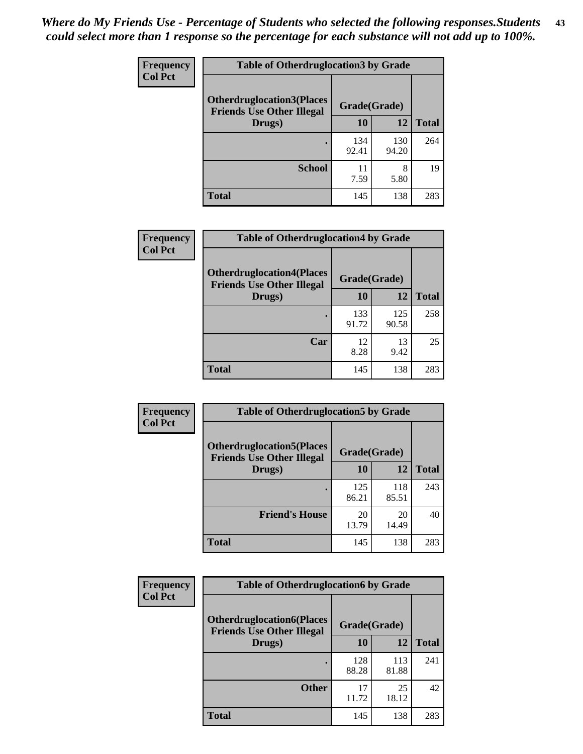*Where do My Friends Use - Percentage of Students who selected the following responses.Students could select more than 1 response so the percentage for each substance will not add up to 100%.*

**Frequency / Col Pct**

| Table of Otherdruglocation3 by Grade | | | |
|---|---|---|---|
| Otherdruglocation3(Places Friends Use Other Illegal Drugs) | Grade(Grade) | | Total |
| | 10 | 12 | |
| . | 134<br>92.41 | 130<br>94.20 | 264 |
| School | 11<br>7.59 | 8<br>5.80 | 19 |
| Total | 145 | 138 | 283 |

**Frequency / Col Pct**

| Table of Otherdruglocation4 by Grade | | | |
|---|---|---|---|
| Otherdruglocation4(Places Friends Use Other Illegal Drugs) | Grade(Grade) | | Total |
| | 10 | 12 | |
| . | 133<br>91.72 | 125<br>90.58 | 258 |
| Car | 12<br>8.28 | 13<br>9.42 | 25 |
| Total | 145 | 138 | 283 |

**Frequency / Col Pct**

| Table of Otherdruglocation5 by Grade | | | |
|---|---|---|---|
| Otherdruglocation5(Places Friends Use Other Illegal Drugs) | Grade(Grade) | | Total |
| | 10 | 12 | |
| . | 125<br>86.21 | 118<br>85.51 | 243 |
| Friend's House | 20<br>13.79 | 20<br>14.49 | 40 |
| Total | 145 | 138 | 283 |

**Frequency / Col Pct**

| Table of Otherdruglocation6 by Grade | | | |
|---|---|---|---|
| Otherdruglocation6(Places Friends Use Other Illegal Drugs) | Grade(Grade) | | Total |
| | 10 | 12 | |
| . | 128<br>88.28 | 113<br>81.88 | 241 |
| Other | 17<br>11.72 | 25<br>18.12 | 42 |
| Total | 145 | 138 | 283 |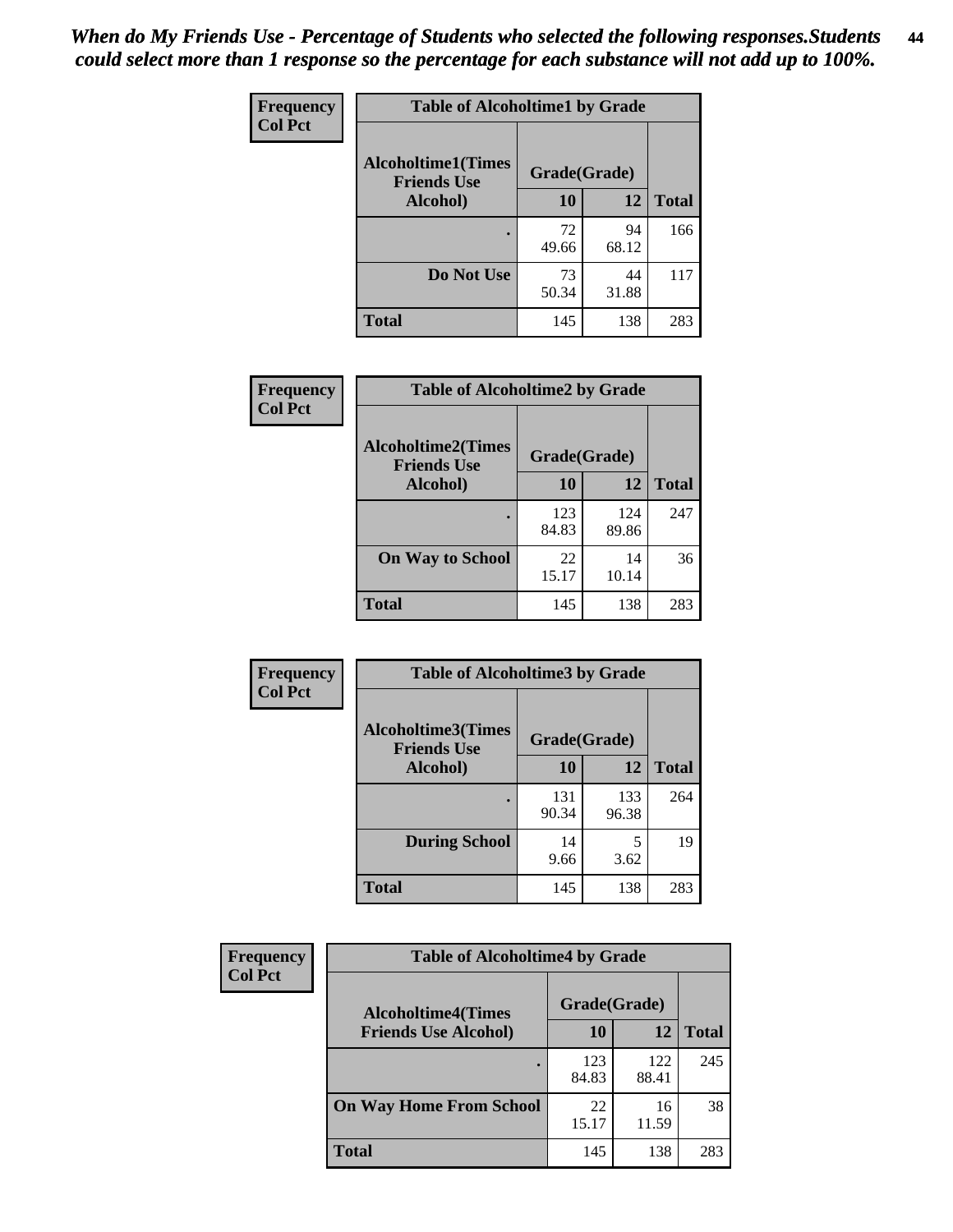*When do My Friends Use - Percentage of Students who selected the following responses.Students could select more than 1 response so the percentage for each substance will not add up to 100%.*

**Frequency**
**Col Pct**

**Table of Alcoholtime1 by Grade**

| Alcoholtime1(Times Friends Use Alcohol) | Grade(Grade) 10 | 12 | Total |
|---|---|---|---|
| . | 72<br>49.66 | 94<br>68.12 | 166 |
| Do Not Use | 73<br>50.34 | 44<br>31.88 | 117 |
| Total | 145 | 138 | 283 |

**Frequency**
**Col Pct**

**Table of Alcoholtime2 by Grade**

| Alcoholtime2(Times Friends Use Alcohol) | Grade(Grade) 10 | 12 | Total |
|---|---|---|---|
| . | 123<br>84.83 | 124<br>89.86 | 247 |
| On Way to School | 22<br>15.17 | 14<br>10.14 | 36 |
| Total | 145 | 138 | 283 |

**Frequency**
**Col Pct**

**Table of Alcoholtime3 by Grade**

| Alcoholtime3(Times Friends Use Alcohol) | Grade(Grade) 10 | 12 | Total |
|---|---|---|---|
| . | 131<br>90.34 | 133<br>96.38 | 264 |
| During School | 14<br>9.66 | 5<br>3.62 | 19 |
| Total | 145 | 138 | 283 |

**Frequency**
**Col Pct**

**Table of Alcoholtime4 by Grade**

| Alcoholtime4(Times Friends Use Alcohol) | Grade(Grade) 10 | 12 | Total |
|---|---|---|---|
| . | 123<br>84.83 | 122<br>88.41 | 245 |
| On Way Home From School | 22<br>15.17 | 16<br>11.59 | 38 |
| Total | 145 | 138 | 283 |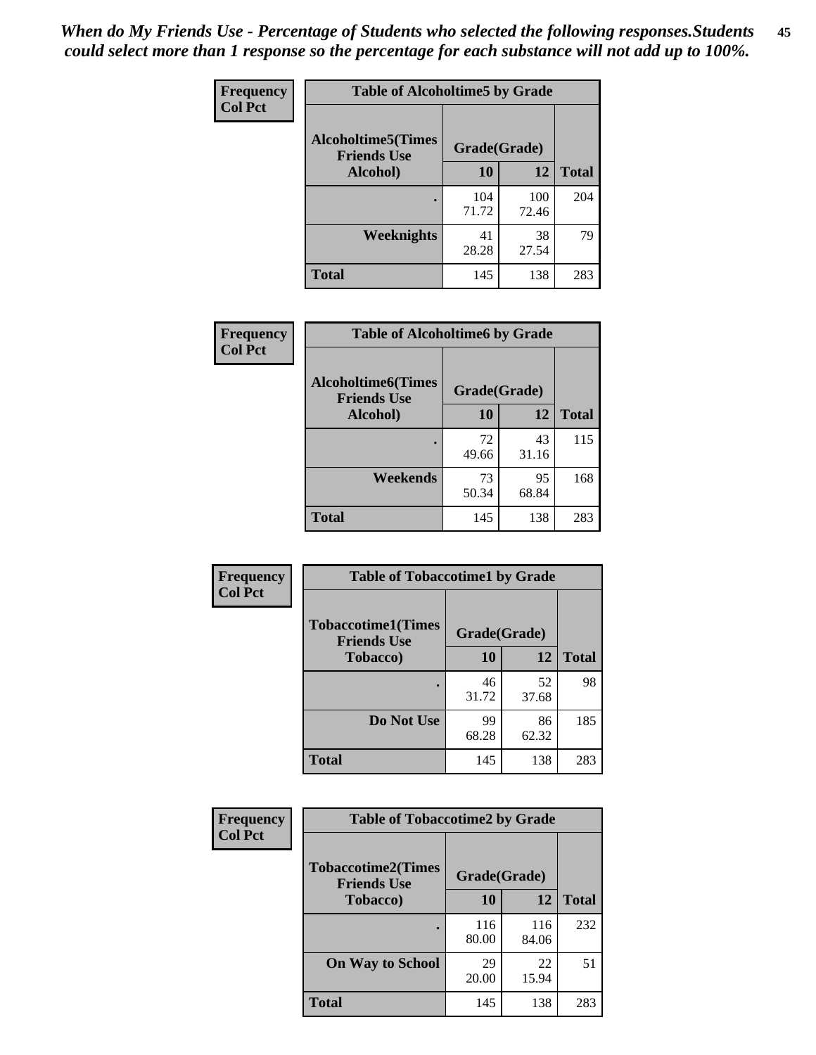*When do My Friends Use - Percentage of Students who selected the following responses.Students could select more than 1 response so the percentage for each substance will not add up to 100%.*

**Frequency**
**Col Pct**

**Table of Alcoholtime5 by Grade**

| Alcoholtime5(Times Friends Use Alcohol) | Grade(Grade) | | Total |
|---|---|---|---|
| | 10 | 12 | |
| . | 104<br>71.72 | 100<br>72.46 | 204 |
| Weeknights | 41<br>28.28 | 38<br>27.54 | 79 |
| Total | 145 | 138 | 283 |

**Frequency**
**Col Pct**

**Table of Alcoholtime6 by Grade**

| Alcoholtime6(Times Friends Use Alcohol) | Grade(Grade) | | Total |
|---|---|---|---|
| | 10 | 12 | |
| . | 72<br>49.66 | 43<br>31.16 | 115 |
| Weekends | 73<br>50.34 | 95<br>68.84 | 168 |
| Total | 145 | 138 | 283 |

**Frequency**
**Col Pct**

**Table of Tobaccotime1 by Grade**

| Tobaccotime1(Times Friends Use Tobacco) | Grade(Grade) | | Total |
|---|---|---|---|
| | 10 | 12 | |
| . | 46<br>31.72 | 52<br>37.68 | 98 |
| Do Not Use | 99<br>68.28 | 86<br>62.32 | 185 |
| Total | 145 | 138 | 283 |

**Frequency**
**Col Pct**

**Table of Tobaccotime2 by Grade**

| Tobaccotime2(Times Friends Use Tobacco) | Grade(Grade) | | Total |
|---|---|---|---|
| | 10 | 12 | |
| . | 116<br>80.00 | 116<br>84.06 | 232 |
| On Way to School | 29<br>20.00 | 22<br>15.94 | 51 |
| Total | 145 | 138 | 283 |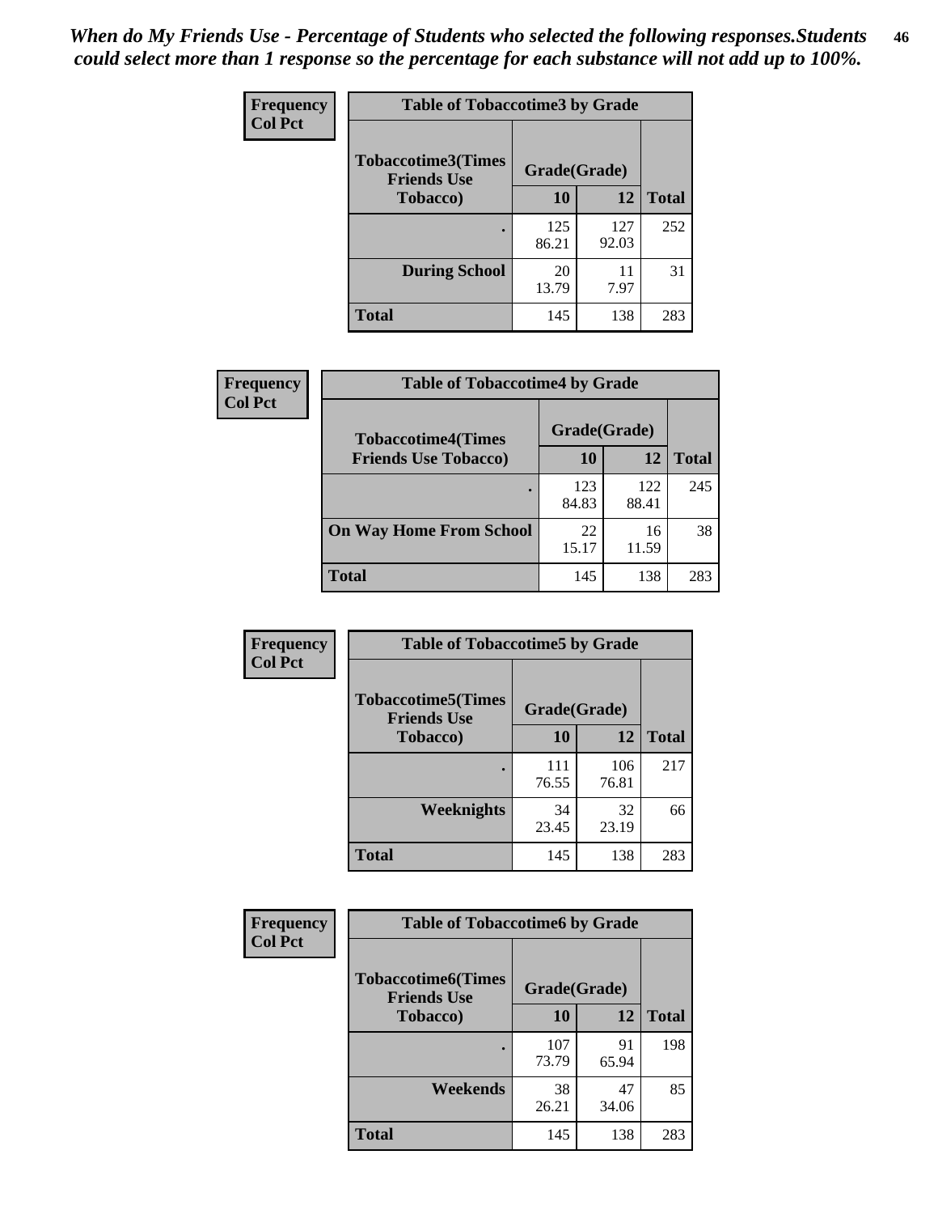*When do My Friends Use - Percentage of Students who selected the following responses.Students could select more than 1 response so the percentage for each substance will not add up to 100%.*

**Frequency**
**Col Pct**

**Table of Tobaccotime3 by Grade**

| Tobaccotime3(Times Friends Use Tobacco) | Grade(Grade) | | Total |
|---|---|---|---|
| | 10 | 12 | |
| . | 125<br>86.21 | 127<br>92.03 | 252 |
| During School | 20<br>13.79 | 11<br>7.97 | 31 |
| Total | 145 | 138 | 283 |

**Frequency**
**Col Pct**

**Table of Tobaccotime4 by Grade**

| Tobaccotime4(Times Friends Use Tobacco) | Grade(Grade) | | Total |
|---|---|---|---|
| | 10 | 12 | |
| . | 123<br>84.83 | 122<br>88.41 | 245 |
| On Way Home From School | 22<br>15.17 | 16<br>11.59 | 38 |
| Total | 145 | 138 | 283 |

**Frequency**
**Col Pct**

**Table of Tobaccotime5 by Grade**

| Tobaccotime5(Times Friends Use Tobacco) | Grade(Grade) | | Total |
|---|---|---|---|
| | 10 | 12 | |
| . | 111<br>76.55 | 106<br>76.81 | 217 |
| Weeknights | 34<br>23.45 | 32<br>23.19 | 66 |
| Total | 145 | 138 | 283 |

**Frequency**
**Col Pct**

**Table of Tobaccotime6 by Grade**

| Tobaccotime6(Times Friends Use Tobacco) | Grade(Grade) | | Total |
|---|---|---|---|
| | 10 | 12 | |
| . | 107<br>73.79 | 91<br>65.94 | 198 |
| Weekends | 38<br>26.21 | 47<br>34.06 | 85 |
| Total | 145 | 138 | 283 |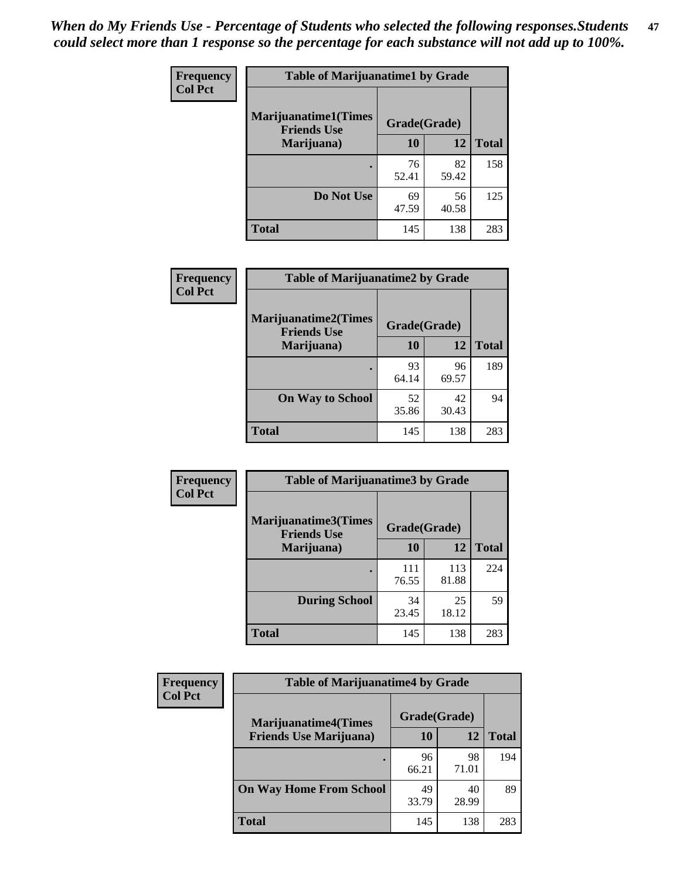*When do My Friends Use - Percentage of Students who selected the following responses.Students could select more than 1 response so the percentage for each substance will not add up to 100%.*

**Frequency**
**Col Pct**

| Table of Marijuanatime1 by Grade | | | |
|---|---|---|---|
| **Marijuanatime1(Times Friends Use Marijuana)** | **Grade(Grade)** | | **Total** |
| | **10** | **12** | |
| **.** | 76<br>52.41 | 82<br>59.42 | 158 |
| **Do Not Use** | 69<br>47.59 | 56<br>40.58 | 125 |
| **Total** | 145 | 138 | 283 |

**Frequency**
**Col Pct**

| Table of Marijuanatime2 by Grade | | | |
|---|---|---|---|
| **Marijuanatime2(Times Friends Use Marijuana)** | **Grade(Grade)** | | **Total** |
| | **10** | **12** | |
| **.** | 93<br>64.14 | 96<br>69.57 | 189 |
| **On Way to School** | 52<br>35.86 | 42<br>30.43 | 94 |
| **Total** | 145 | 138 | 283 |

**Frequency**
**Col Pct**

| Table of Marijuanatime3 by Grade | | | |
|---|---|---|---|
| **Marijuanatime3(Times Friends Use Marijuana)** | **Grade(Grade)** | | **Total** |
| | **10** | **12** | |
| **.** | 111<br>76.55 | 113<br>81.88 | 224 |
| **During School** | 34<br>23.45 | 25<br>18.12 | 59 |
| **Total** | 145 | 138 | 283 |

**Frequency**
**Col Pct**

| Table of Marijuanatime4 by Grade | | | |
|---|---|---|---|
| **Marijuanatime4(Times Friends Use Marijuana)** | **Grade(Grade)** | | **Total** |
| | **10** | **12** | |
| **.** | 96<br>66.21 | 98<br>71.01 | 194 |
| **On Way Home From School** | 49<br>33.79 | 40<br>28.99 | 89 |
| **Total** | 145 | 138 | 283 |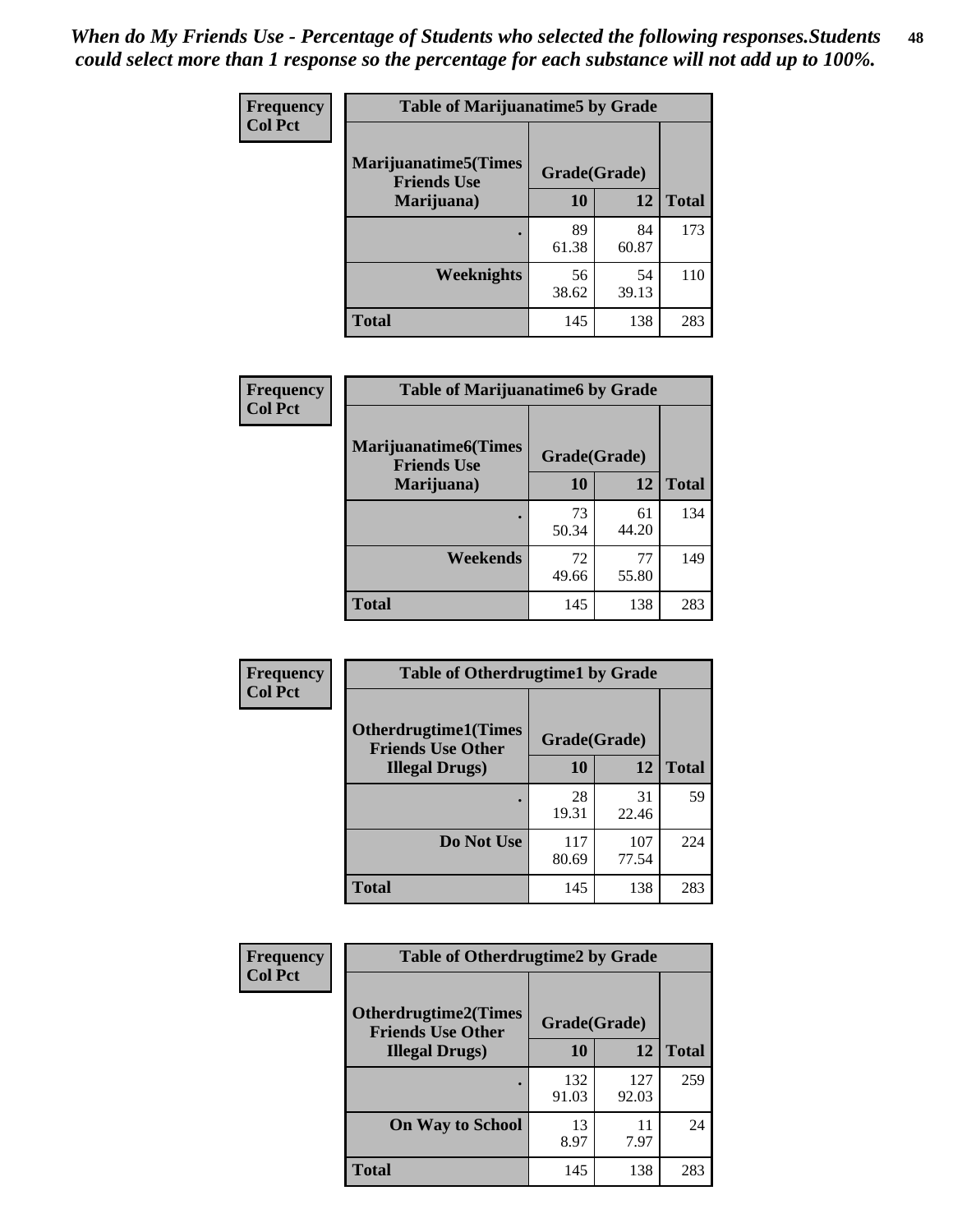*When do My Friends Use - Percentage of Students who selected the following responses.Students could select more than 1 response so the percentage for each substance will not add up to 100%.*

**Frequency**
**Col Pct**

**Table of Marijuanatime5 by Grade**

| Marijuanatime5(Times Friends Use Marijuana) | Grade(Grade) | | Total |
|---|---|---|---|
| | 10 | 12 | |
| . | 89<br>61.38 | 84<br>60.87 | 173 |
| Weeknights | 56<br>38.62 | 54<br>39.13 | 110 |
| Total | 145 | 138 | 283 |

**Frequency**
**Col Pct**

**Table of Marijuanatime6 by Grade**

| Marijuanatime6(Times Friends Use Marijuana) | Grade(Grade) | | Total |
|---|---|---|---|
| | 10 | 12 | |
| . | 73<br>50.34 | 61<br>44.20 | 134 |
| Weekends | 72<br>49.66 | 77<br>55.80 | 149 |
| Total | 145 | 138 | 283 |

**Frequency**
**Col Pct**

**Table of Otherdrugtime1 by Grade**

| Otherdrugtime1(Times Friends Use Other Illegal Drugs) | Grade(Grade) | | Total |
|---|---|---|---|
| | 10 | 12 | |
| . | 28<br>19.31 | 31<br>22.46 | 59 |
| Do Not Use | 117<br>80.69 | 107<br>77.54 | 224 |
| Total | 145 | 138 | 283 |

**Frequency**
**Col Pct**

**Table of Otherdrugtime2 by Grade**

| Otherdrugtime2(Times Friends Use Other Illegal Drugs) | Grade(Grade) | | Total |
|---|---|---|---|
| | 10 | 12 | |
| . | 132<br>91.03 | 127<br>92.03 | 259 |
| On Way to School | 13<br>8.97 | 11<br>7.97 | 24 |
| Total | 145 | 138 | 283 |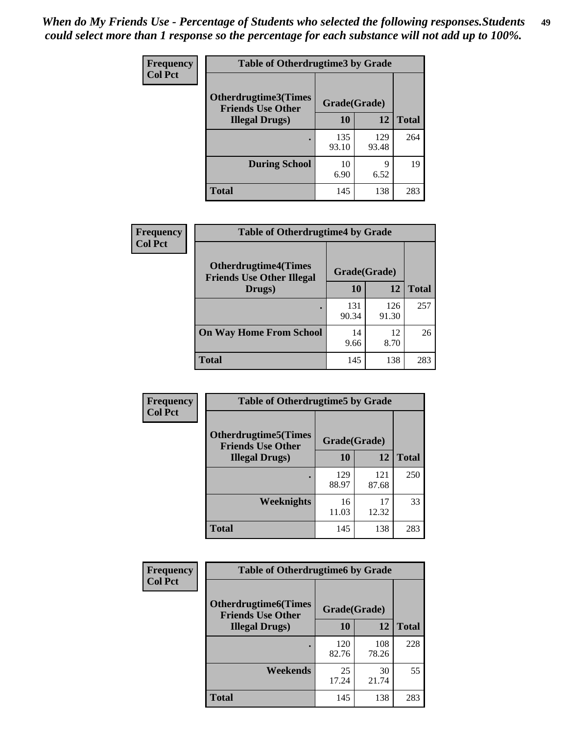*When do My Friends Use - Percentage of Students who selected the following responses.Students could select more than 1 response so the percentage for each substance will not add up to 100%.*

**Frequency**
**Col Pct**

| Table of Otherdrugtime3 by Grade | | | |
|---|---|---|---|
| **Otherdrugtime3(Times Friends Use Other Illegal Drugs)** | **Grade(Grade)** | | **Total** |
| | **10** | **12** | |
| **.** | 135<br>93.10 | 129<br>93.48 | 264 |
| **During School** | 10<br>6.90 | 9<br>6.52 | 19 |
| **Total** | 145 | 138 | 283 |

**Frequency**
**Col Pct**

| Table of Otherdrugtime4 by Grade | | | |
|---|---|---|---|
| **Otherdrugtime4(Times Friends Use Other Illegal Drugs)** | **Grade(Grade)** | | **Total** |
| | **10** | **12** | |
| **.** | 131<br>90.34 | 126<br>91.30 | 257 |
| **On Way Home From School** | 14<br>9.66 | 12<br>8.70 | 26 |
| **Total** | 145 | 138 | 283 |

**Frequency**
**Col Pct**

| Table of Otherdrugtime5 by Grade | | | |
|---|---|---|---|
| **Otherdrugtime5(Times Friends Use Other Illegal Drugs)** | **Grade(Grade)** | | **Total** |
| | **10** | **12** | |
| **.** | 129<br>88.97 | 121<br>87.68 | 250 |
| **Weeknights** | 16<br>11.03 | 17<br>12.32 | 33 |
| **Total** | 145 | 138 | 283 |

**Frequency**
**Col Pct**

| Table of Otherdrugtime6 by Grade | | | |
|---|---|---|---|
| **Otherdrugtime6(Times Friends Use Other Illegal Drugs)** | **Grade(Grade)** | | **Total** |
| | **10** | **12** | |
| **.** | 120<br>82.76 | 108<br>78.26 | 228 |
| **Weekends** | 25<br>17.24 | 30<br>21.74 | 55 |
| **Total** | 145 | 138 | 283 |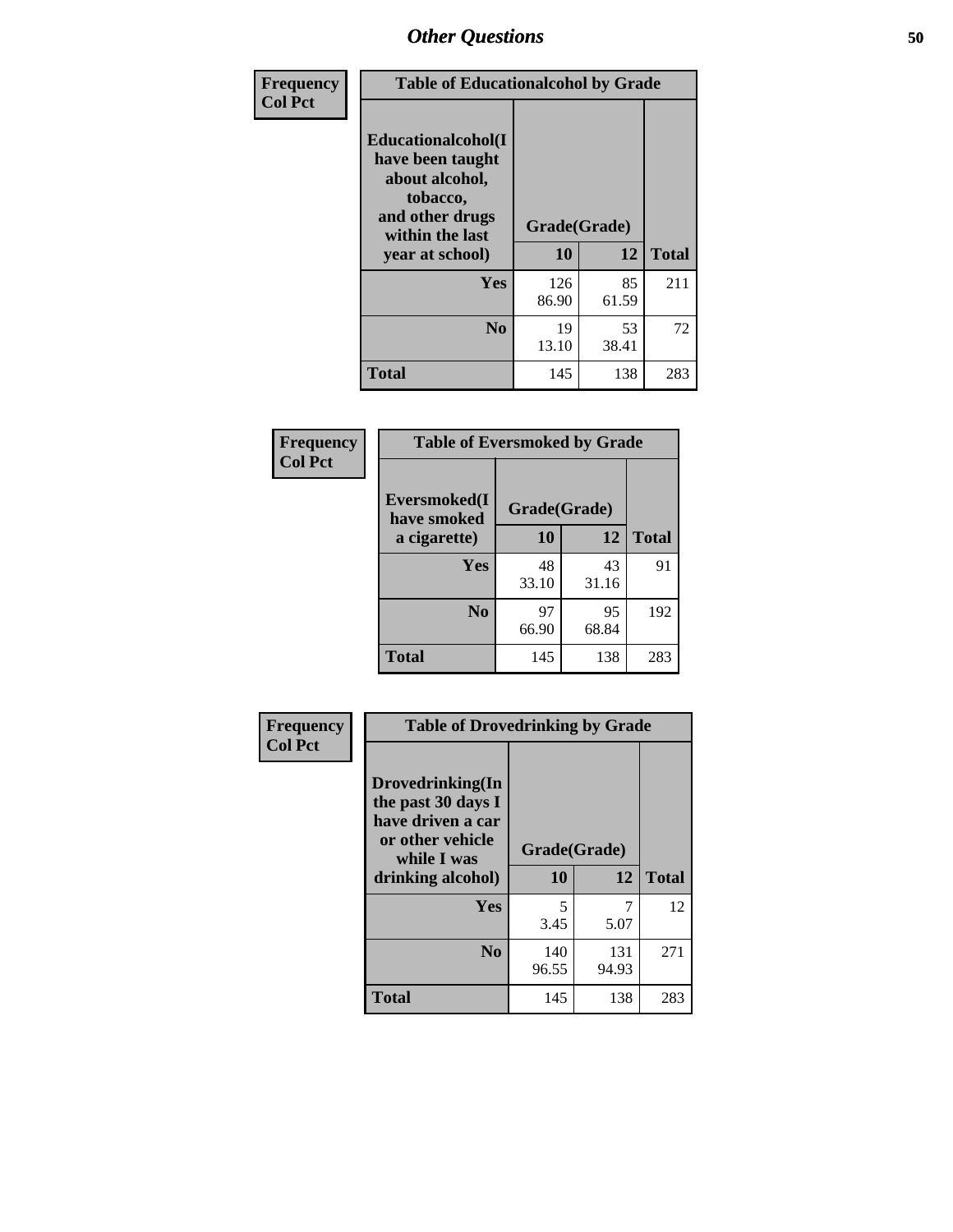## Other Questions

**Frequency**
**Col Pct**

| Table of Educationalcohol by Grade | | | |
|---|---|---|---|
| Educationalcohol(I have been taught about alcohol, tobacco, and other drugs within the last year at school) | Grade(Grade) | | |
| | 10 | 12 | Total |
| Yes | 126<br>86.90 | 85<br>61.59 | 211 |
| No | 19<br>13.10 | 53<br>38.41 | 72 |
| Total | 145 | 138 | 283 |

**Frequency**
**Col Pct**

| Table of Eversmoked by Grade | | | |
|---|---|---|---|
| Eversmoked(I have smoked a cigarette) | Grade(Grade) | | |
| | 10 | 12 | Total |
| Yes | 48<br>33.10 | 43<br>31.16 | 91 |
| No | 97<br>66.90 | 95<br>68.84 | 192 |
| Total | 145 | 138 | 283 |

**Frequency**
**Col Pct**

| Table of Drovedrinking by Grade | | | |
|---|---|---|---|
| Drovedrinking(In the past 30 days I have driven a car or other vehicle while I was drinking alcohol) | Grade(Grade) | | |
| | 10 | 12 | Total |
| Yes | 5<br>3.45 | 7<br>5.07 | 12 |
| No | 140<br>96.55 | 131<br>94.93 | 271 |
| Total | 145 | 138 | 283 |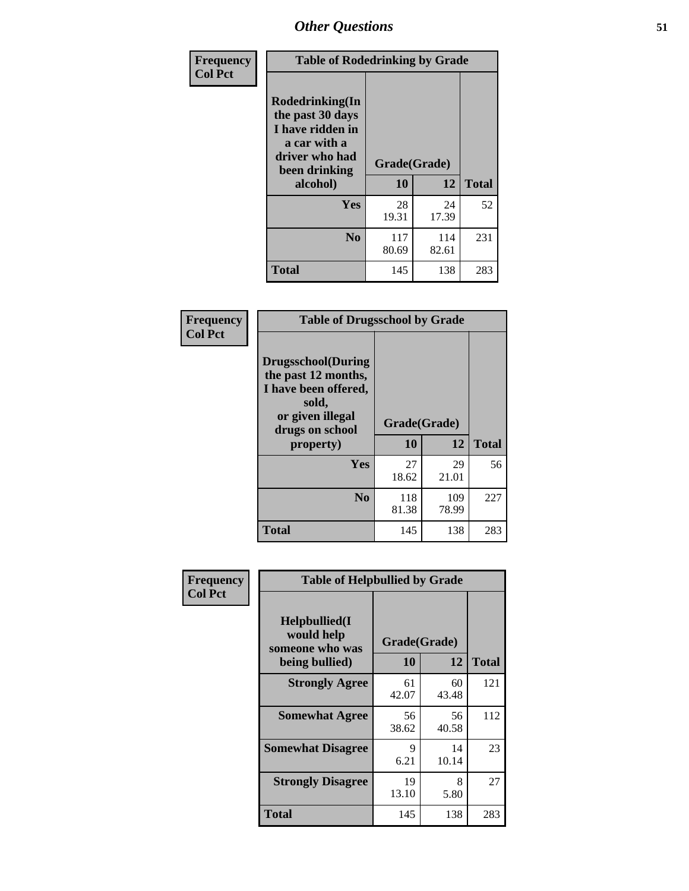# Other Questions

**Frequency / Col Pct**

| Table of Rodedrinking by Grade | | | |
|---|---|---|---|
| **Rodedrinking(In the past 30 days I have ridden in a car with a driver who had been drinking alcohol)** | **Grade(Grade)** | | |
| | **10** | **12** | **Total** |
| **Yes** | 28<br>19.31 | 24<br>17.39 | 52 |
| **No** | 117<br>80.69 | 114<br>82.61 | 231 |
| **Total** | 145 | 138 | 283 |

**Frequency / Col Pct**

| Table of Drugsschool by Grade | | | |
|---|---|---|---|
| **Drugsschool(During the past 12 months, I have been offered, sold, or given illegal drugs on school property)** | **Grade(Grade)** | | |
| | **10** | **12** | **Total** |
| **Yes** | 27<br>18.62 | 29<br>21.01 | 56 |
| **No** | 118<br>81.38 | 109<br>78.99 | 227 |
| **Total** | 145 | 138 | 283 |

**Frequency / Col Pct**

| Table of Helpbullied by Grade | | | |
|---|---|---|---|
| **Helpbullied(I would help someone who was being bullied)** | **Grade(Grade)** | | |
| | **10** | **12** | **Total** |
| **Strongly Agree** | 61<br>42.07 | 60<br>43.48 | 121 |
| **Somewhat Agree** | 56<br>38.62 | 56<br>40.58 | 112 |
| **Somewhat Disagree** | 9<br>6.21 | 14<br>10.14 | 23 |
| **Strongly Disagree** | 19<br>13.10 | 8<br>5.80 | 27 |
| **Total** | 145 | 138 | 283 |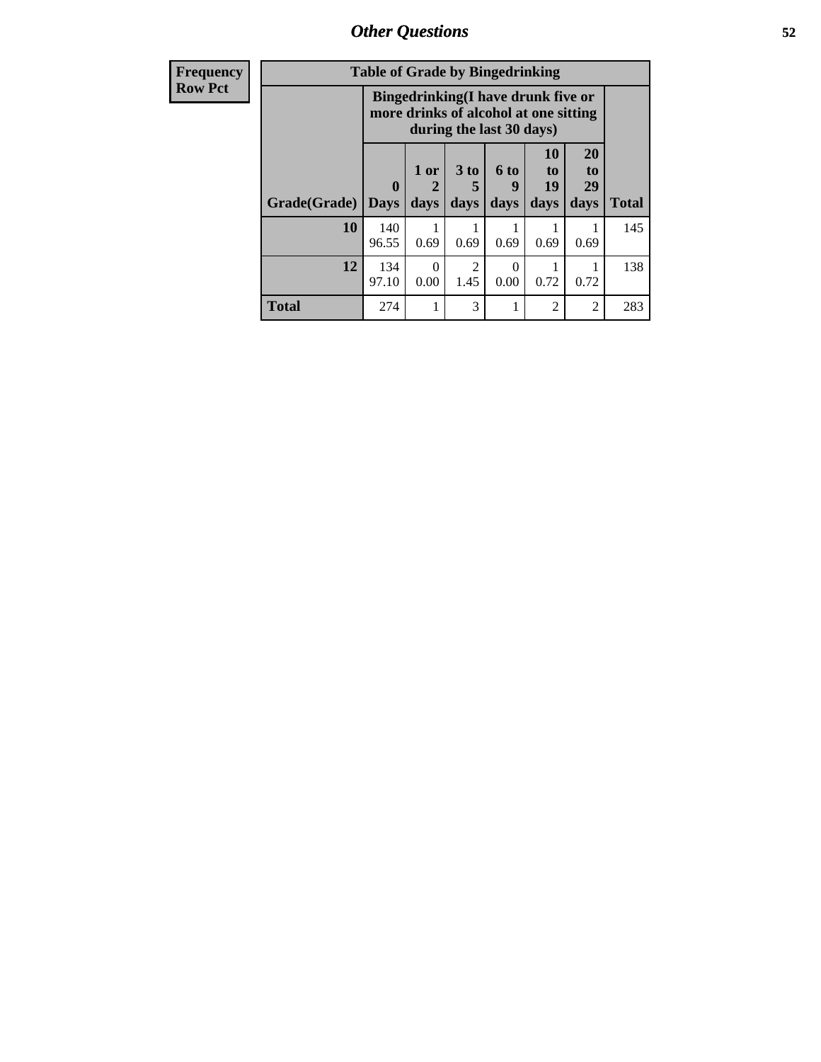| Frequency Row Pct |
|---|

| Table of Grade by Bingedrinking | | | | | | | |
|---|---|---|---|---|---|---|---|
| | Bingedrinking(I have drunk five or more drinks of alcohol at one sitting during the last 30 days) | | | | | | |
| Grade(Grade) | 0 Days | 1 or 2 days | 3 to 5 days | 6 to 9 days | 10 to 19 days | 20 to 29 days | Total |
| **10** | 140<br>96.55 | 1<br>0.69 | 1<br>0.69 | 1<br>0.69 | 1<br>0.69 | 1<br>0.69 | 145 |
| **12** | 134<br>97.10 | 0<br>0.00 | 2<br>1.45 | 0<br>0.00 | 1<br>0.72 | 1<br>0.72 | 138 |
| **Total** | 274 | 1 | 3 | 1 | 2 | 2 | 283 |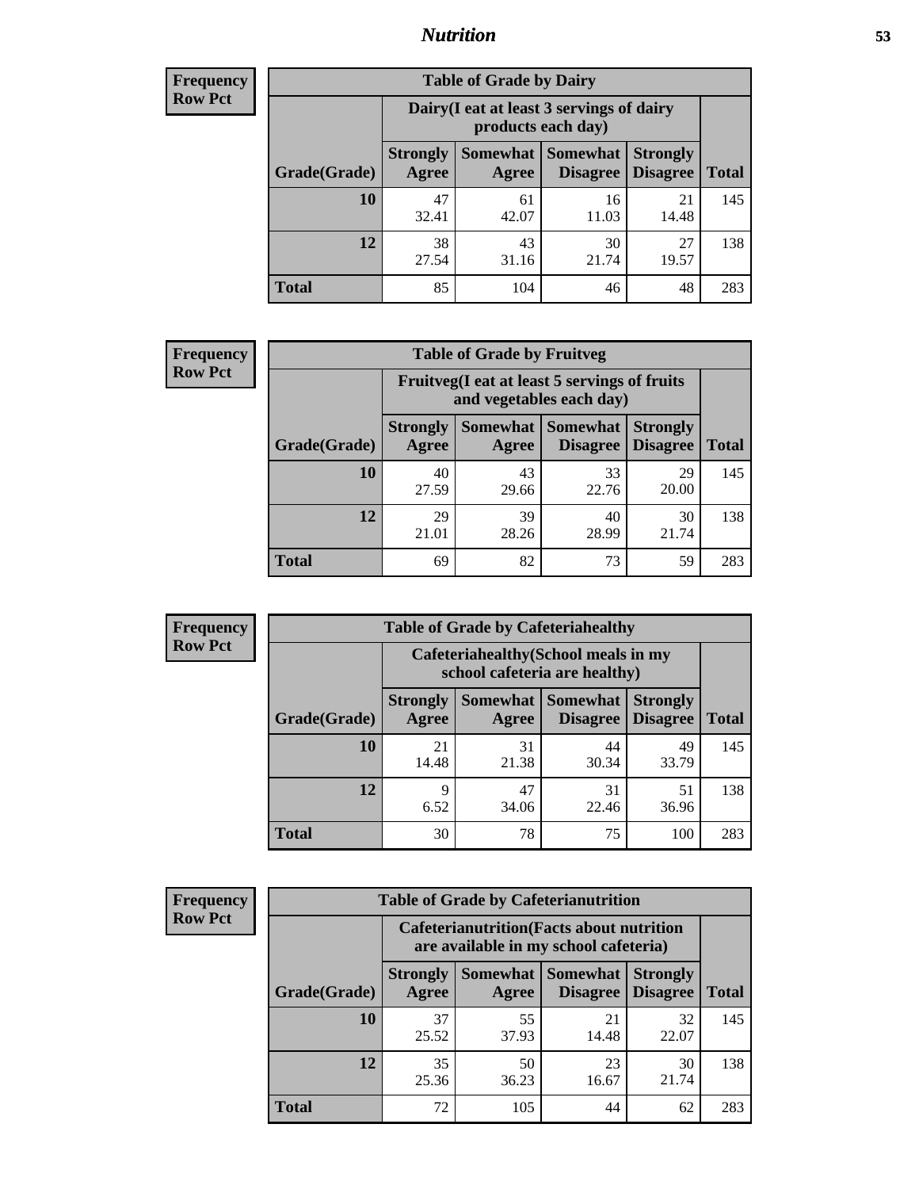## Nutrition

**Frequency Row Pct**

| Table of Grade by Dairy | | | | | |
|---|---|---|---|---|---|
| | Dairy(I eat at least 3 servings of dairy products each day) | | | | |
| Grade(Grade) | Strongly Agree | Somewhat Agree | Somewhat Disagree | Strongly Disagree | Total |
| 10 | 47<br>32.41 | 61<br>42.07 | 16<br>11.03 | 21<br>14.48 | 145 |
| 12 | 38<br>27.54 | 43<br>31.16 | 30<br>21.74 | 27<br>19.57 | 138 |
| Total | 85 | 104 | 46 | 48 | 283 |

**Frequency Row Pct**

| Table of Grade by Fruitveg | | | | | |
|---|---|---|---|---|---|
| | Fruitveg(I eat at least 5 servings of fruits and vegetables each day) | | | | |
| Grade(Grade) | Strongly Agree | Somewhat Agree | Somewhat Disagree | Strongly Disagree | Total |
| 10 | 40<br>27.59 | 43<br>29.66 | 33<br>22.76 | 29<br>20.00 | 145 |
| 12 | 29<br>21.01 | 39<br>28.26 | 40<br>28.99 | 30<br>21.74 | 138 |
| Total | 69 | 82 | 73 | 59 | 283 |

**Frequency Row Pct**

| Table of Grade by Cafeteriahealthy | | | | | |
|---|---|---|---|---|---|
| | Cafeteriahealthy(School meals in my school cafeteria are healthy) | | | | |
| Grade(Grade) | Strongly Agree | Somewhat Agree | Somewhat Disagree | Strongly Disagree | Total |
| 10 | 21<br>14.48 | 31<br>21.38 | 44<br>30.34 | 49<br>33.79 | 145 |
| 12 | 9<br>6.52 | 47<br>34.06 | 31<br>22.46 | 51<br>36.96 | 138 |
| Total | 30 | 78 | 75 | 100 | 283 |

**Frequency Row Pct**

| Table of Grade by Cafeterianutrition | | | | | |
|---|---|---|---|---|---|
| | Cafeterianutrition(Facts about nutrition are available in my school cafeteria) | | | | |
| Grade(Grade) | Strongly Agree | Somewhat Agree | Somewhat Disagree | Strongly Disagree | Total |
| 10 | 37<br>25.52 | 55<br>37.93 | 21<br>14.48 | 32<br>22.07 | 145 |
| 12 | 35<br>25.36 | 50<br>36.23 | 23<br>16.67 | 30<br>21.74 | 138 |
| Total | 72 | 105 | 44 | 62 | 283 |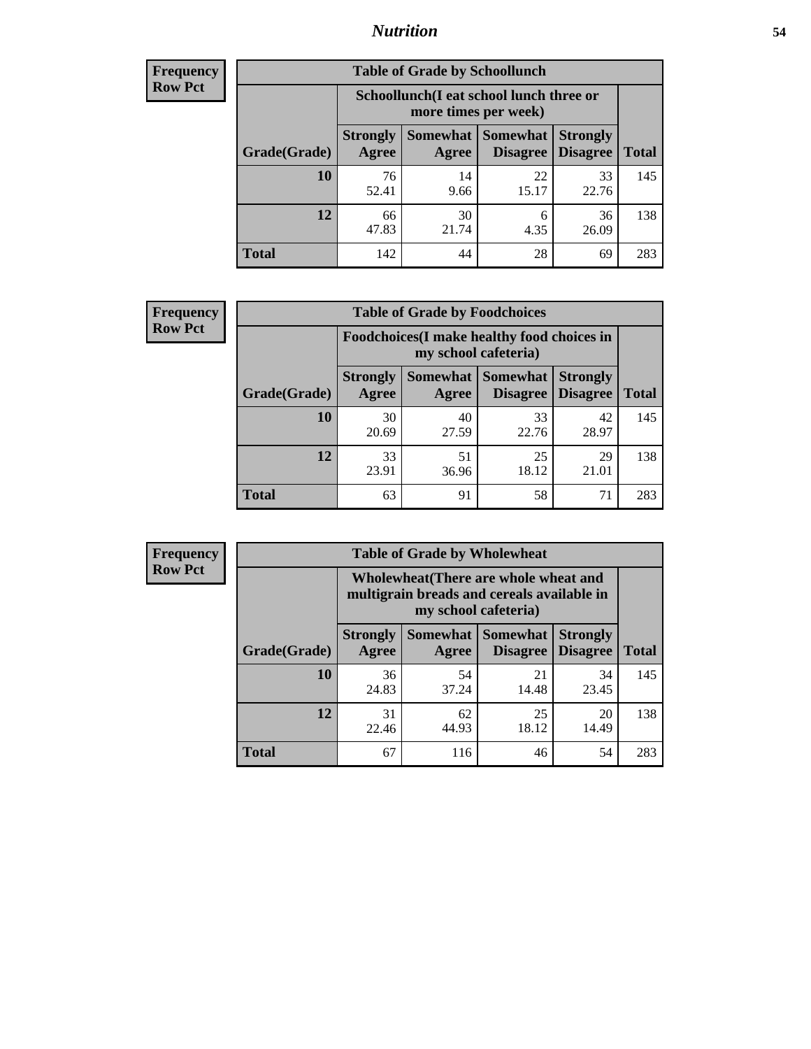## Nutrition

**Frequency**
**Row Pct**

| Table of Grade by Schoollunch | | | | | |
|---|---|---|---|---|---|
| | Schoollunch(I eat school lunch three or more times per week) | | | | |
| Grade(Grade) | Strongly Agree | Somewhat Agree | Somewhat Disagree | Strongly Disagree | Total |
| 10 | 76<br>52.41 | 14<br>9.66 | 22<br>15.17 | 33<br>22.76 | 145 |
| 12 | 66<br>47.83 | 30<br>21.74 | 6<br>4.35 | 36<br>26.09 | 138 |
| Total | 142 | 44 | 28 | 69 | 283 |

**Frequency**
**Row Pct**

| Table of Grade by Foodchoices | | | | | |
|---|---|---|---|---|---|
| | Foodchoices(I make healthy food choices in my school cafeteria) | | | | |
| Grade(Grade) | Strongly Agree | Somewhat Agree | Somewhat Disagree | Strongly Disagree | Total |
| 10 | 30<br>20.69 | 40<br>27.59 | 33<br>22.76 | 42<br>28.97 | 145 |
| 12 | 33<br>23.91 | 51<br>36.96 | 25<br>18.12 | 29<br>21.01 | 138 |
| Total | 63 | 91 | 58 | 71 | 283 |

**Frequency**
**Row Pct**

| Table of Grade by Wholewheat | | | | | |
|---|---|---|---|---|---|
| | Wholewheat(There are whole wheat and multigrain breads and cereals available in my school cafeteria) | | | | |
| Grade(Grade) | Strongly Agree | Somewhat Agree | Somewhat Disagree | Strongly Disagree | Total |
| 10 | 36<br>24.83 | 54<br>37.24 | 21<br>14.48 | 34<br>23.45 | 145 |
| 12 | 31<br>22.46 | 62<br>44.93 | 25<br>18.12 | 20<br>14.49 | 138 |
| Total | 67 | 116 | 46 | 54 | 283 |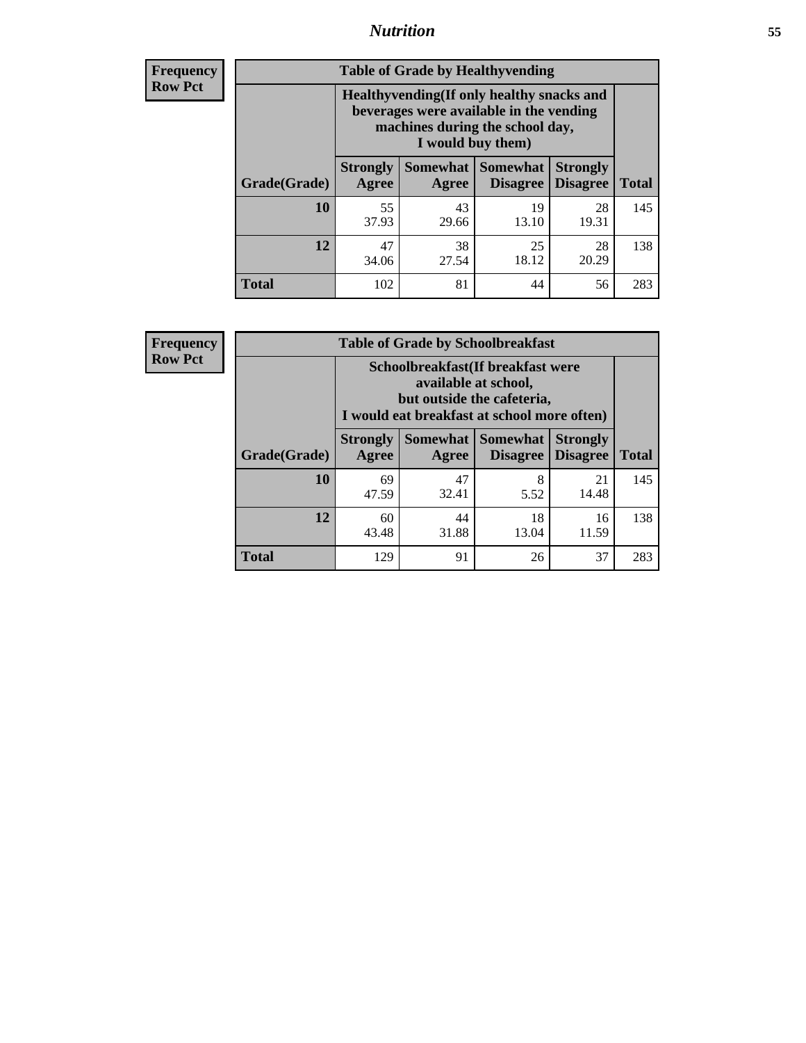**Frequency**
**Row Pct**

| Table of Grade by Healthyvending | | | | | |
|---|---|---|---|---|---|
| | Healthyvending(If only healthy snacks and beverages were available in the vending machines during the school day, I would buy them) | | | | |
| Grade(Grade) | Strongly Agree | Somewhat Agree | Somewhat Disagree | Strongly Disagree | Total |
| **10** | 55<br>37.93 | 43<br>29.66 | 19<br>13.10 | 28<br>19.31 | 145 |
| **12** | 47<br>34.06 | 38<br>27.54 | 25<br>18.12 | 28<br>20.29 | 138 |
| **Total** | 102 | 81 | 44 | 56 | 283 |

**Frequency**
**Row Pct**

| Table of Grade by Schoolbreakfast | | | | | |
|---|---|---|---|---|---|
| | Schoolbreakfast(If breakfast were available at school, but outside the cafeteria, I would eat breakfast at school more often) | | | | |
| Grade(Grade) | Strongly Agree | Somewhat Agree | Somewhat Disagree | Strongly Disagree | Total |
| **10** | 69<br>47.59 | 47<br>32.41 | 8<br>5.52 | 21<br>14.48 | 145 |
| **12** | 60<br>43.48 | 44<br>31.88 | 18<br>13.04 | 16<br>11.59 | 138 |
| **Total** | 129 | 91 | 26 | 37 | 283 |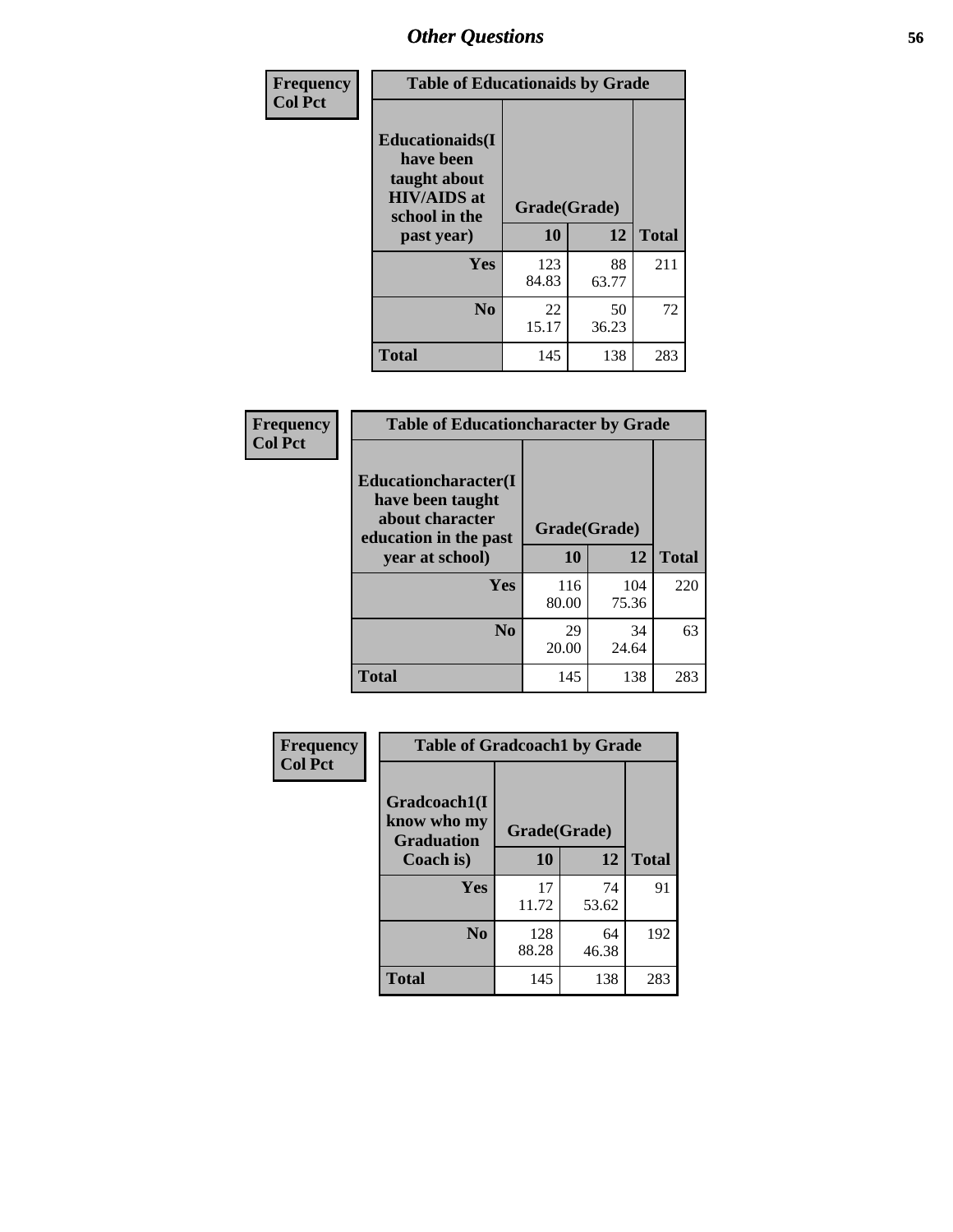## Other Questions

**Frequency / Col Pct**

| Table of Educationaids by Grade | | | |
|---|---|---|---|
| Educationaids(I have been taught about HIV/AIDS at school in the past year) | Grade(Grade) | | |
| | 10 | 12 | Total |
| Yes | 123<br>84.83 | 88<br>63.77 | 211 |
| No | 22<br>15.17 | 50<br>36.23 | 72 |
| Total | 145 | 138 | 283 |

**Frequency / Col Pct**

| Table of Educationcharacter by Grade | | | |
|---|---|---|---|
| Educationcharacter(I have been taught about character education in the past year at school) | Grade(Grade) | | |
| | 10 | 12 | Total |
| Yes | 116<br>80.00 | 104<br>75.36 | 220 |
| No | 29<br>20.00 | 34<br>24.64 | 63 |
| Total | 145 | 138 | 283 |

**Frequency / Col Pct**

| Table of Gradcoach1 by Grade | | | |
|---|---|---|---|
| Gradcoach1(I know who my Graduation Coach is) | Grade(Grade) | | |
| | 10 | 12 | Total |
| Yes | 17<br>11.72 | 74<br>53.62 | 91 |
| No | 128<br>88.28 | 64<br>46.38 | 192 |
| Total | 145 | 138 | 283 |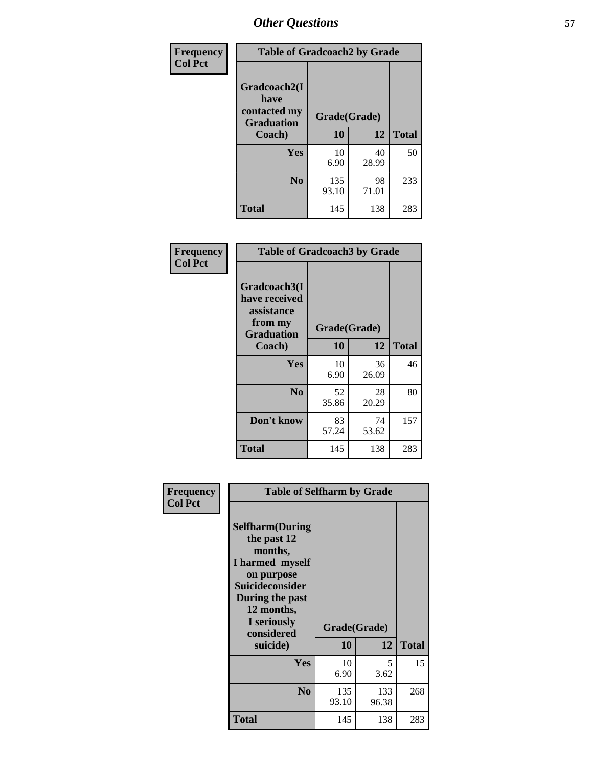# Other Questions

| Frequency<br>Col Pct | Table of Gradcoach2 by Grade | | |
|---|---|---|---|
| Gradcoach2(I have contacted my Graduation Coach) | Grade(Grade) | | |
| | 10 | 12 | Total |
| Yes | 10<br>6.90 | 40<br>28.99 | 50 |
| No | 135<br>93.10 | 98<br>71.01 | 233 |
| Total | 145 | 138 | 283 |

| Frequency<br>Col Pct | Table of Gradcoach3 by Grade | | |
|---|---|---|---|
| Gradcoach3(I have received assistance from my Graduation Coach) | Grade(Grade) | | |
| | 10 | 12 | Total |
| Yes | 10<br>6.90 | 36<br>26.09 | 46 |
| No | 52<br>35.86 | 28<br>20.29 | 80 |
| Don't know | 83<br>57.24 | 74<br>53.62 | 157 |
| Total | 145 | 138 | 283 |

| Frequency<br>Col Pct | Table of Selfharm by Grade | | |
|---|---|---|---|
| Selfharm(During the past 12 months, I harmed myself on purpose Suicideconsider During the past 12 months, I seriously considered suicide) | Grade(Grade) | | |
| | 10 | 12 | Total |
| Yes | 10<br>6.90 | 5<br>3.62 | 15 |
| No | 135<br>93.10 | 133<br>96.38 | 268 |
| Total | 145 | 138 | 283 |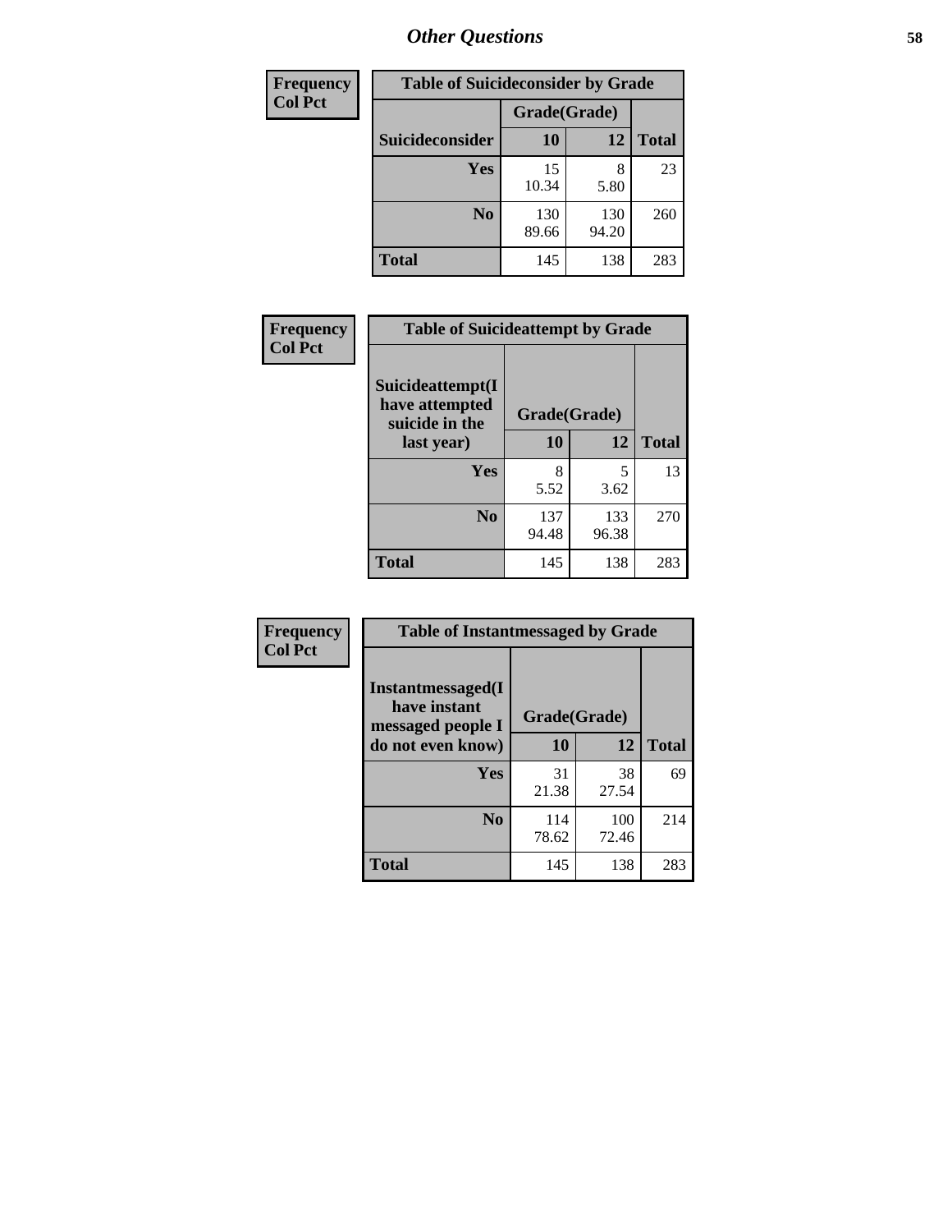## Other Questions

| Frequency<br>Col Pct |
|---|

**Table of Suicideconsider by Grade**

| Suicideconsider | Grade(Grade) 10 | 12 | Total |
|---|---|---|---|
| Yes | 15<br>10.34 | 8<br>5.80 | 23 |
| No | 130<br>89.66 | 130<br>94.20 | 260 |
| Total | 145 | 138 | 283 |

| Frequency<br>Col Pct |
|---|

**Table of Suicideattempt by Grade**

| Suicideattempt(I have attempted suicide in the last year) | Grade(Grade) 10 | 12 | Total |
|---|---|---|---|
| Yes | 8<br>5.52 | 5<br>3.62 | 13 |
| No | 137<br>94.48 | 133<br>96.38 | 270 |
| Total | 145 | 138 | 283 |

| Frequency<br>Col Pct |
|---|

**Table of Instantmessaged by Grade**

| Instantmessaged(I have instant messaged people I do not even know) | Grade(Grade) 10 | 12 | Total |
|---|---|---|---|
| Yes | 31<br>21.38 | 38<br>27.54 | 69 |
| No | 114<br>78.62 | 100<br>72.46 | 214 |
| Total | 145 | 138 | 283 |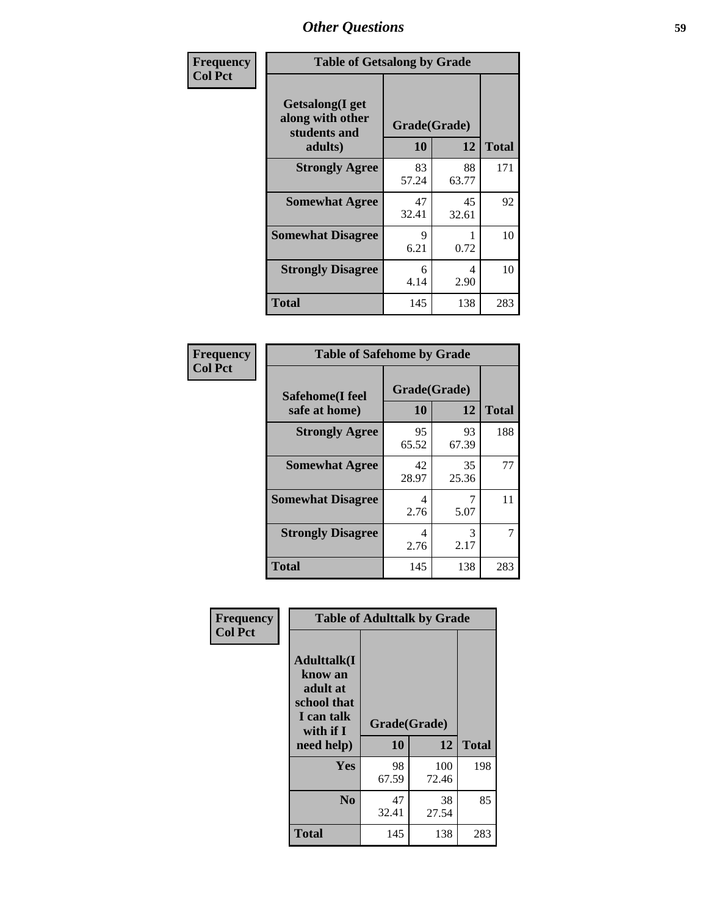| Frequency Col Pct | Table of Getsalong by Grade | | |
|---|---|---|---|
| Getsalong(I get along with other students and adults) | Grade(Grade) | | |
| | 10 | 12 | Total |
| Strongly Agree | 83<br>57.24 | 88<br>63.77 | 171 |
| Somewhat Agree | 47<br>32.41 | 45<br>32.61 | 92 |
| Somewhat Disagree | 9<br>6.21 | 1<br>0.72 | 10 |
| Strongly Disagree | 6<br>4.14 | 4<br>2.90 | 10 |
| Total | 145 | 138 | 283 |

| Frequency Col Pct | Table of Safehome by Grade | | |
|---|---|---|---|
| Safehome(I feel safe at home) | Grade(Grade) | | |
| | 10 | 12 | Total |
| Strongly Agree | 95<br>65.52 | 93<br>67.39 | 188 |
| Somewhat Agree | 42<br>28.97 | 35<br>25.36 | 77 |
| Somewhat Disagree | 4<br>2.76 | 7<br>5.07 | 11 |
| Strongly Disagree | 4<br>2.76 | 3<br>2.17 | 7 |
| Total | 145 | 138 | 283 |

| Frequency Col Pct | Table of Adulttalk by Grade | | |
|---|---|---|---|
| Adulttalk(I know an adult at school that I can talk with if I need help) | Grade(Grade) | | |
| | 10 | 12 | Total |
| Yes | 98<br>67.59 | 100<br>72.46 | 198 |
| No | 47<br>32.41 | 38<br>27.54 | 85 |
| Total | 145 | 138 | 283 |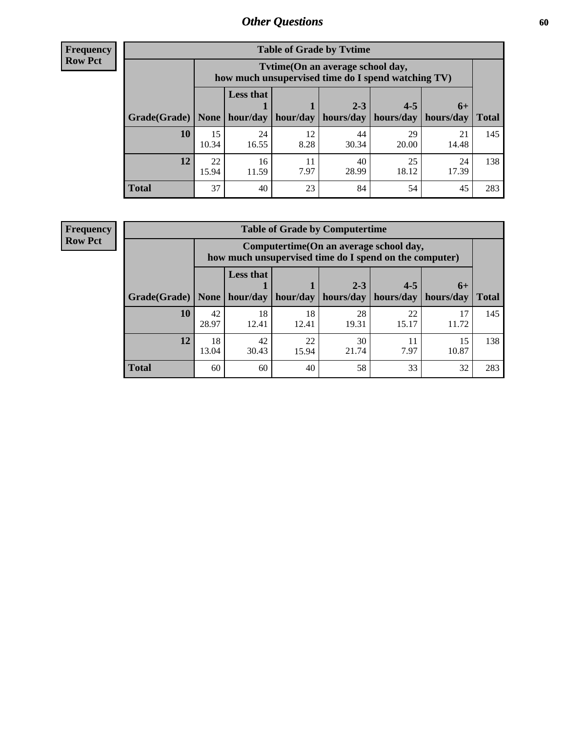## Other Questions

**Frequency**
**Row Pct**

| Table of Grade by Tvtime | | | | | | | |
|---|---|---|---|---|---|---|---|
| | Tvtime(On an average school day, how much unsupervised time do I spend watching TV) | | | | | | |
| Grade(Grade) | None | Less that 1 hour/day | 1 hour/day | 2-3 hours/day | 4-5 hours/day | 6+ hours/day | Total |
| **10** | 15<br>10.34 | 24<br>16.55 | 12<br>8.28 | 44<br>30.34 | 29<br>20.00 | 21<br>14.48 | 145 |
| **12** | 22<br>15.94 | 16<br>11.59 | 11<br>7.97 | 40<br>28.99 | 25<br>18.12 | 24<br>17.39 | 138 |
| **Total** | 37 | 40 | 23 | 84 | 54 | 45 | 283 |

**Frequency**
**Row Pct**

| Table of Grade by Computertime | | | | | | | |
|---|---|---|---|---|---|---|---|
| | Computertime(On an average school day, how much unsupervised time do I spend on the computer) | | | | | | |
| Grade(Grade) | None | Less that 1 hour/day | 1 hour/day | 2-3 hours/day | 4-5 hours/day | 6+ hours/day | Total |
| **10** | 42<br>28.97 | 18<br>12.41 | 18<br>12.41 | 28<br>19.31 | 22<br>15.17 | 17<br>11.72 | 145 |
| **12** | 18<br>13.04 | 42<br>30.43 | 22<br>15.94 | 30<br>21.74 | 11<br>7.97 | 15<br>10.87 | 138 |
| **Total** | 60 | 60 | 40 | 58 | 33 | 32 | 283 |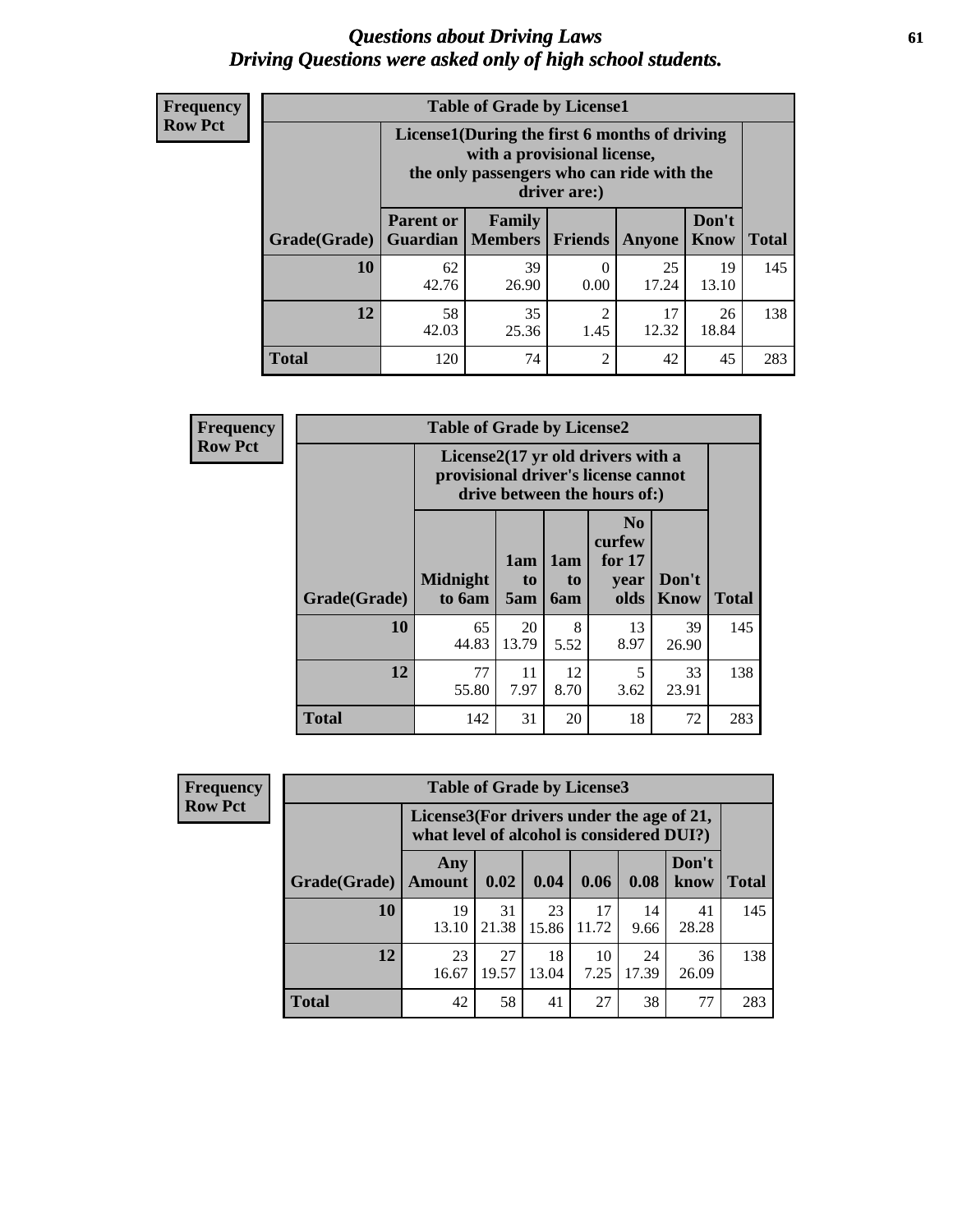# *Questions about Driving Laws*
# *Driving Questions were asked only of high school students.*

**Frequency**
**Row Pct**

| Table of Grade by License1 | | | | | | |
|---|---|---|---|---|---|---|
| | License1(During the first 6 months of driving with a provisional license, the only passengers who can ride with the driver are:) | | | | | |
| Grade(Grade) | Parent or Guardian | Family Members | Friends | Anyone | Don't Know | Total |
| 10 | 62<br>42.76 | 39<br>26.90 | 0<br>0.00 | 25<br>17.24 | 19<br>13.10 | 145 |
| 12 | 58<br>42.03 | 35<br>25.36 | 2<br>1.45 | 17<br>12.32 | 26<br>18.84 | 138 |
| Total | 120 | 74 | 2 | 42 | 45 | 283 |

**Frequency**
**Row Pct**

| Table of Grade by License2 | | | | | | |
|---|---|---|---|---|---|---|
| | License2(17 yr old drivers with a provisional driver's license cannot drive between the hours of:) | | | | | |
| Grade(Grade) | Midnight to 6am | 1am to 5am | 1am to 6am | No curfew for 17 year olds | Don't Know | Total |
| 10 | 65<br>44.83 | 20<br>13.79 | 8<br>5.52 | 13<br>8.97 | 39<br>26.90 | 145 |
| 12 | 77<br>55.80 | 11<br>7.97 | 12<br>8.70 | 5<br>3.62 | 33<br>23.91 | 138 |
| Total | 142 | 31 | 20 | 18 | 72 | 283 |

**Frequency**
**Row Pct**

| Table of Grade by License3 | | | | | | | |
|---|---|---|---|---|---|---|---|
| | License3(For drivers under the age of 21, what level of alcohol is considered DUI?) | | | | | | |
| Grade(Grade) | Any Amount | 0.02 | 0.04 | 0.06 | 0.08 | Don't know | Total |
| 10 | 19<br>13.10 | 31<br>21.38 | 23<br>15.86 | 17<br>11.72 | 14<br>9.66 | 41<br>28.28 | 145 |
| 12 | 23<br>16.67 | 27<br>19.57 | 18<br>13.04 | 10<br>7.25 | 24<br>17.39 | 36<br>26.09 | 138 |
| Total | 42 | 58 | 41 | 27 | 38 | 77 | 283 |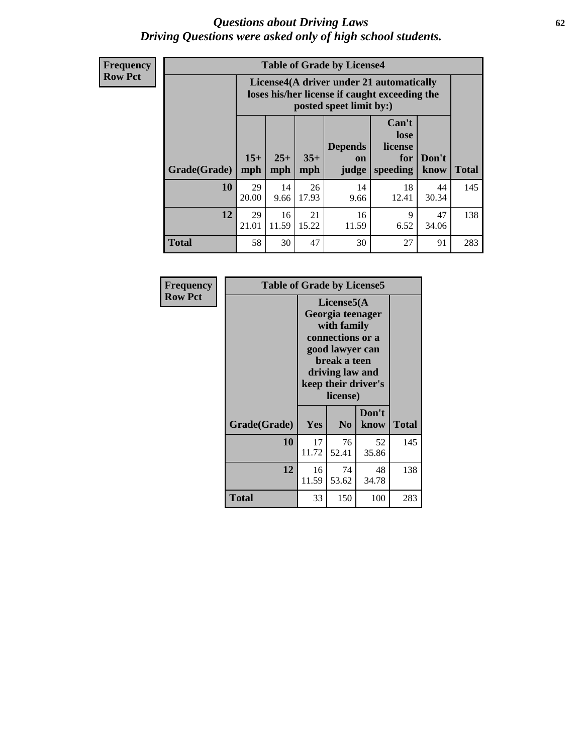# *Questions about Driving Laws*
## *Driving Questions were asked only of high school students.*

**Frequency**
**Row Pct**

| Table of Grade by License4 | | | | | | | |
|---|---|---|---|---|---|---|---|
| | License4(A driver under 21 automatically loses his/her license if caught exceeding the posted speet limit by:) | | | | | | |
| Grade(Grade) | 15+ mph | 25+ mph | 35+ mph | Depends on judge | Can't lose license for speeding | Don't know | Total |
| **10** | 29<br>20.00 | 14<br>9.66 | 26<br>17.93 | 14<br>9.66 | 18<br>12.41 | 44<br>30.34 | 145 |
| **12** | 29<br>21.01 | 16<br>11.59 | 21<br>15.22 | 16<br>11.59 | 9<br>6.52 | 47<br>34.06 | 138 |
| **Total** | 58 | 30 | 47 | 30 | 27 | 91 | 283 |

**Frequency**
**Row Pct**

| Table of Grade by License5 | | | | |
|---|---|---|---|---|
| | License5(A Georgia teenager with family connections or a good lawyer can break a teen driving law and keep their driver's license) | | | |
| Grade(Grade) | Yes | No | Don't know | Total |
| **10** | 17<br>11.72 | 76<br>52.41 | 52<br>35.86 | 145 |
| **12** | 16<br>11.59 | 74<br>53.62 | 48<br>34.78 | 138 |
| **Total** | 33 | 150 | 100 | 283 |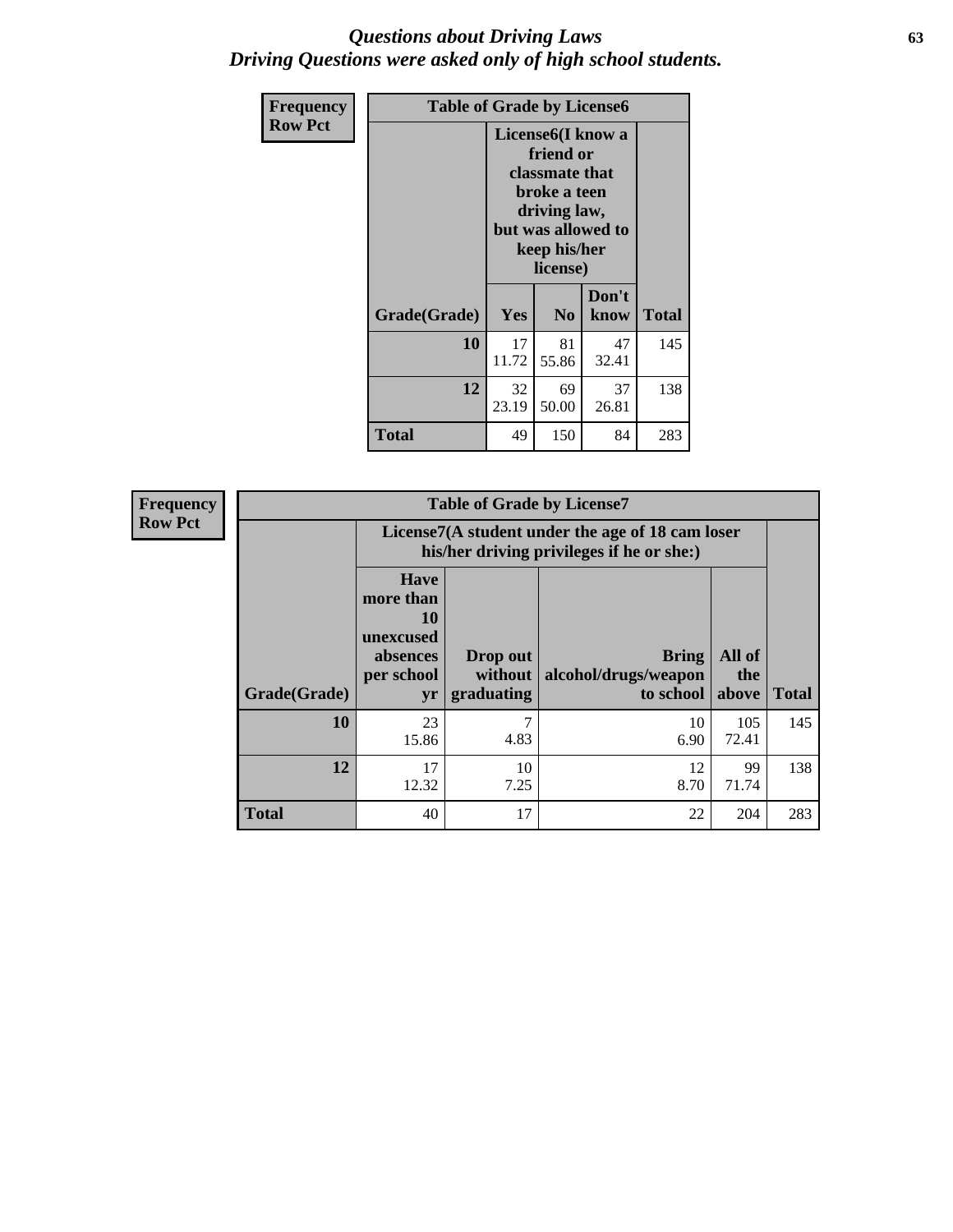# *Questions about Driving Laws*
## *Driving Questions were asked only of high school students.*

**Frequency**
**Row Pct**

**Table of Grade by License6**

| Grade(Grade) | License6(I know a friend or classmate that broke a teen driving law, but was allowed to keep his/her license) | | | Total |
|---|---|---|---|---|
| | Yes | No | Don't know | |
| **10** | 17<br>11.72 | 81<br>55.86 | 47<br>32.41 | 145 |
| **12** | 32<br>23.19 | 69<br>50.00 | 37<br>26.81 | 138 |
| **Total** | 49 | 150 | 84 | 283 |

**Frequency**
**Row Pct**

**Table of Grade by License7**

| Grade(Grade) | License7(A student under the age of 18 cam loser his/her driving privileges if he or she:) | | | | Total |
|---|---|---|---|---|---|
| | Have more than 10 unexcused absences per school yr | Drop out without graduating | Bring alcohol/drugs/weapon to school | All of the above | |
| **10** | 23<br>15.86 | 7<br>4.83 | 10<br>6.90 | 105<br>72.41 | 145 |
| **12** | 17<br>12.32 | 10<br>7.25 | 12<br>8.70 | 99<br>71.74 | 138 |
| **Total** | 40 | 17 | 22 | 204 | 283 |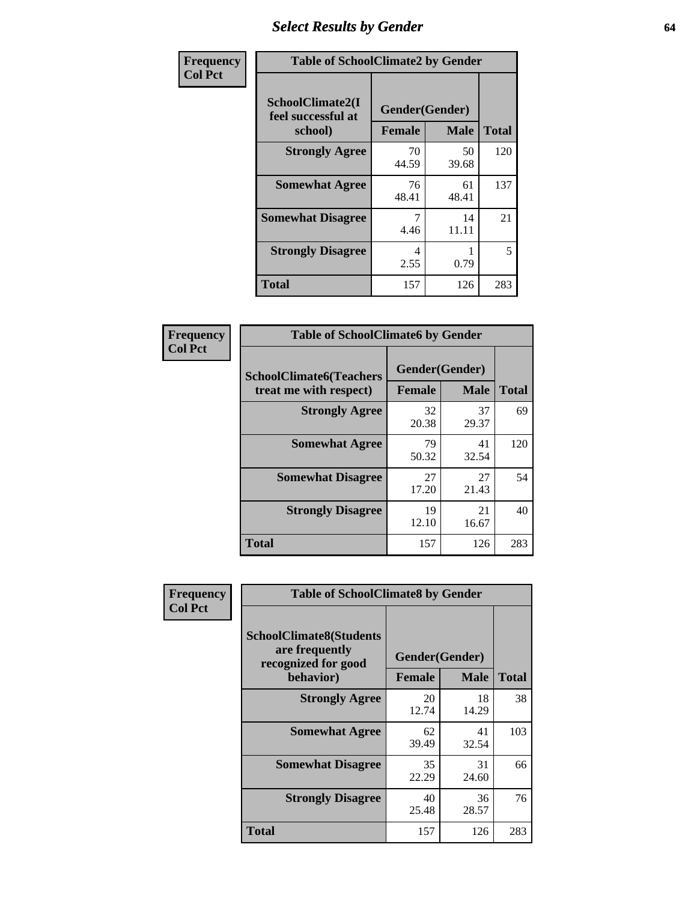## Select Results by Gender

**Frequency**
**Col Pct**

| Table of SchoolClimate2 by Gender | | | |
|---|---|---|---|
| SchoolClimate2(I feel successful at school) | Gender(Gender) | | |
| | Female | Male | Total |
| Strongly Agree | 70<br>44.59 | 50<br>39.68 | 120 |
| Somewhat Agree | 76<br>48.41 | 61<br>48.41 | 137 |
| Somewhat Disagree | 7<br>4.46 | 14<br>11.11 | 21 |
| Strongly Disagree | 4<br>2.55 | 1<br>0.79 | 5 |
| Total | 157 | 126 | 283 |

**Frequency**
**Col Pct**

| Table of SchoolClimate6 by Gender | | | |
|---|---|---|---|
| SchoolClimate6(Teachers treat me with respect) | Gender(Gender) | | |
| | Female | Male | Total |
| Strongly Agree | 32<br>20.38 | 37<br>29.37 | 69 |
| Somewhat Agree | 79<br>50.32 | 41<br>32.54 | 120 |
| Somewhat Disagree | 27<br>17.20 | 27<br>21.43 | 54 |
| Strongly Disagree | 19<br>12.10 | 21<br>16.67 | 40 |
| Total | 157 | 126 | 283 |

**Frequency**
**Col Pct**

| Table of SchoolClimate8 by Gender | | | |
|---|---|---|---|
| SchoolClimate8(Students are frequently recognized for good behavior) | Gender(Gender) | | |
| | Female | Male | Total |
| Strongly Agree | 20<br>12.74 | 18<br>14.29 | 38 |
| Somewhat Agree | 62<br>39.49 | 41<br>32.54 | 103 |
| Somewhat Disagree | 35<br>22.29 | 31<br>24.60 | 66 |
| Strongly Disagree | 40<br>25.48 | 36<br>28.57 | 76 |
| Total | 157 | 126 | 283 |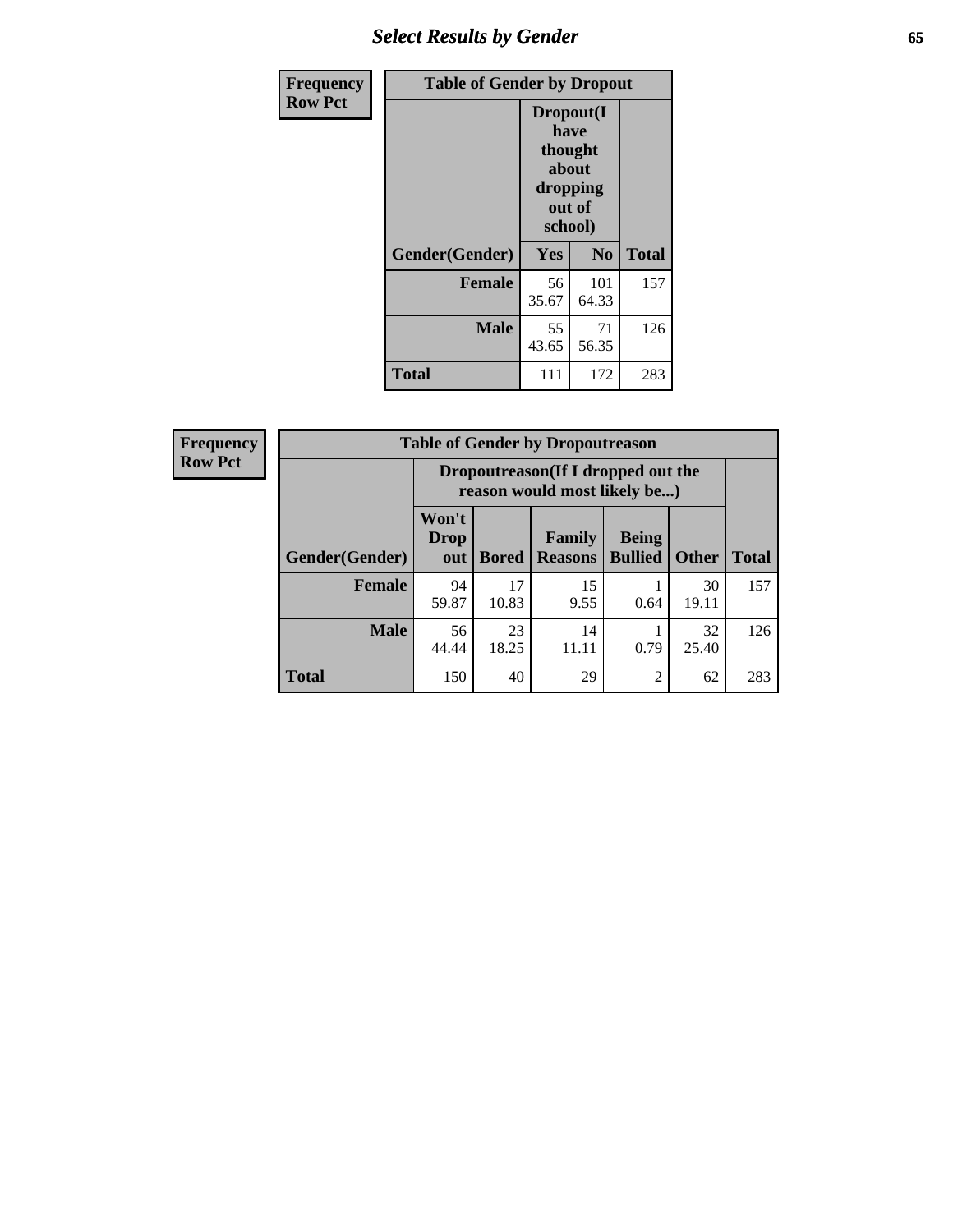## Select Results by Gender

| Frequency<br>Row Pct | | | |
|---|---|---|---|
| **Table of Gender by Dropout** | | | |
| | Dropout(I have thought about dropping out of school) | | |
| Gender(Gender) | Yes | No | Total |
| Female | 56<br>35.67 | 101<br>64.33 | 157 |
| Male | 55<br>43.65 | 71<br>56.35 | 126 |
| Total | 111 | 172 | 283 |

| Frequency<br>Row Pct | | | | | | |
|---|---|---|---|---|---|---|
| **Table of Gender by Dropoutreason** | | | | | | |
| | Dropoutreason(If I dropped out the reason would most likely be...) | | | | | |
| Gender(Gender) | Won't Drop out | Bored | Family Reasons | Being Bullied | Other | Total |
| Female | 94<br>59.87 | 17<br>10.83 | 15<br>9.55 | 1<br>0.64 | 30<br>19.11 | 157 |
| Male | 56<br>44.44 | 23<br>18.25 | 14<br>11.11 | 1<br>0.79 | 32<br>25.40 | 126 |
| Total | 150 | 40 | 29 | 2 | 62 | 283 |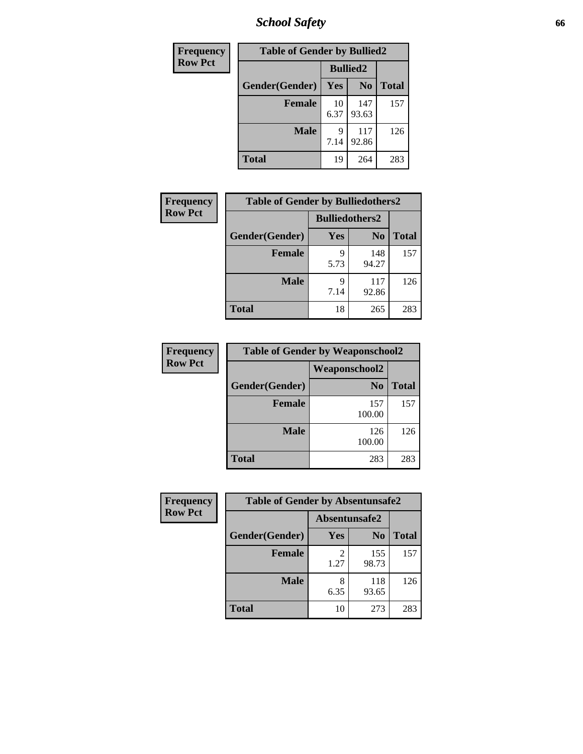| Frequency Row Pct |
|---|

| Table of Gender by Bullied2 | | | |
|---|---|---|---|
| | Bullied2 | | |
| Gender(Gender) | Yes | No | Total |
| Female | 10<br>6.37 | 147<br>93.63 | 157 |
| Male | 9<br>7.14 | 117<br>92.86 | 126 |
| Total | 19 | 264 | 283 |

| Frequency Row Pct |
|---|

| Table of Gender by Bulliedothers2 | | | |
|---|---|---|---|
| | Bulliedothers2 | | |
| Gender(Gender) | Yes | No | Total |
| Female | 9<br>5.73 | 148<br>94.27 | 157 |
| Male | 9<br>7.14 | 117<br>92.86 | 126 |
| Total | 18 | 265 | 283 |

| Frequency Row Pct |
|---|

| Table of Gender by Weaponschool2 | | |
|---|---|---|
| | Weaponschool2 | |
| Gender(Gender) | No | Total |
| Female | 157<br>100.00 | 157 |
| Male | 126<br>100.00 | 126 |
| Total | 283 | 283 |

| Frequency Row Pct |
|---|

| Table of Gender by Absentunsafe2 | | | |
|---|---|---|---|
| | Absentunsafe2 | | |
| Gender(Gender) | Yes | No | Total |
| Female | 2<br>1.27 | 155<br>98.73 | 157 |
| Male | 8<br>6.35 | 118<br>93.65 | 126 |
| Total | 10 | 273 | 283 |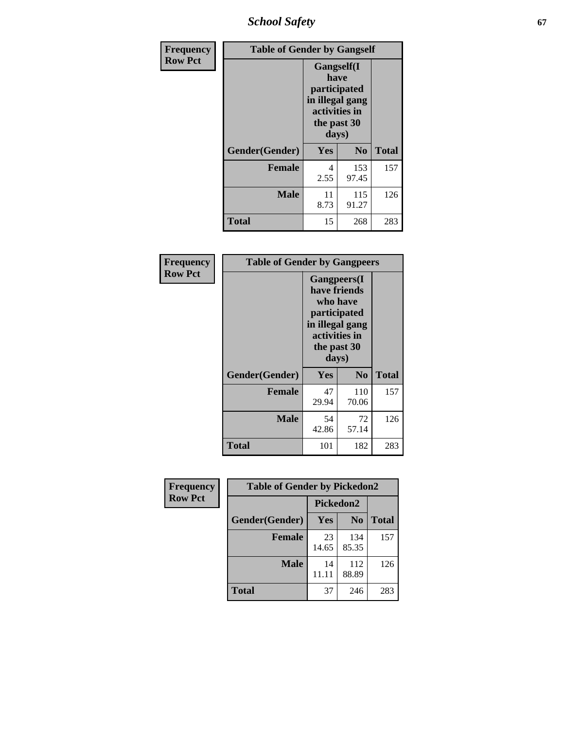| Frequency<br>Row Pct | | | |
|---|---|---|---|

**Table of Gender by Gangself**

| | Gangself(I have participated in illegal gang activities in the past 30 days) | | |
|---|---|---|---|
| Gender(Gender) | Yes | No | Total |
| Female | 4<br>2.55 | 153<br>97.45 | 157 |
| Male | 11<br>8.73 | 115<br>91.27 | 126 |
| Total | 15 | 268 | 283 |

| Frequency<br>Row Pct | | | |
|---|---|---|---|

**Table of Gender by Gangpeers**

| | Gangpeers(I have friends who have participated in illegal gang activities in the past 30 days) | | |
|---|---|---|---|
| Gender(Gender) | Yes | No | Total |
| Female | 47<br>29.94 | 110<br>70.06 | 157 |
| Male | 54<br>42.86 | 72<br>57.14 | 126 |
| Total | 101 | 182 | 283 |

| Frequency<br>Row Pct | | | |
|---|---|---|---|

**Table of Gender by Pickedon2**

| | Pickedon2 | | |
|---|---|---|---|
| Gender(Gender) | Yes | No | Total |
| Female | 23<br>14.65 | 134<br>85.35 | 157 |
| Male | 14<br>11.11 | 112<br>88.89 | 126 |
| Total | 37 | 246 | 283 |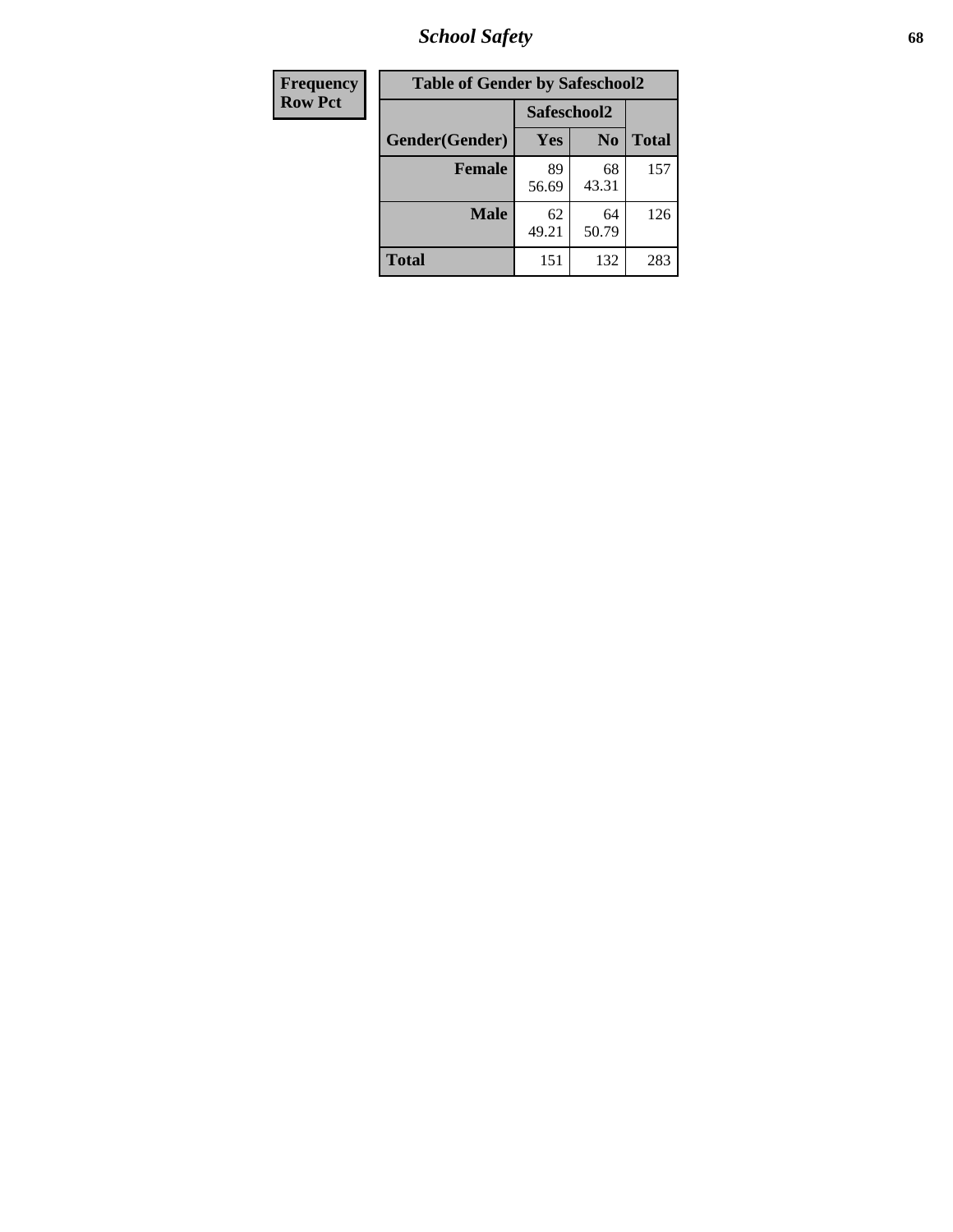# School Safety

| Frequency Row Pct |
|---|

| Table of Gender by Safeschool2 | | | |
|---|---|---|---|
| | Safeschool2 | | |
| Gender(Gender) | Yes | No | Total |
| Female | 89<br>56.69 | 68<br>43.31 | 157 |
| Male | 62<br>49.21 | 64<br>50.79 | 126 |
| Total | 151 | 132 | 283 |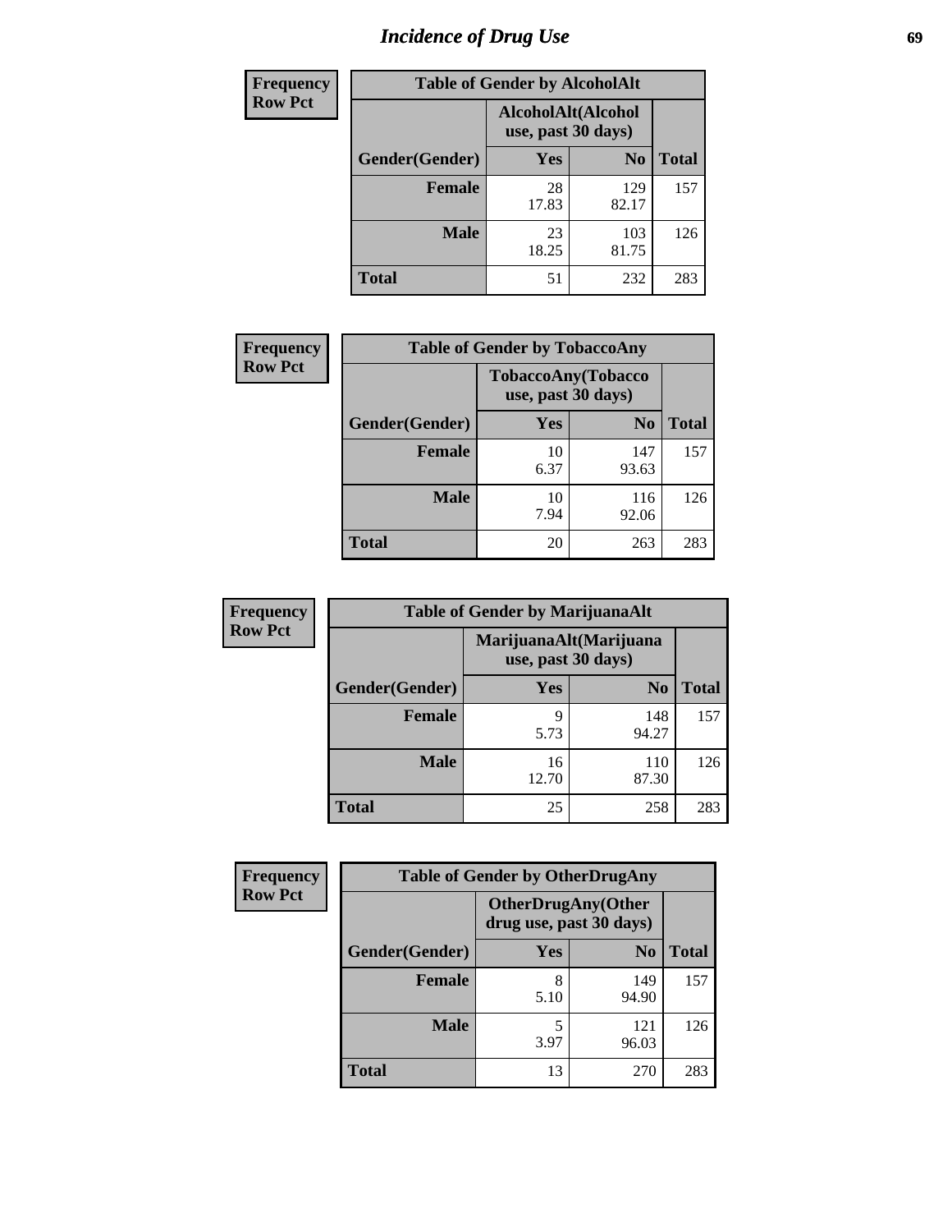# Incidence of Drug Use

Frequency
Row Pct

| Table of Gender by AlcoholAlt | | | |
|---|---|---|---|
| | AlcoholAlt(Alcohol use, past 30 days) | | |
| Gender(Gender) | Yes | No | Total |
| Female | 28<br>17.83 | 129<br>82.17 | 157 |
| Male | 23<br>18.25 | 103<br>81.75 | 126 |
| Total | 51 | 232 | 283 |

Frequency
Row Pct

| Table of Gender by TobaccoAny | | | |
|---|---|---|---|
| | TobaccoAny(Tobacco use, past 30 days) | | |
| Gender(Gender) | Yes | No | Total |
| Female | 10<br>6.37 | 147<br>93.63 | 157 |
| Male | 10<br>7.94 | 116<br>92.06 | 126 |
| Total | 20 | 263 | 283 |

Frequency
Row Pct

| Table of Gender by MarijuanaAlt | | | |
|---|---|---|---|
| | MarijuanaAlt(Marijuana use, past 30 days) | | |
| Gender(Gender) | Yes | No | Total |
| Female | 9<br>5.73 | 148<br>94.27 | 157 |
| Male | 16<br>12.70 | 110<br>87.30 | 126 |
| Total | 25 | 258 | 283 |

Frequency
Row Pct

| Table of Gender by OtherDrugAny | | | |
|---|---|---|---|
| | OtherDrugAny(Other drug use, past 30 days) | | |
| Gender(Gender) | Yes | No | Total |
| Female | 8<br>5.10 | 149<br>94.90 | 157 |
| Male | 5<br>3.97 | 121<br>96.03 | 126 |
| Total | 13 | 270 | 283 |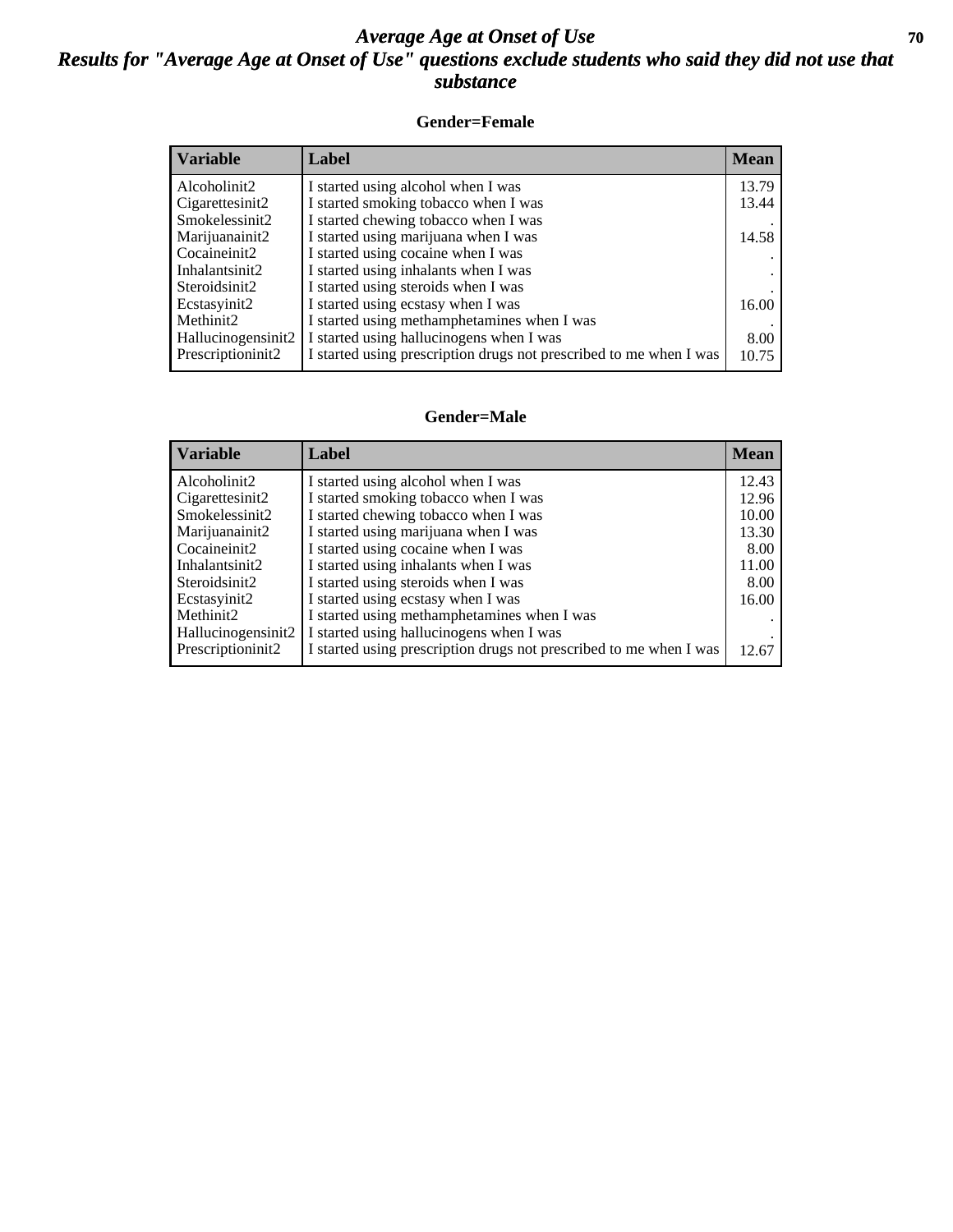# *Average Age at Onset of Use*
## *Results for "Average Age at Onset of Use" questions exclude students who said they did not use that substance*

### Gender=Female

| Variable | Label | Mean |
|---|---|---|
| Alcoholinit2 | I started using alcohol when I was | 13.79 |
| Cigarettesinit2 | I started smoking tobacco when I was | 13.44 |
| Smokelessinit2 | I started chewing tobacco when I was | . |
| Marijuanainit2 | I started using marijuana when I was | 14.58 |
| Cocaineinit2 | I started using cocaine when I was | . |
| Inhalantsinit2 | I started using inhalants when I was | . |
| Steroidsinit2 | I started using steroids when I was | . |
| Ecstasyinit2 | I started using ecstasy when I was | 16.00 |
| Methinit2 | I started using methamphetamines when I was | . |
| Hallucinogensinit2 | I started using hallucinogens when I was | 8.00 |
| Prescriptioninit2 | I started using prescription drugs not prescribed to me when I was | 10.75 |

### Gender=Male

| Variable | Label | Mean |
|---|---|---|
| Alcoholinit2 | I started using alcohol when I was | 12.43 |
| Cigarettesinit2 | I started smoking tobacco when I was | 12.96 |
| Smokelessinit2 | I started chewing tobacco when I was | 10.00 |
| Marijuanainit2 | I started using marijuana when I was | 13.30 |
| Cocaineinit2 | I started using cocaine when I was | 8.00 |
| Inhalantsinit2 | I started using inhalants when I was | 11.00 |
| Steroidsinit2 | I started using steroids when I was | 8.00 |
| Ecstasyinit2 | I started using ecstasy when I was | 16.00 |
| Methinit2 | I started using methamphetamines when I was | . |
| Hallucinogensinit2 | I started using hallucinogens when I was | . |
| Prescriptioninit2 | I started using prescription drugs not prescribed to me when I was | 12.67 |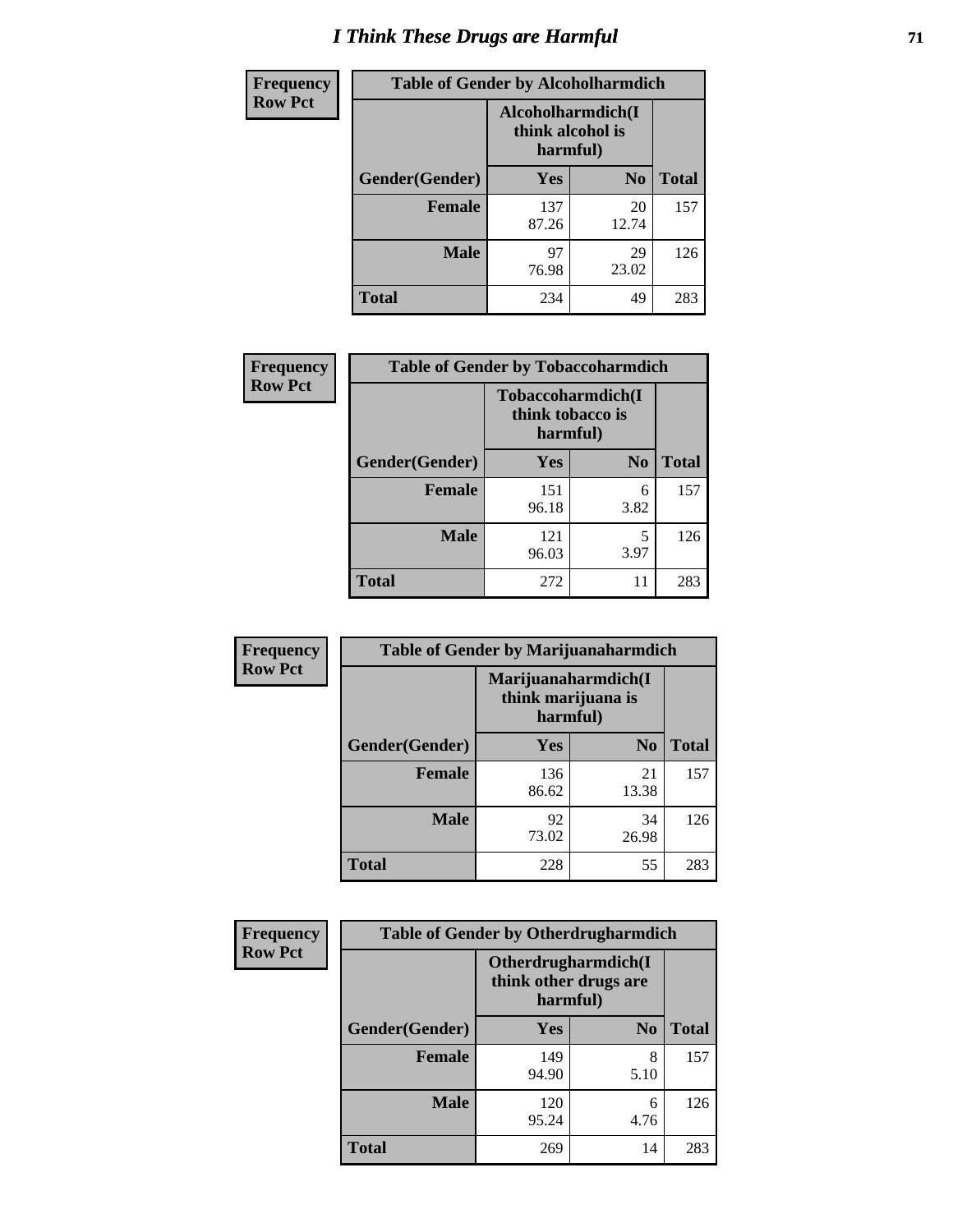# I Think These Drugs are Harmful

| Frequency<br>Row Pct | Table of Gender by Alcoholharmdich | | |
|---|---|---|---|
| | Alcoholharmdich(I think alcohol is harmful) | | |
| Gender(Gender) | Yes | No | Total |
| Female | 137<br>87.26 | 20<br>12.74 | 157 |
| Male | 97<br>76.98 | 29<br>23.02 | 126 |
| Total | 234 | 49 | 283 |

| Frequency<br>Row Pct | Table of Gender by Tobaccoharmdich | | |
|---|---|---|---|
| | Tobaccoharmdich(I think tobacco is harmful) | | |
| Gender(Gender) | Yes | No | Total |
| Female | 151<br>96.18 | 6<br>3.82 | 157 |
| Male | 121<br>96.03 | 5<br>3.97 | 126 |
| Total | 272 | 11 | 283 |

| Frequency<br>Row Pct | Table of Gender by Marijuanaharmdich | | |
|---|---|---|---|
| | Marijuanaharmdich(I think marijuana is harmful) | | |
| Gender(Gender) | Yes | No | Total |
| Female | 136<br>86.62 | 21<br>13.38 | 157 |
| Male | 92<br>73.02 | 34<br>26.98 | 126 |
| Total | 228 | 55 | 283 |

| Frequency<br>Row Pct | Table of Gender by Otherdrugharmdich | | |
|---|---|---|---|
| | Otherdrugharmdich(I think other drugs are harmful) | | |
| Gender(Gender) | Yes | No | Total |
| Female | 149<br>94.90 | 8<br>5.10 | 157 |
| Male | 120<br>95.24 | 6<br>4.76 | 126 |
| Total | 269 | 14 | 283 |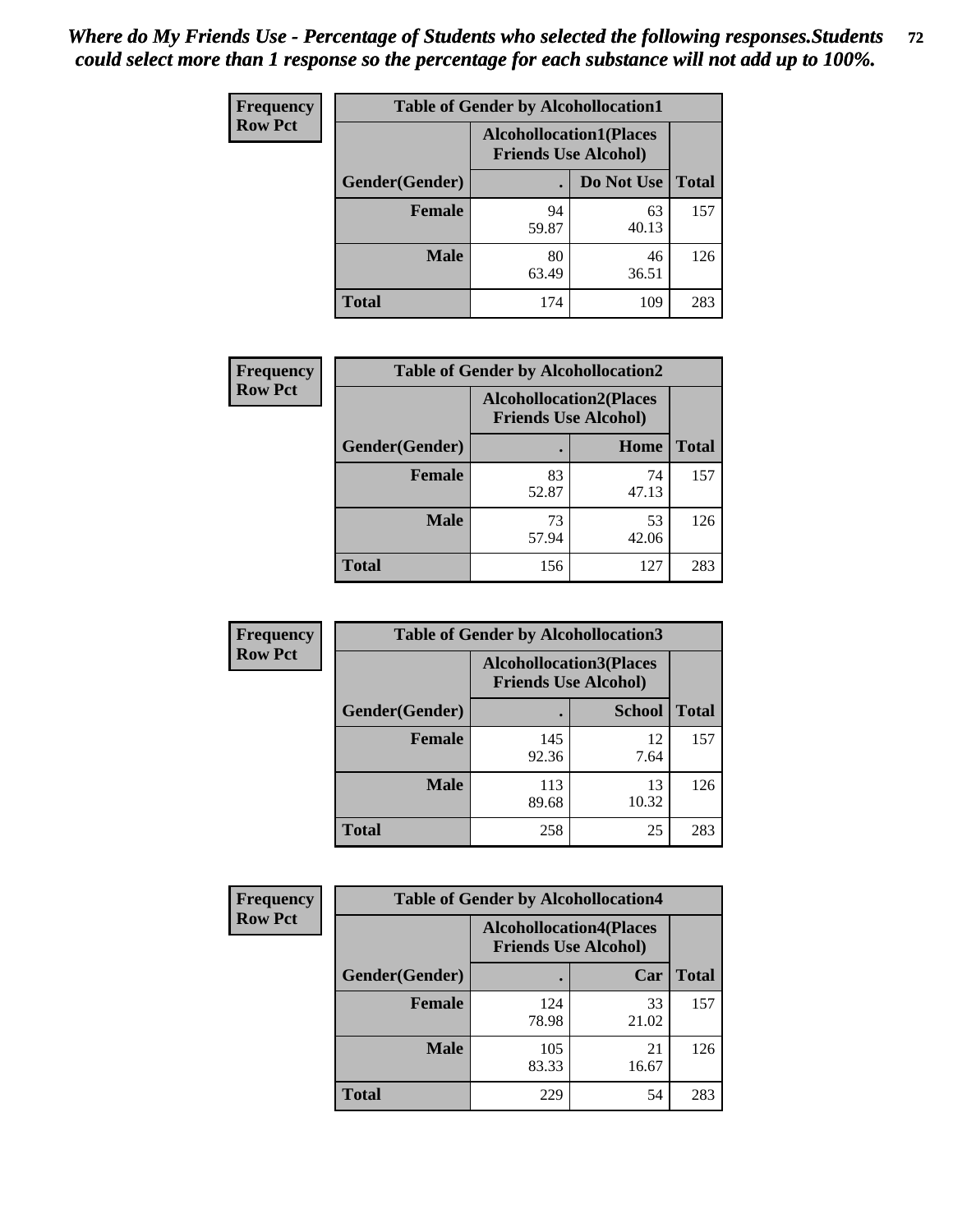*Where do My Friends Use - Percentage of Students who selected the following responses.Students could select more than 1 response so the percentage for each substance will not add up to 100%.*

**Frequency**
**Row Pct**

| Table of Gender by Alcohollocation1 | | | |
|---|---|---|---|
| | Alcohollocation1(Places Friends Use Alcohol) | | |
| Gender(Gender) | . | Do Not Use | Total |
| Female | 94<br>59.87 | 63<br>40.13 | 157 |
| Male | 80<br>63.49 | 46<br>36.51 | 126 |
| Total | 174 | 109 | 283 |

**Frequency**
**Row Pct**

| Table of Gender by Alcohollocation2 | | | |
|---|---|---|---|
| | Alcohollocation2(Places Friends Use Alcohol) | | |
| Gender(Gender) | . | Home | Total |
| Female | 83<br>52.87 | 74<br>47.13 | 157 |
| Male | 73<br>57.94 | 53<br>42.06 | 126 |
| Total | 156 | 127 | 283 |

**Frequency**
**Row Pct**

| Table of Gender by Alcohollocation3 | | | |
|---|---|---|---|
| | Alcohollocation3(Places Friends Use Alcohol) | | |
| Gender(Gender) | . | School | Total |
| Female | 145<br>92.36 | 12<br>7.64 | 157 |
| Male | 113<br>89.68 | 13<br>10.32 | 126 |
| Total | 258 | 25 | 283 |

**Frequency**
**Row Pct**

| Table of Gender by Alcohollocation4 | | | |
|---|---|---|---|
| | Alcohollocation4(Places Friends Use Alcohol) | | |
| Gender(Gender) | . | Car | Total |
| Female | 124<br>78.98 | 33<br>21.02 | 157 |
| Male | 105<br>83.33 | 21<br>16.67 | 126 |
| Total | 229 | 54 | 283 |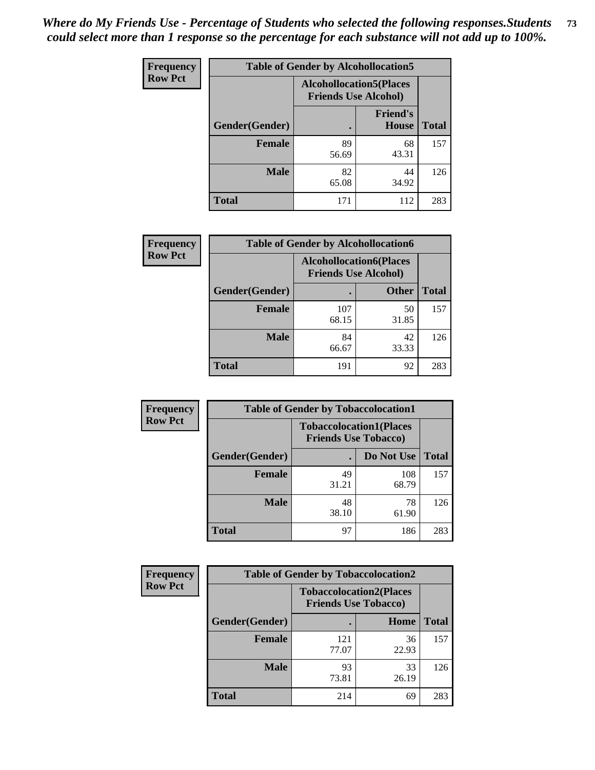*Where do My Friends Use - Percentage of Students who selected the following responses.Students could select more than 1 response so the percentage for each substance will not add up to 100%.*

**Frequency / Row Pct**

| Table of Gender by Alcohollocation5 | | | |
|---|---|---|---|
| | Alcohollocation5(Places Friends Use Alcohol) | | |
| Gender(Gender) | . | Friend's House | Total |
| Female | 89<br>56.69 | 68<br>43.31 | 157 |
| Male | 82<br>65.08 | 44<br>34.92 | 126 |
| Total | 171 | 112 | 283 |

**Frequency / Row Pct**

| Table of Gender by Alcohollocation6 | | | |
|---|---|---|---|
| | Alcohollocation6(Places Friends Use Alcohol) | | |
| Gender(Gender) | . | Other | Total |
| Female | 107<br>68.15 | 50<br>31.85 | 157 |
| Male | 84<br>66.67 | 42<br>33.33 | 126 |
| Total | 191 | 92 | 283 |

**Frequency / Row Pct**

| Table of Gender by Tobaccolocation1 | | | |
|---|---|---|---|
| | Tobaccolocation1(Places Friends Use Tobacco) | | |
| Gender(Gender) | . | Do Not Use | Total |
| Female | 49<br>31.21 | 108<br>68.79 | 157 |
| Male | 48<br>38.10 | 78<br>61.90 | 126 |
| Total | 97 | 186 | 283 |

**Frequency / Row Pct**

| Table of Gender by Tobaccolocation2 | | | |
|---|---|---|---|
| | Tobaccolocation2(Places Friends Use Tobacco) | | |
| Gender(Gender) | . | Home | Total |
| Female | 121<br>77.07 | 36<br>22.93 | 157 |
| Male | 93<br>73.81 | 33<br>26.19 | 126 |
| Total | 214 | 69 | 283 |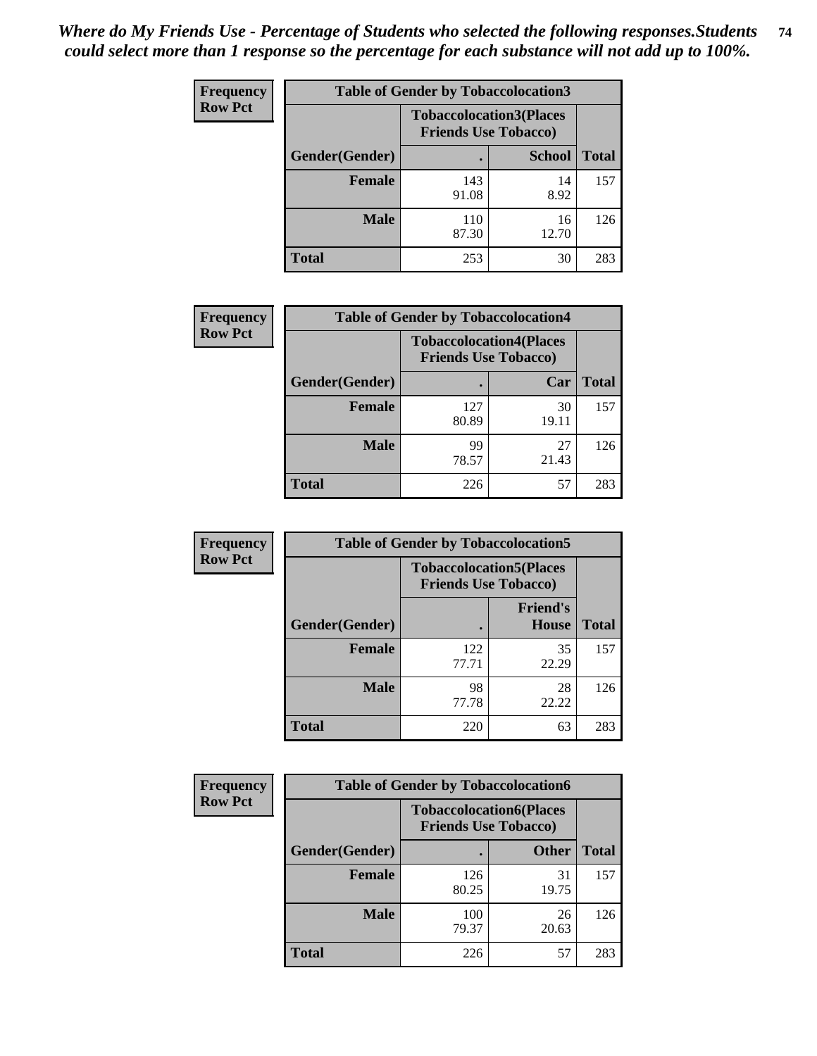*Where do My Friends Use - Percentage of Students who selected the following responses.Students could select more than 1 response so the percentage for each substance will not add up to 100%.*

**Frequency Row Pct**

| Table of Gender by Tobaccolocation3 | | | |
|---|---|---|---|
| | Tobaccolocation3(Places Friends Use Tobacco) | | |
| Gender(Gender) | . | School | Total |
| Female | 143<br>91.08 | 14<br>8.92 | 157 |
| Male | 110<br>87.30 | 16<br>12.70 | 126 |
| Total | 253 | 30 | 283 |

**Frequency Row Pct**

| Table of Gender by Tobaccolocation4 | | | |
|---|---|---|---|
| | Tobaccolocation4(Places Friends Use Tobacco) | | |
| Gender(Gender) | . | Car | Total |
| Female | 127<br>80.89 | 30<br>19.11 | 157 |
| Male | 99<br>78.57 | 27<br>21.43 | 126 |
| Total | 226 | 57 | 283 |

**Frequency Row Pct**

| Table of Gender by Tobaccolocation5 | | | |
|---|---|---|---|
| | Tobaccolocation5(Places Friends Use Tobacco) | | |
| Gender(Gender) | . | Friend's House | Total |
| Female | 122<br>77.71 | 35<br>22.29 | 157 |
| Male | 98<br>77.78 | 28<br>22.22 | 126 |
| Total | 220 | 63 | 283 |

**Frequency Row Pct**

| Table of Gender by Tobaccolocation6 | | | |
|---|---|---|---|
| | Tobaccolocation6(Places Friends Use Tobacco) | | |
| Gender(Gender) | . | Other | Total |
| Female | 126<br>80.25 | 31<br>19.75 | 157 |
| Male | 100<br>79.37 | 26<br>20.63 | 126 |
| Total | 226 | 57 | 283 |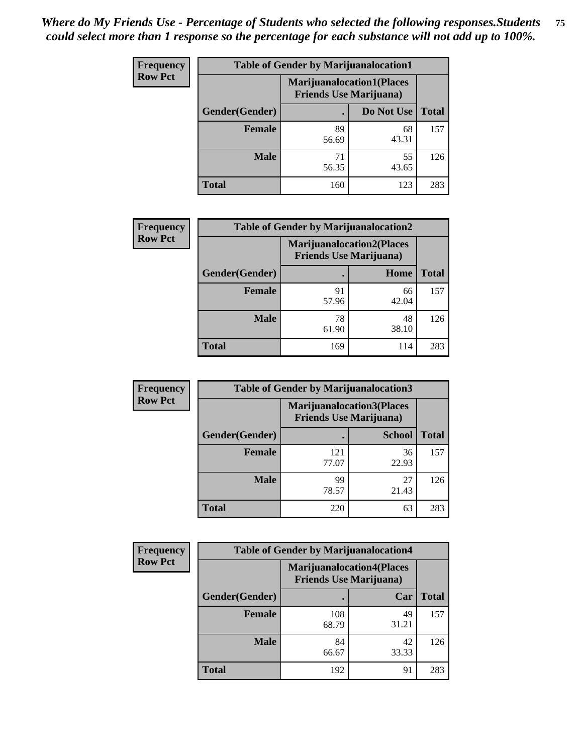*Where do My Friends Use - Percentage of Students who selected the following responses.Students could select more than 1 response so the percentage for each substance will not add up to 100%.*

**Frequency**
**Row Pct**

| Table of Gender by Marijuanalocation1 | | | |
|---|---|---|---|
| | Marijuanalocation1(Places Friends Use Marijuana) | | |
| Gender(Gender) | . | Do Not Use | Total |
| **Female** | 89<br>56.69 | 68<br>43.31 | 157 |
| **Male** | 71<br>56.35 | 55<br>43.65 | 126 |
| **Total** | 160 | 123 | 283 |

**Frequency**
**Row Pct**

| Table of Gender by Marijuanalocation2 | | | |
|---|---|---|---|
| | Marijuanalocation2(Places Friends Use Marijuana) | | |
| Gender(Gender) | . | Home | Total |
| **Female** | 91<br>57.96 | 66<br>42.04 | 157 |
| **Male** | 78<br>61.90 | 48<br>38.10 | 126 |
| **Total** | 169 | 114 | 283 |

**Frequency**
**Row Pct**

| Table of Gender by Marijuanalocation3 | | | |
|---|---|---|---|
| | Marijuanalocation3(Places Friends Use Marijuana) | | |
| Gender(Gender) | . | School | Total |
| **Female** | 121<br>77.07 | 36<br>22.93 | 157 |
| **Male** | 99<br>78.57 | 27<br>21.43 | 126 |
| **Total** | 220 | 63 | 283 |

**Frequency**
**Row Pct**

| Table of Gender by Marijuanalocation4 | | | |
|---|---|---|---|
| | Marijuanalocation4(Places Friends Use Marijuana) | | |
| Gender(Gender) | . | Car | Total |
| **Female** | 108<br>68.79 | 49<br>31.21 | 157 |
| **Male** | 84<br>66.67 | 42<br>33.33 | 126 |
| **Total** | 192 | 91 | 283 |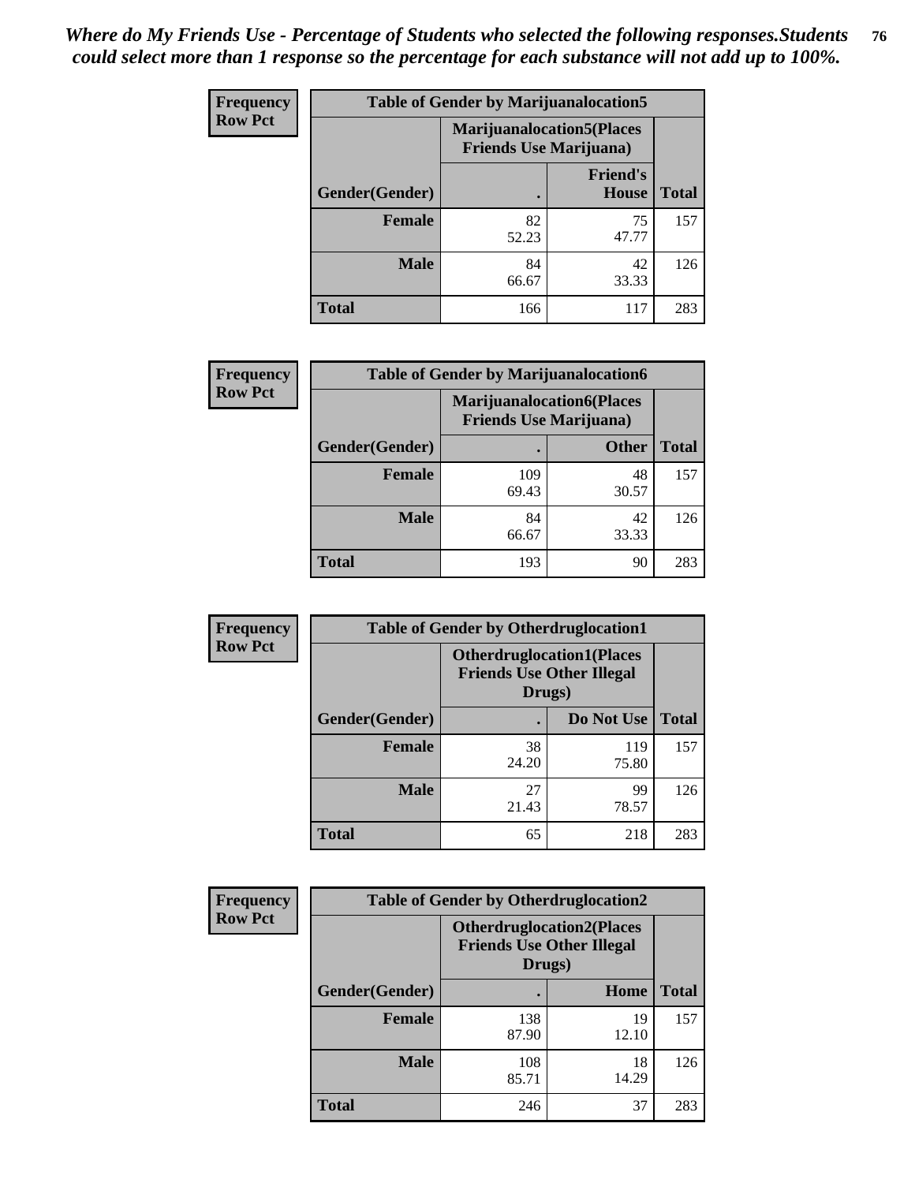*Where do My Friends Use - Percentage of Students who selected the following responses.Students could select more than 1 response so the percentage for each substance will not add up to 100%.*

**Frequency / Row Pct**

| Table of Gender by Marijuanalocation5 | | | |
|---|---|---|---|
| | Marijuanalocation5(Places Friends Use Marijuana) | | |
| Gender(Gender) | . | Friend's House | Total |
| Female | 82<br>52.23 | 75<br>47.77 | 157 |
| Male | 84<br>66.67 | 42<br>33.33 | 126 |
| Total | 166 | 117 | 283 |

**Frequency / Row Pct**

| Table of Gender by Marijuanalocation6 | | | |
|---|---|---|---|
| | Marijuanalocation6(Places Friends Use Marijuana) | | |
| Gender(Gender) | . | Other | Total |
| Female | 109<br>69.43 | 48<br>30.57 | 157 |
| Male | 84<br>66.67 | 42<br>33.33 | 126 |
| Total | 193 | 90 | 283 |

**Frequency / Row Pct**

| Table of Gender by Otherdruglocation1 | | | |
|---|---|---|---|
| | Otherdruglocation1(Places Friends Use Other Illegal Drugs) | | |
| Gender(Gender) | . | Do Not Use | Total |
| Female | 38<br>24.20 | 119<br>75.80 | 157 |
| Male | 27<br>21.43 | 99<br>78.57 | 126 |
| Total | 65 | 218 | 283 |

**Frequency / Row Pct**

| Table of Gender by Otherdruglocation2 | | | |
|---|---|---|---|
| | Otherdruglocation2(Places Friends Use Other Illegal Drugs) | | |
| Gender(Gender) | . | Home | Total |
| Female | 138<br>87.90 | 19<br>12.10 | 157 |
| Male | 108<br>85.71 | 18<br>14.29 | 126 |
| Total | 246 | 37 | 283 |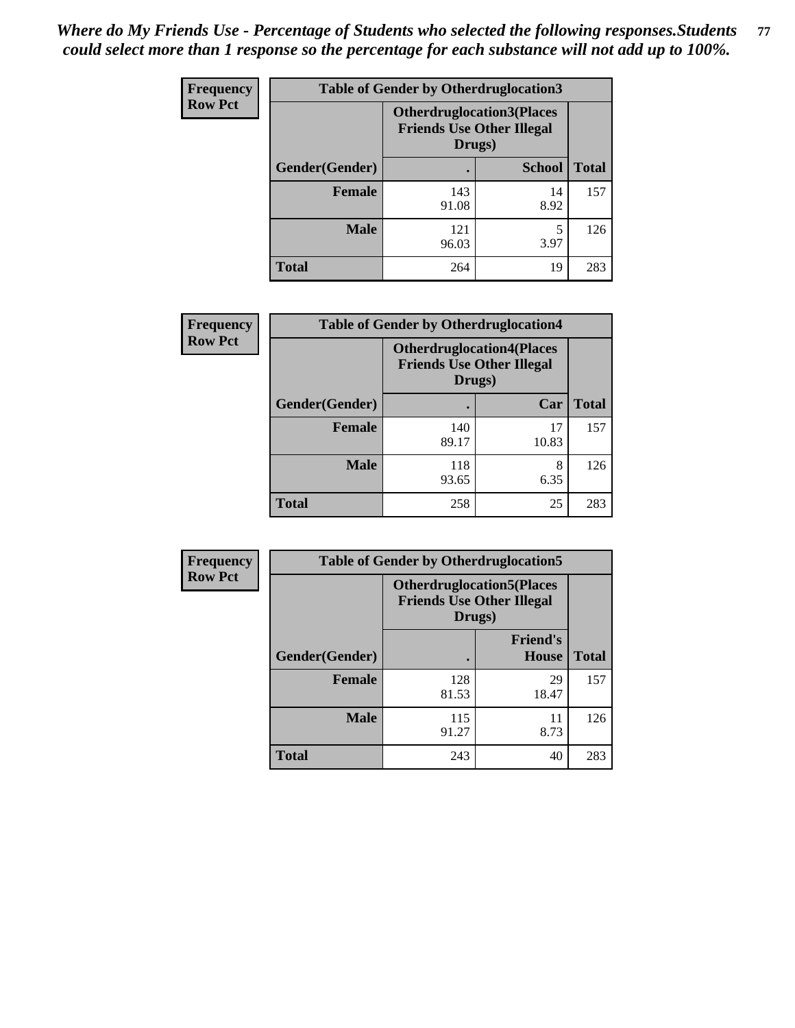*Where do My Friends Use - Percentage of Students who selected the following responses.Students could select more than 1 response so the percentage for each substance will not add up to 100%.*

**Frequency**
**Row Pct**

| Table of Gender by Otherdruglocation3 | | | |
|---|---|---|---|
| | Otherdruglocation3(Places Friends Use Other Illegal Drugs) | | |
| Gender(Gender) | . | School | Total |
| Female | 143<br>91.08 | 14<br>8.92 | 157 |
| Male | 121<br>96.03 | 5<br>3.97 | 126 |
| Total | 264 | 19 | 283 |

**Frequency**
**Row Pct**

| Table of Gender by Otherdruglocation4 | | | |
|---|---|---|---|
| | Otherdruglocation4(Places Friends Use Other Illegal Drugs) | | |
| Gender(Gender) | . | Car | Total |
| Female | 140<br>89.17 | 17<br>10.83 | 157 |
| Male | 118<br>93.65 | 8<br>6.35 | 126 |
| Total | 258 | 25 | 283 |

**Frequency**
**Row Pct**

| Table of Gender by Otherdruglocation5 | | | |
|---|---|---|---|
| | Otherdruglocation5(Places Friends Use Other Illegal Drugs) | | |
| Gender(Gender) | . | Friend's House | Total |
| Female | 128<br>81.53 | 29<br>18.47 | 157 |
| Male | 115<br>91.27 | 11<br>8.73 | 126 |
| Total | 243 | 40 | 283 |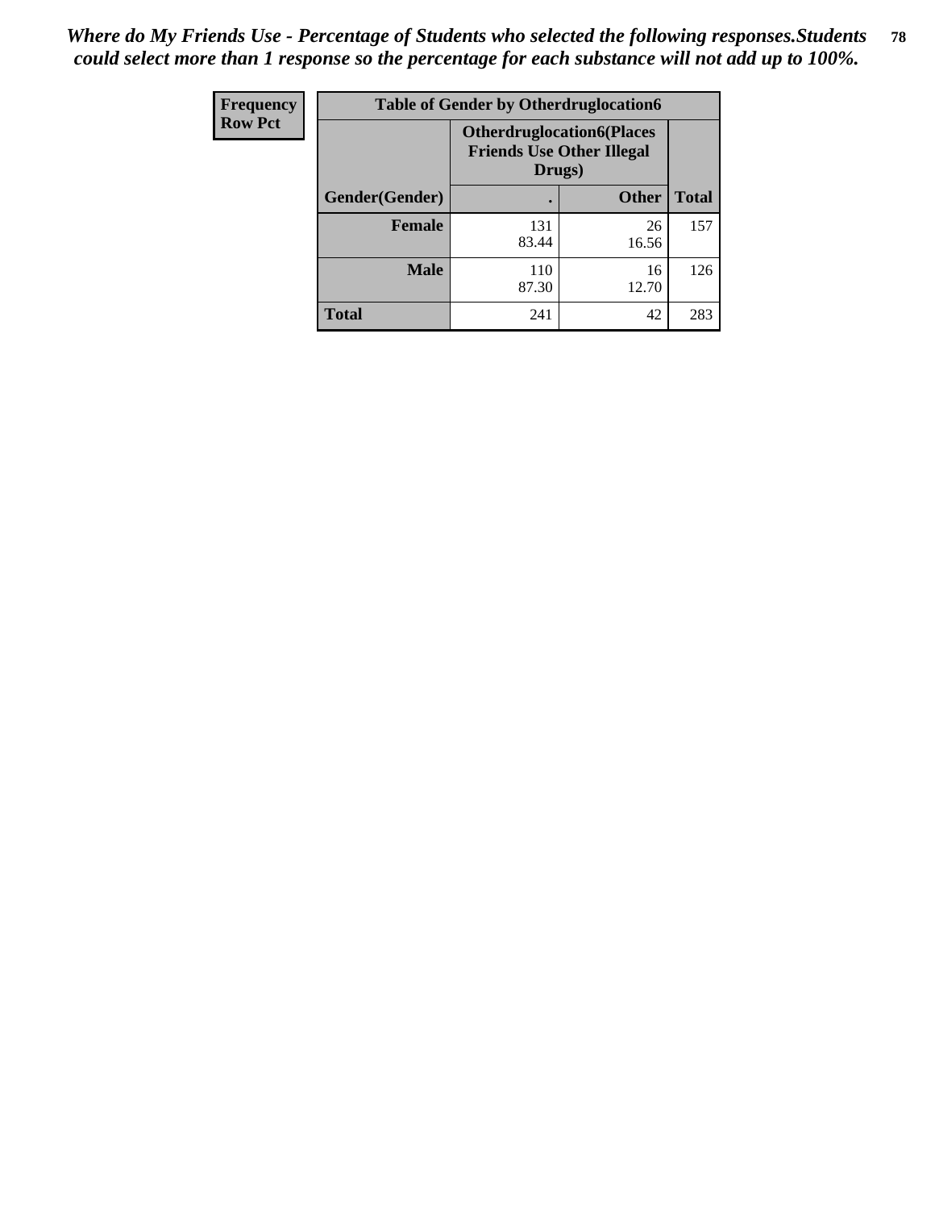*Where do My Friends Use - Percentage of Students who selected the following responses.Students could select more than 1 response so the percentage for each substance will not add up to 100%.*

| Frequency<br>Row Pct | Table of Gender by Otherdruglocation6 | | |
|---|---|---|---|
| | **Otherdruglocation6(Places Friends Use Other Illegal Drugs)** | | |
| **Gender(Gender)** | **.** | **Other** | **Total** |
| **Female** | 131<br>83.44 | 26<br>16.56 | 157 |
| **Male** | 110<br>87.30 | 16<br>12.70 | 126 |
| **Total** | 241 | 42 | 283 |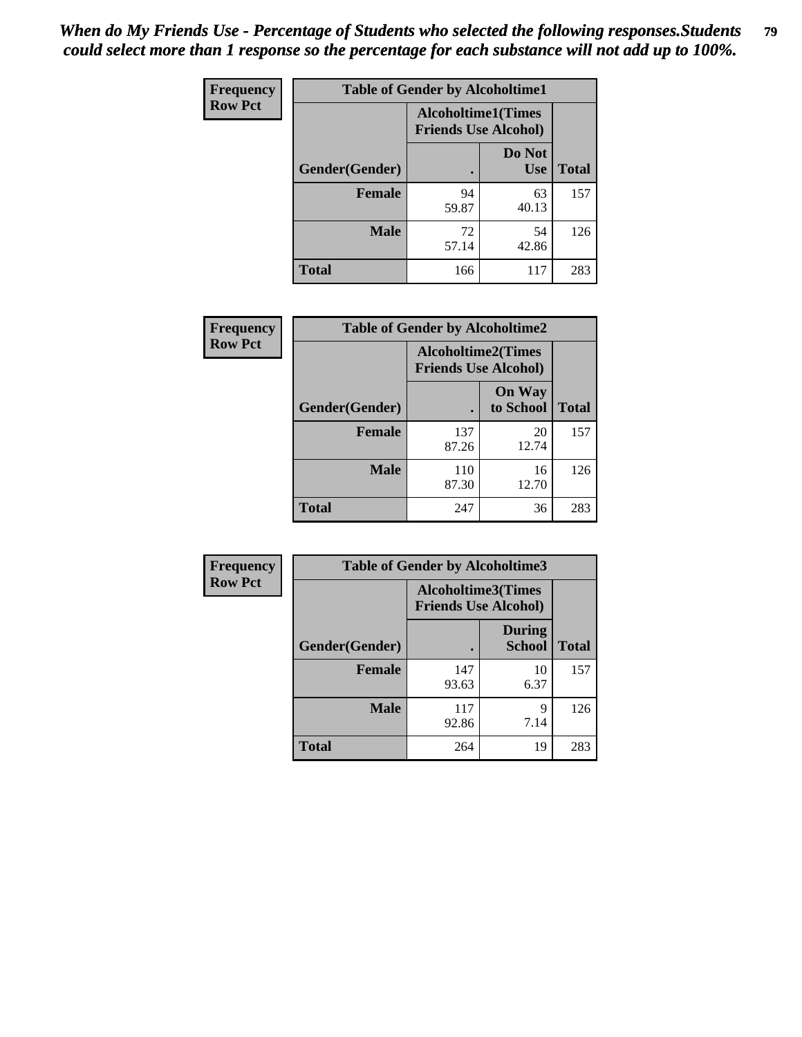*When do My Friends Use - Percentage of Students who selected the following responses.Students could select more than 1 response so the percentage for each substance will not add up to 100%.*

**Frequency**
**Row Pct**

| Table of Gender by Alcoholtime1 | | | |
|---|---|---|---|
| | Alcoholtime1(Times Friends Use Alcohol) | | |
| Gender(Gender) | . | Do Not Use | Total |
| **Female** | 94<br>59.87 | 63<br>40.13 | 157 |
| **Male** | 72<br>57.14 | 54<br>42.86 | 126 |
| **Total** | 166 | 117 | 283 |

**Frequency**
**Row Pct**

| Table of Gender by Alcoholtime2 | | | |
|---|---|---|---|
| | Alcoholtime2(Times Friends Use Alcohol) | | |
| Gender(Gender) | . | On Way to School | Total |
| **Female** | 137<br>87.26 | 20<br>12.74 | 157 |
| **Male** | 110<br>87.30 | 16<br>12.70 | 126 |
| **Total** | 247 | 36 | 283 |

**Frequency**
**Row Pct**

| Table of Gender by Alcoholtime3 | | | |
|---|---|---|---|
| | Alcoholtime3(Times Friends Use Alcohol) | | |
| Gender(Gender) | . | During School | Total |
| **Female** | 147<br>93.63 | 10<br>6.37 | 157 |
| **Male** | 117<br>92.86 | 9<br>7.14 | 126 |
| **Total** | 264 | 19 | 283 |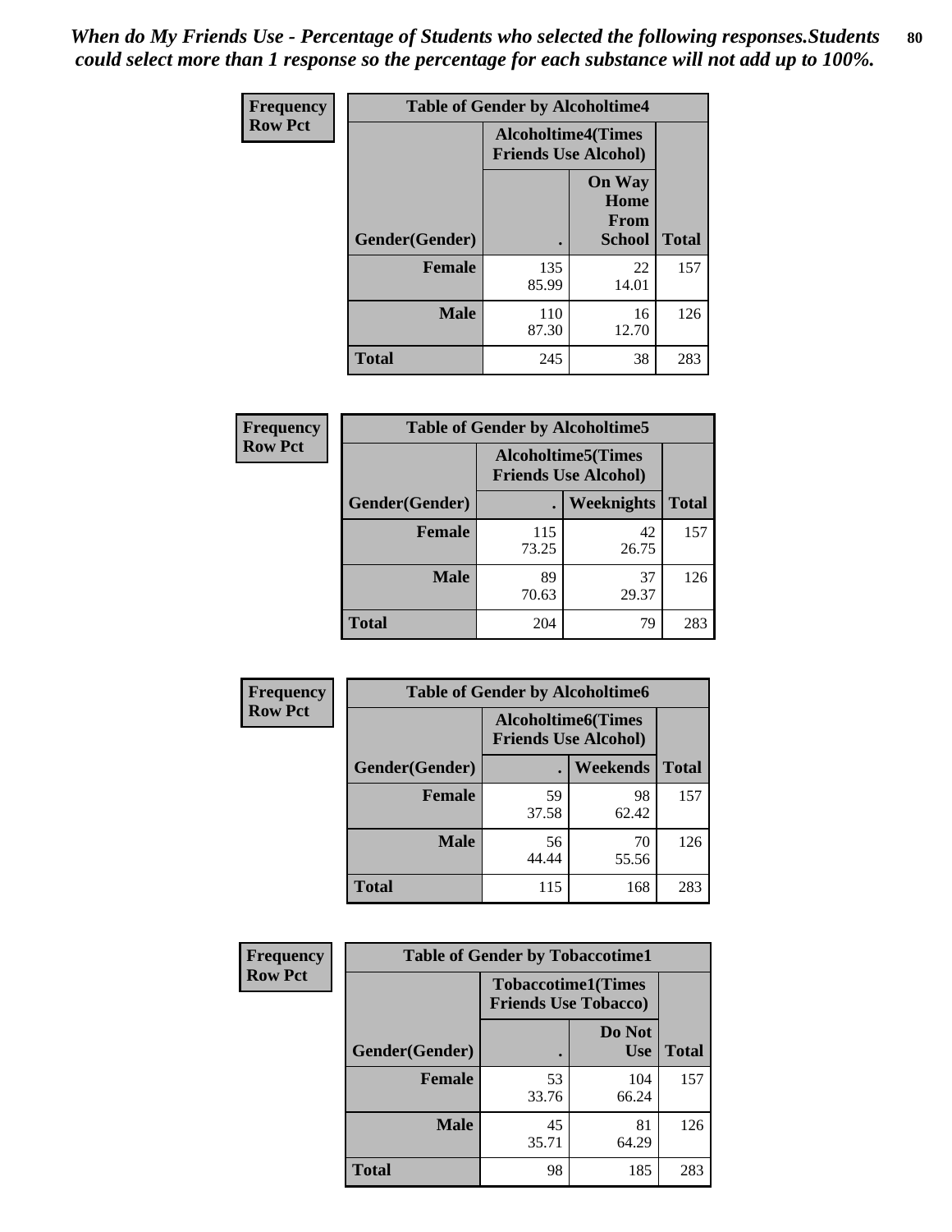*When do My Friends Use - Percentage of Students who selected the following responses.Students could select more than 1 response so the percentage for each substance will not add up to 100%.*

**Frequency**
**Row Pct**

| Table of Gender by Alcoholtime4 | | | |
|---|---|---|---|
| | Alcoholtime4(Times Friends Use Alcohol) | | |
| Gender(Gender) | . | On Way Home From School | Total |
| **Female** | 135<br>85.99 | 22<br>14.01 | 157 |
| **Male** | 110<br>87.30 | 16<br>12.70 | 126 |
| **Total** | 245 | 38 | 283 |

**Frequency**
**Row Pct**

| Table of Gender by Alcoholtime5 | | | |
|---|---|---|---|
| | Alcoholtime5(Times Friends Use Alcohol) | | |
| Gender(Gender) | . | Weeknights | Total |
| **Female** | 115<br>73.25 | 42<br>26.75 | 157 |
| **Male** | 89<br>70.63 | 37<br>29.37 | 126 |
| **Total** | 204 | 79 | 283 |

**Frequency**
**Row Pct**

| Table of Gender by Alcoholtime6 | | | |
|---|---|---|---|
| | Alcoholtime6(Times Friends Use Alcohol) | | |
| Gender(Gender) | . | Weekends | Total |
| **Female** | 59<br>37.58 | 98<br>62.42 | 157 |
| **Male** | 56<br>44.44 | 70<br>55.56 | 126 |
| **Total** | 115 | 168 | 283 |

**Frequency**
**Row Pct**

| Table of Gender by Tobaccotime1 | | | |
|---|---|---|---|
| | Tobaccotime1(Times Friends Use Tobacco) | | |
| Gender(Gender) | . | Do Not Use | Total |
| **Female** | 53<br>33.76 | 104<br>66.24 | 157 |
| **Male** | 45<br>35.71 | 81<br>64.29 | 126 |
| **Total** | 98 | 185 | 283 |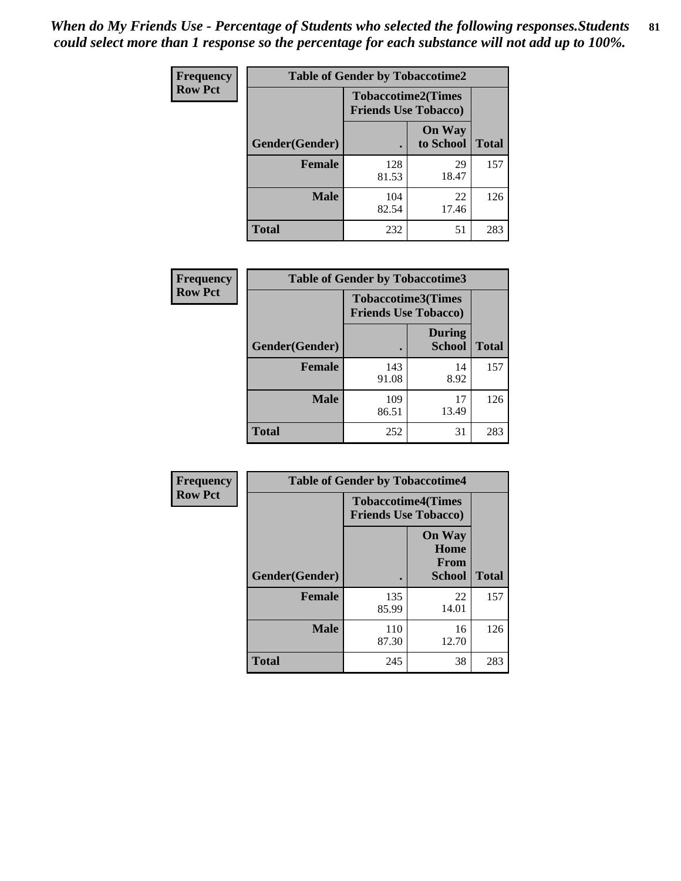*When do My Friends Use - Percentage of Students who selected the following responses.Students could select more than 1 response so the percentage for each substance will not add up to 100%.*

**Frequency**
**Row Pct**

| Table of Gender by Tobaccotime2 | | | |
|---|---|---|---|
| | Tobaccotime2(Times Friends Use Tobacco) | | |
| Gender(Gender) | . | On Way to School | Total |
| **Female** | 128<br>81.53 | 29<br>18.47 | 157 |
| **Male** | 104<br>82.54 | 22<br>17.46 | 126 |
| **Total** | 232 | 51 | 283 |

**Frequency**
**Row Pct**

| Table of Gender by Tobaccotime3 | | | |
|---|---|---|---|
| | Tobaccotime3(Times Friends Use Tobacco) | | |
| Gender(Gender) | . | During School | Total |
| **Female** | 143<br>91.08 | 14<br>8.92 | 157 |
| **Male** | 109<br>86.51 | 17<br>13.49 | 126 |
| **Total** | 252 | 31 | 283 |

**Frequency**
**Row Pct**

| Table of Gender by Tobaccotime4 | | | |
|---|---|---|---|
| | Tobaccotime4(Times Friends Use Tobacco) | | |
| Gender(Gender) | . | On Way Home From School | Total |
| **Female** | 135<br>85.99 | 22<br>14.01 | 157 |
| **Male** | 110<br>87.30 | 16<br>12.70 | 126 |
| **Total** | 245 | 38 | 283 |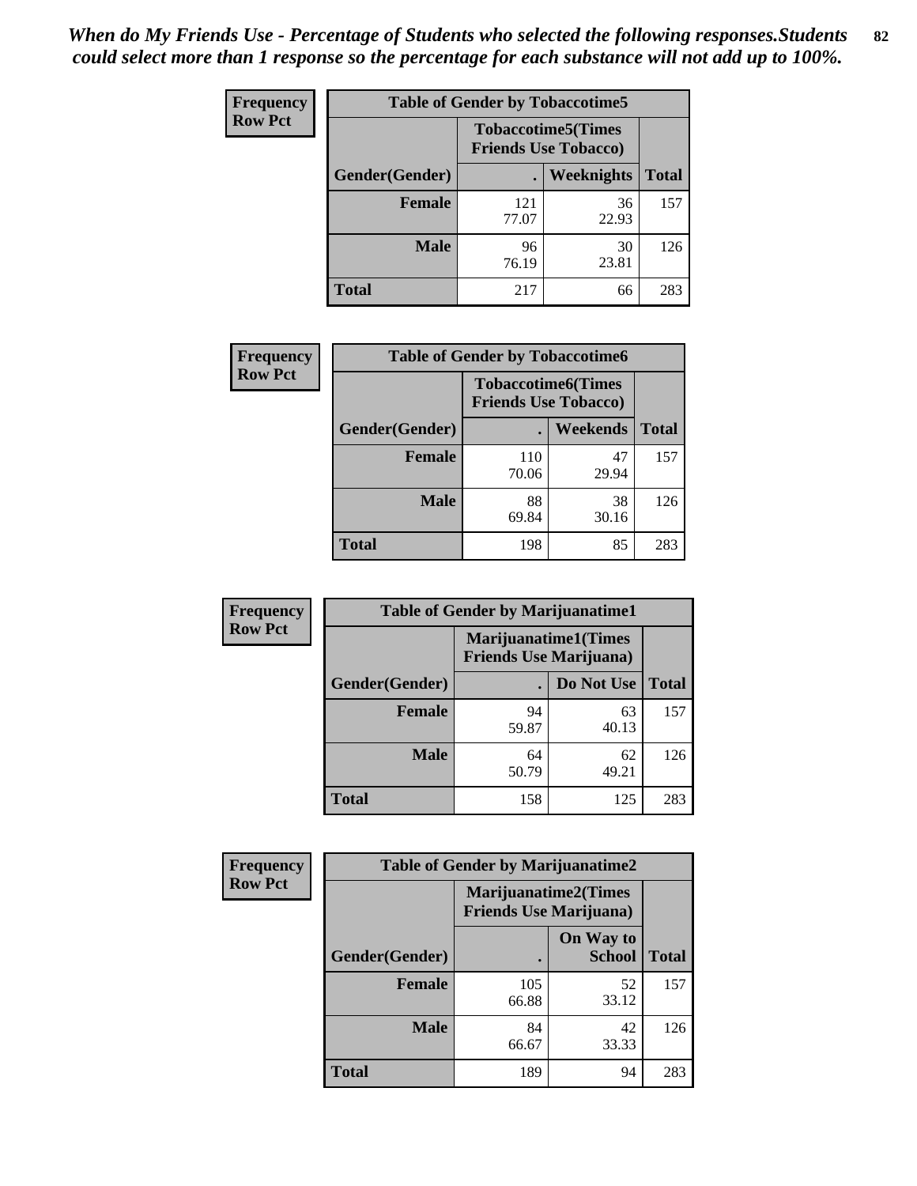*When do My Friends Use - Percentage of Students who selected the following responses.Students could select more than 1 response so the percentage for each substance will not add up to 100%.*

**Frequency**
**Row Pct**

| Table of Gender by Tobaccotime5 | | | |
|---|---|---|---|
| | Tobaccotime5(Times Friends Use Tobacco) | | |
| Gender(Gender) | . | Weeknights | Total |
| **Female** | 121<br>77.07 | 36<br>22.93 | 157 |
| **Male** | 96<br>76.19 | 30<br>23.81 | 126 |
| **Total** | 217 | 66 | 283 |

**Frequency**
**Row Pct**

| Table of Gender by Tobaccotime6 | | | |
|---|---|---|---|
| | Tobaccotime6(Times Friends Use Tobacco) | | |
| Gender(Gender) | . | Weekends | Total |
| **Female** | 110<br>70.06 | 47<br>29.94 | 157 |
| **Male** | 88<br>69.84 | 38<br>30.16 | 126 |
| **Total** | 198 | 85 | 283 |

**Frequency**
**Row Pct**

| Table of Gender by Marijuanatime1 | | | |
|---|---|---|---|
| | Marijuanatime1(Times Friends Use Marijuana) | | |
| Gender(Gender) | . | Do Not Use | Total |
| **Female** | 94<br>59.87 | 63<br>40.13 | 157 |
| **Male** | 64<br>50.79 | 62<br>49.21 | 126 |
| **Total** | 158 | 125 | 283 |

**Frequency**
**Row Pct**

| Table of Gender by Marijuanatime2 | | | |
|---|---|---|---|
| | Marijuanatime2(Times Friends Use Marijuana) | | |
| Gender(Gender) | . | On Way to School | Total |
| **Female** | 105<br>66.88 | 52<br>33.12 | 157 |
| **Male** | 84<br>66.67 | 42<br>33.33 | 126 |
| **Total** | 189 | 94 | 283 |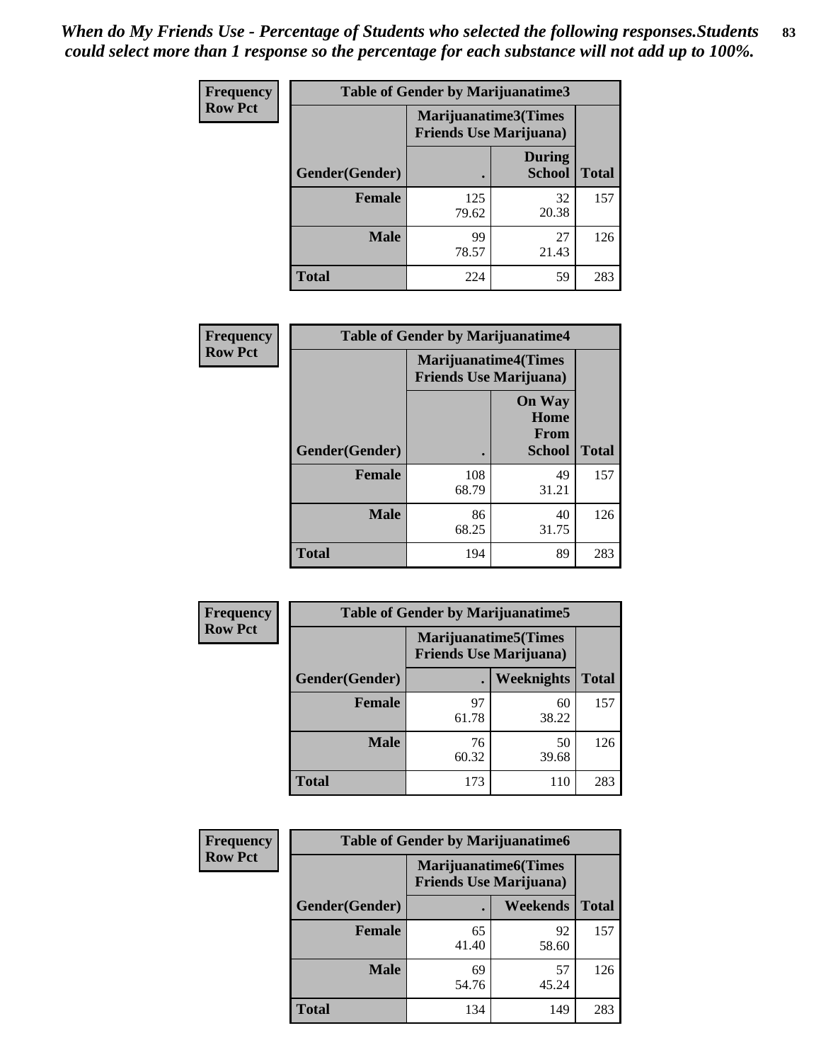*When do My Friends Use - Percentage of Students who selected the following responses.Students could select more than 1 response so the percentage for each substance will not add up to 100%.*

**Frequency Row Pct**

| Table of Gender by Marijuanatime3 | | | |
|---|---|---|---|
| | Marijuanatime3(Times Friends Use Marijuana) | | |
| Gender(Gender) | . | During School | Total |
| Female | 125<br>79.62 | 32<br>20.38 | 157 |
| Male | 99<br>78.57 | 27<br>21.43 | 126 |
| Total | 224 | 59 | 283 |

**Frequency Row Pct**

| Table of Gender by Marijuanatime4 | | | |
|---|---|---|---|
| | Marijuanatime4(Times Friends Use Marijuana) | | |
| Gender(Gender) | . | On Way Home From School | Total |
| Female | 108<br>68.79 | 49<br>31.21 | 157 |
| Male | 86<br>68.25 | 40<br>31.75 | 126 |
| Total | 194 | 89 | 283 |

**Frequency Row Pct**

| Table of Gender by Marijuanatime5 | | | |
|---|---|---|---|
| | Marijuanatime5(Times Friends Use Marijuana) | | |
| Gender(Gender) | . | Weeknights | Total |
| Female | 97<br>61.78 | 60<br>38.22 | 157 |
| Male | 76<br>60.32 | 50<br>39.68 | 126 |
| Total | 173 | 110 | 283 |

**Frequency Row Pct**

| Table of Gender by Marijuanatime6 | | | |
|---|---|---|---|
| | Marijuanatime6(Times Friends Use Marijuana) | | |
| Gender(Gender) | . | Weekends | Total |
| Female | 65<br>41.40 | 92<br>58.60 | 157 |
| Male | 69<br>54.76 | 57<br>45.24 | 126 |
| Total | 134 | 149 | 283 |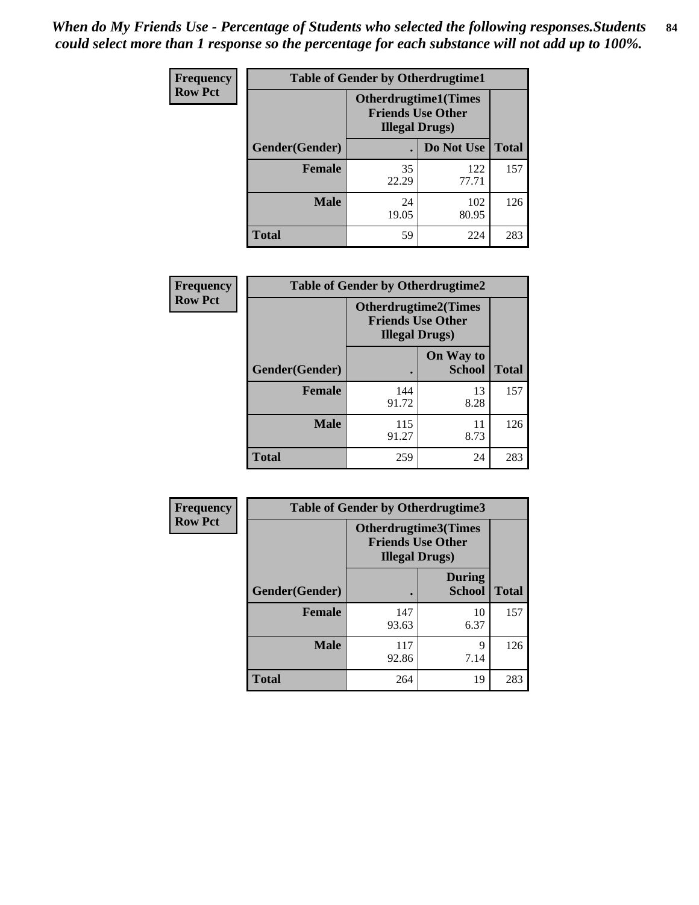*When do My Friends Use - Percentage of Students who selected the following responses.Students could select more than 1 response so the percentage for each substance will not add up to 100%.*

**Frequency**
**Row Pct**

| Table of Gender by Otherdrugtime1 | | | |
|---|---|---|---|
| | Otherdrugtime1(Times Friends Use Other Illegal Drugs) | | |
| Gender(Gender) | . | Do Not Use | Total |
| Female | 35<br>22.29 | 122<br>77.71 | 157 |
| Male | 24<br>19.05 | 102<br>80.95 | 126 |
| Total | 59 | 224 | 283 |

**Frequency**
**Row Pct**

| Table of Gender by Otherdrugtime2 | | | |
|---|---|---|---|
| | Otherdrugtime2(Times Friends Use Other Illegal Drugs) | | |
| Gender(Gender) | . | On Way to School | Total |
| Female | 144<br>91.72 | 13<br>8.28 | 157 |
| Male | 115<br>91.27 | 11<br>8.73 | 126 |
| Total | 259 | 24 | 283 |

**Frequency**
**Row Pct**

| Table of Gender by Otherdrugtime3 | | | |
|---|---|---|---|
| | Otherdrugtime3(Times Friends Use Other Illegal Drugs) | | |
| Gender(Gender) | . | During School | Total |
| Female | 147<br>93.63 | 10<br>6.37 | 157 |
| Male | 117<br>92.86 | 9<br>7.14 | 126 |
| Total | 264 | 19 | 283 |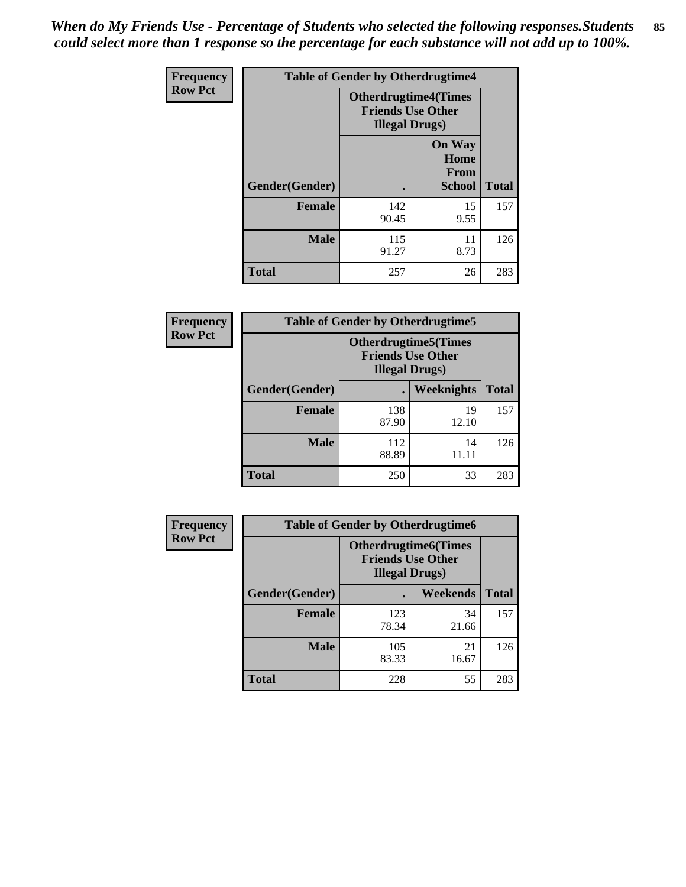*When do My Friends Use - Percentage of Students who selected the following responses.Students could select more than 1 response so the percentage for each substance will not add up to 100%.*

**Frequency**
**Row Pct**

| Table of Gender by Otherdrugtime4 | | | |
|---|---|---|---|
| | Otherdrugtime4(Times Friends Use Other Illegal Drugs) | | |
| Gender(Gender) | . | On Way Home From School | Total |
| **Female** | 142<br>90.45 | 15<br>9.55 | 157 |
| **Male** | 115<br>91.27 | 11<br>8.73 | 126 |
| **Total** | 257 | 26 | 283 |

**Frequency**
**Row Pct**

| Table of Gender by Otherdrugtime5 | | | |
|---|---|---|---|
| | Otherdrugtime5(Times Friends Use Other Illegal Drugs) | | |
| Gender(Gender) | . | Weeknights | Total |
| **Female** | 138<br>87.90 | 19<br>12.10 | 157 |
| **Male** | 112<br>88.89 | 14<br>11.11 | 126 |
| **Total** | 250 | 33 | 283 |

**Frequency**
**Row Pct**

| Table of Gender by Otherdrugtime6 | | | |
|---|---|---|---|
| | Otherdrugtime6(Times Friends Use Other Illegal Drugs) | | |
| Gender(Gender) | . | Weekends | Total |
| **Female** | 123<br>78.34 | 34<br>21.66 | 157 |
| **Male** | 105<br>83.33 | 21<br>16.67 | 126 |
| **Total** | 228 | 55 | 283 |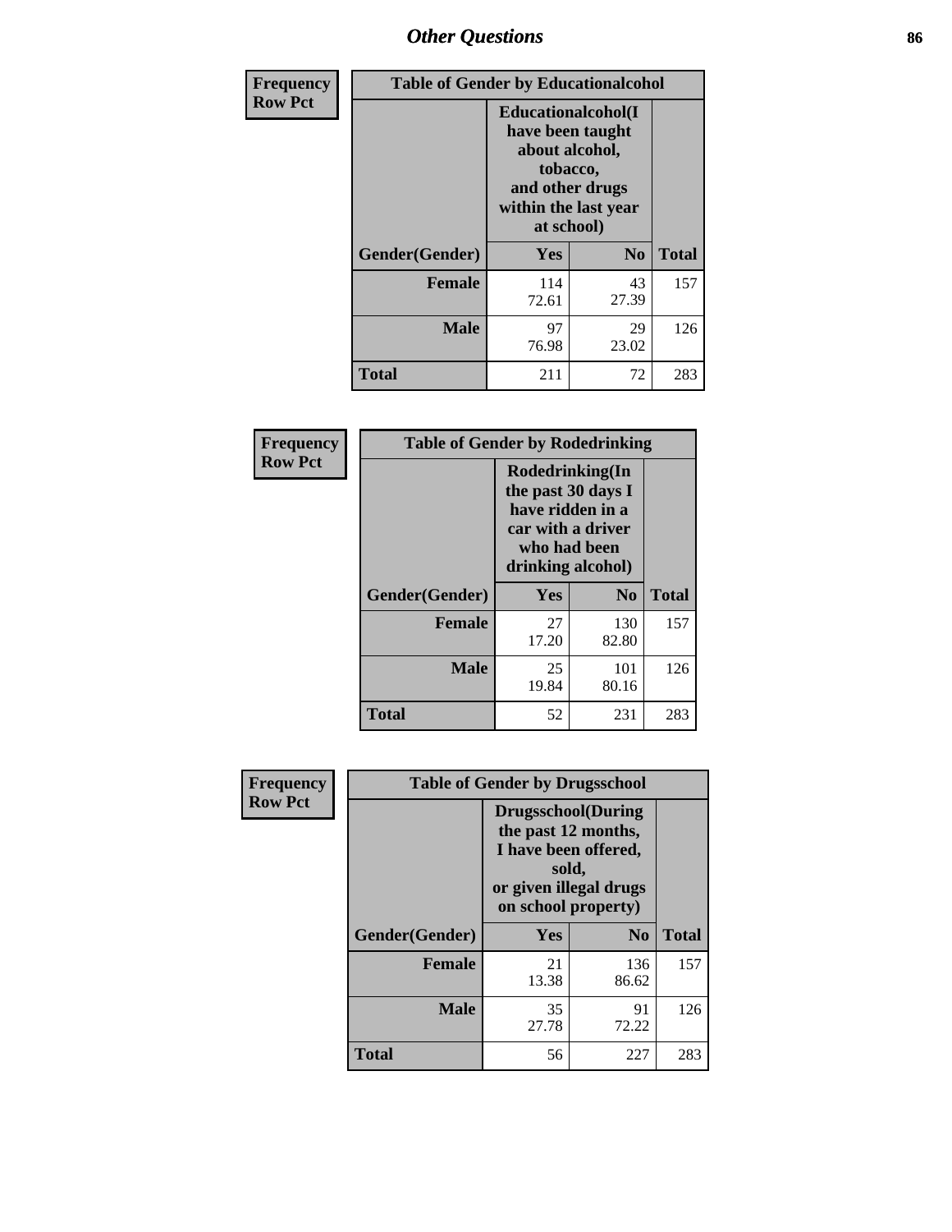## Other Questions

**Frequency**
**Row Pct**

| Table of Gender by Educationalcohol | | | |
|---|---|---|---|
| | Educationalcohol(I have been taught about alcohol, tobacco, and other drugs within the last year at school) | | |
| Gender(Gender) | Yes | No | Total |
| Female | 114<br>72.61 | 43<br>27.39 | 157 |
| Male | 97<br>76.98 | 29<br>23.02 | 126 |
| Total | 211 | 72 | 283 |

**Frequency**
**Row Pct**

| Table of Gender by Rodedrinking | | | |
|---|---|---|---|
| | Rodedrinking(In the past 30 days I have ridden in a car with a driver who had been drinking alcohol) | | |
| Gender(Gender) | Yes | No | Total |
| Female | 27<br>17.20 | 130<br>82.80 | 157 |
| Male | 25<br>19.84 | 101<br>80.16 | 126 |
| Total | 52 | 231 | 283 |

**Frequency**
**Row Pct**

| Table of Gender by Drugsschool | | | |
|---|---|---|---|
| | Drugsschool(During the past 12 months, I have been offered, sold, or given illegal drugs on school property) | | |
| Gender(Gender) | Yes | No | Total |
| Female | 21<br>13.38 | 136<br>86.62 | 157 |
| Male | 35<br>27.78 | 91<br>72.22 | 126 |
| Total | 56 | 227 | 283 |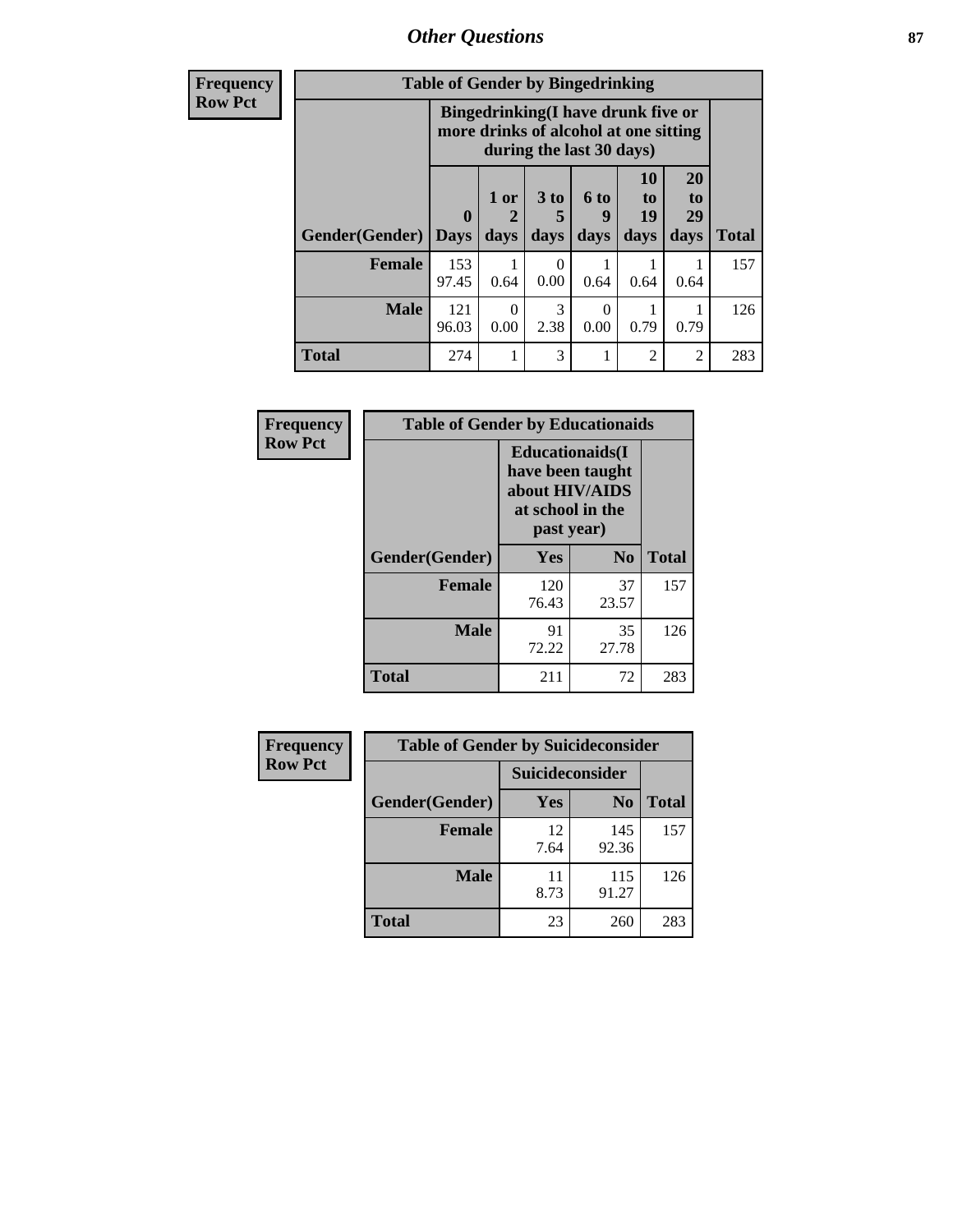| Frequency Row Pct | | | | | | | |
|---|---|---|---|---|---|---|---|
| **Table of Gender by Bingedrinking** | | | | | | | |
| | **Bingedrinking(I have drunk five or more drinks of alcohol at one sitting during the last 30 days)** | | | | | | |
| **Gender(Gender)** | **0 Days** | **1 or 2 days** | **3 to 5 days** | **6 to 9 days** | **10 to 19 days** | **20 to 29 days** | **Total** |
| **Female** | 153<br>97.45 | 1<br>0.64 | 0<br>0.00 | 1<br>0.64 | 1<br>0.64 | 1<br>0.64 | 157 |
| **Male** | 121<br>96.03 | 0<br>0.00 | 3<br>2.38 | 0<br>0.00 | 1<br>0.79 | 1<br>0.79 | 126 |
| **Total** | 274 | 1 | 3 | 1 | 2 | 2 | 283 |

| Frequency Row Pct | | | |
|---|---|---|---|
| **Table of Gender by Educationaids** | | | |
| | **Educationaids(I have been taught about HIV/AIDS at school in the past year)** | | |
| **Gender(Gender)** | **Yes** | **No** | **Total** |
| **Female** | 120<br>76.43 | 37<br>23.57 | 157 |
| **Male** | 91<br>72.22 | 35<br>27.78 | 126 |
| **Total** | 211 | 72 | 283 |

| Frequency Row Pct | | | |
|---|---|---|---|
| **Table of Gender by Suicideconsider** | | | |
| | **Suicideconsider** | | |
| **Gender(Gender)** | **Yes** | **No** | **Total** |
| **Female** | 12<br>7.64 | 145<br>92.36 | 157 |
| **Male** | 11<br>8.73 | 115<br>91.27 | 126 |
| **Total** | 23 | 260 | 283 |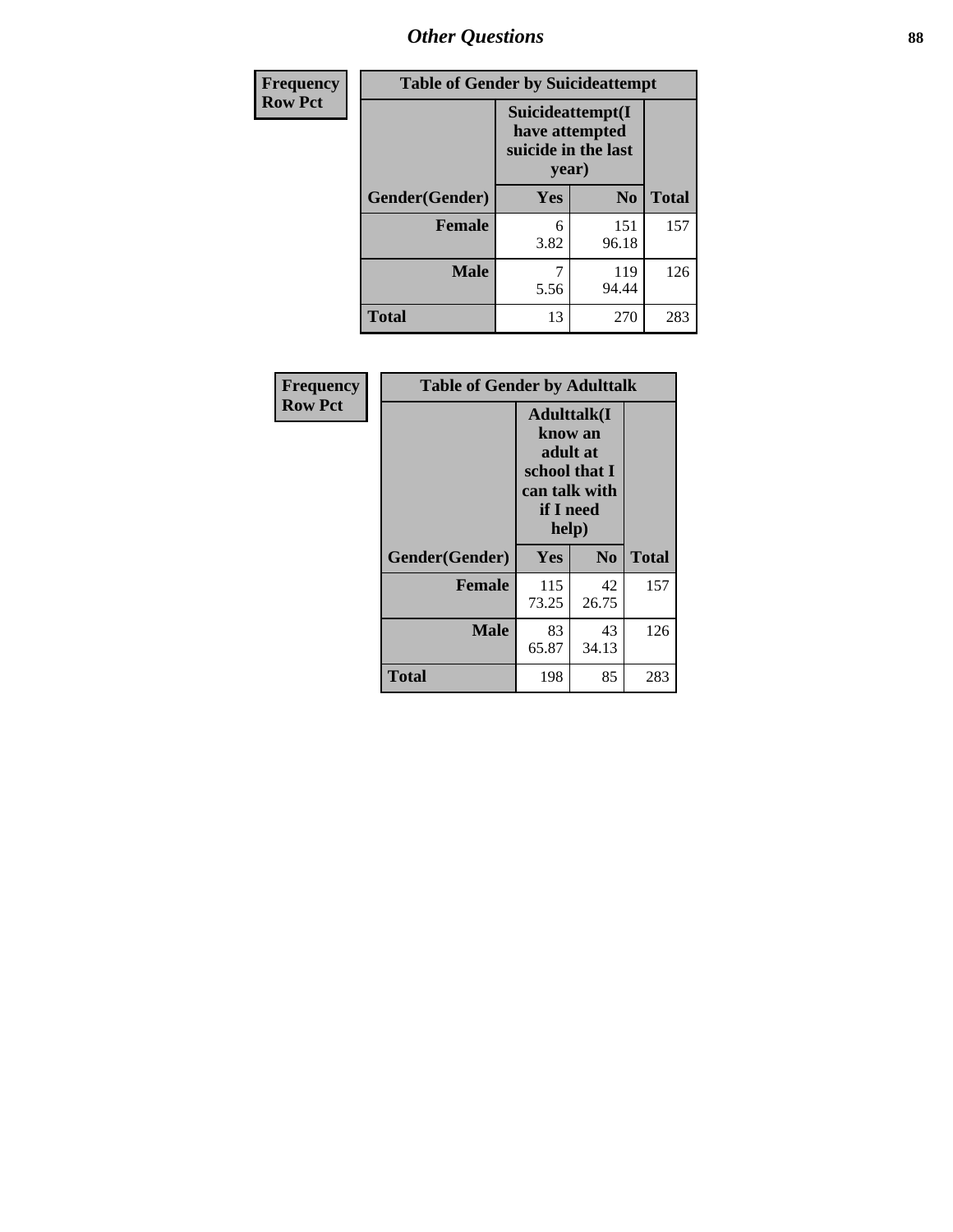# Other Questions

**Frequency**
**Row Pct**

| Table of Gender by Suicideattempt | | | |
| --- | --- | --- | --- |
| | Suicideattempt(I have attempted suicide in the last year) | | |
| Gender(Gender) | Yes | No | Total |
| Female | 6<br>3.82 | 151<br>96.18 | 157 |
| Male | 7<br>5.56 | 119<br>94.44 | 126 |
| Total | 13 | 270 | 283 |

**Frequency**
**Row Pct**

| Table of Gender by Adulttalk | | | |
| --- | --- | --- | --- |
| | Adulttalk(I know an adult at school that I can talk with if I need help) | | |
| Gender(Gender) | Yes | No | Total |
| Female | 115<br>73.25 | 42<br>26.75 | 157 |
| Male | 83<br>65.87 | 43<br>34.13 | 126 |
| Total | 198 | 85 | 283 |